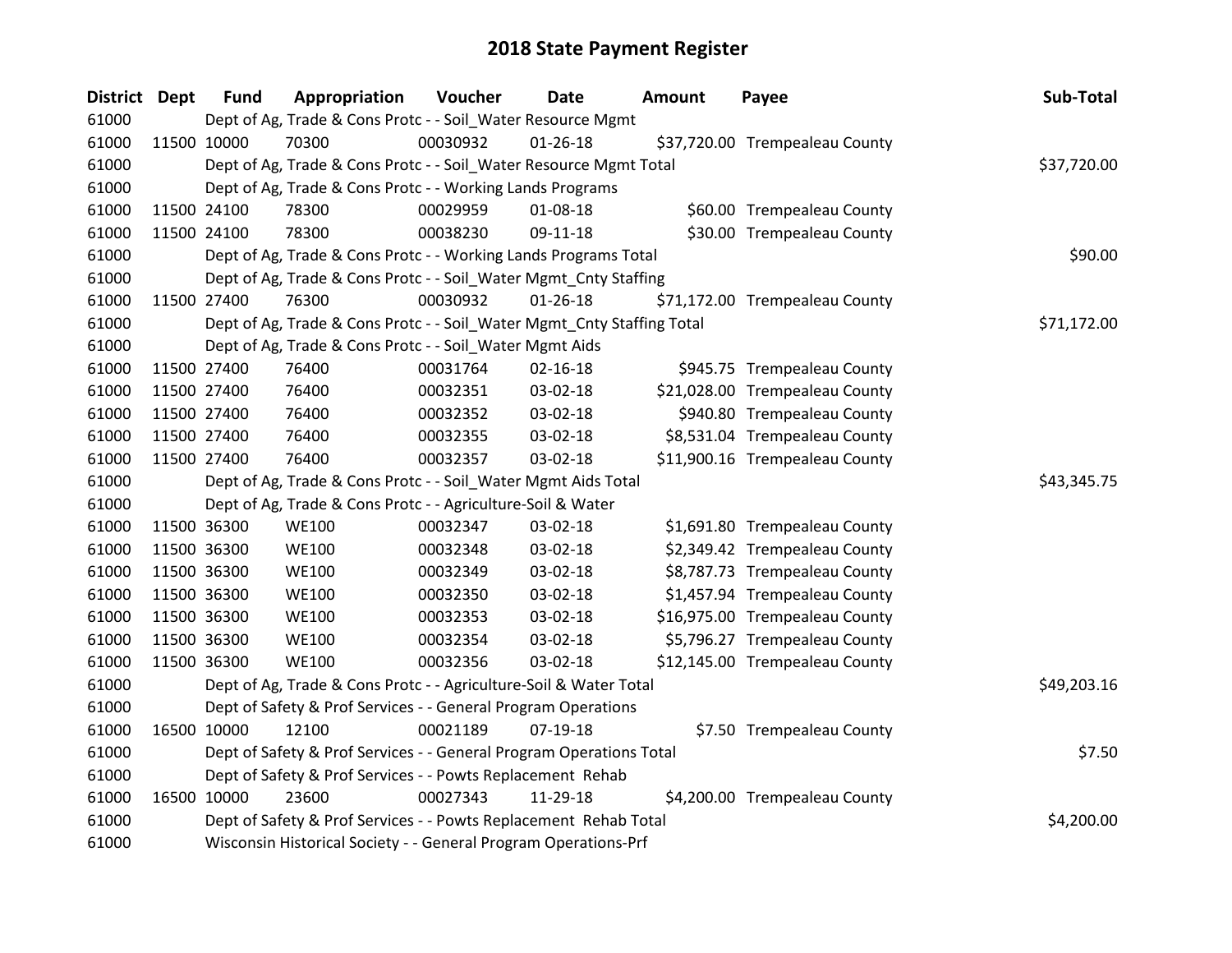# 2018 State Payment Register

| District | Dept | Fund | Appropriation | Voucher | Date | Amount | Payee | Sub-Total |
|---|---|---|---|---|---|---|---|---|
| 61000 | | Dept of Ag, Trade & Cons Protc - - Soil_Water Resource Mgmt | | | | | | |
| 61000 | 11500 | 10000 | 70300 | 00030932 | 01-26-18 | $37,720.00 | Trempealeau County | |
| 61000 | | Dept of Ag, Trade & Cons Protc - - Soil_Water Resource Mgmt Total | | | | | | $37,720.00 |
| 61000 | | Dept of Ag, Trade & Cons Protc - - Working Lands Programs | | | | | | |
| 61000 | 11500 | 24100 | 78300 | 00029959 | 01-08-18 | $60.00 | Trempealeau County | |
| 61000 | 11500 | 24100 | 78300 | 00038230 | 09-11-18 | $30.00 | Trempealeau County | |
| 61000 | | Dept of Ag, Trade & Cons Protc - - Working Lands Programs Total | | | | | | $90.00 |
| 61000 | | Dept of Ag, Trade & Cons Protc - - Soil_Water Mgmt_Cnty Staffing | | | | | | |
| 61000 | 11500 | 27400 | 76300 | 00030932 | 01-26-18 | $71,172.00 | Trempealeau County | |
| 61000 | | Dept of Ag, Trade & Cons Protc - - Soil_Water Mgmt_Cnty Staffing Total | | | | | | $71,172.00 |
| 61000 | | Dept of Ag, Trade & Cons Protc - - Soil_Water Mgmt Aids | | | | | | |
| 61000 | 11500 | 27400 | 76400 | 00031764 | 02-16-18 | $945.75 | Trempealeau County | |
| 61000 | 11500 | 27400 | 76400 | 00032351 | 03-02-18 | $21,028.00 | Trempealeau County | |
| 61000 | 11500 | 27400 | 76400 | 00032352 | 03-02-18 | $940.80 | Trempealeau County | |
| 61000 | 11500 | 27400 | 76400 | 00032355 | 03-02-18 | $8,531.04 | Trempealeau County | |
| 61000 | 11500 | 27400 | 76400 | 00032357 | 03-02-18 | $11,900.16 | Trempealeau County | |
| 61000 | | Dept of Ag, Trade & Cons Protc - - Soil_Water Mgmt Aids Total | | | | | | $43,345.75 |
| 61000 | | Dept of Ag, Trade & Cons Protc - - Agriculture-Soil & Water | | | | | | |
| 61000 | 11500 | 36300 | WE100 | 00032347 | 03-02-18 | $1,691.80 | Trempealeau County | |
| 61000 | 11500 | 36300 | WE100 | 00032348 | 03-02-18 | $2,349.42 | Trempealeau County | |
| 61000 | 11500 | 36300 | WE100 | 00032349 | 03-02-18 | $8,787.73 | Trempealeau County | |
| 61000 | 11500 | 36300 | WE100 | 00032350 | 03-02-18 | $1,457.94 | Trempealeau County | |
| 61000 | 11500 | 36300 | WE100 | 00032353 | 03-02-18 | $16,975.00 | Trempealeau County | |
| 61000 | 11500 | 36300 | WE100 | 00032354 | 03-02-18 | $5,796.27 | Trempealeau County | |
| 61000 | 11500 | 36300 | WE100 | 00032356 | 03-02-18 | $12,145.00 | Trempealeau County | |
| 61000 | | Dept of Ag, Trade & Cons Protc - - Agriculture-Soil & Water Total | | | | | | $49,203.16 |
| 61000 | | Dept of Safety & Prof Services - - General Program Operations | | | | | | |
| 61000 | 16500 | 10000 | 12100 | 00021189 | 07-19-18 | $7.50 | Trempealeau County | |
| 61000 | | Dept of Safety & Prof Services - - General Program Operations Total | | | | | | $7.50 |
| 61000 | | Dept of Safety & Prof Services - - Powts Replacement Rehab | | | | | | |
| 61000 | 16500 | 10000 | 23600 | 00027343 | 11-29-18 | $4,200.00 | Trempealeau County | |
| 61000 | | Dept of Safety & Prof Services - - Powts Replacement Rehab Total | | | | | | $4,200.00 |
| 61000 | | Wisconsin Historical Society - - General Program Operations-Prf | | | | | | |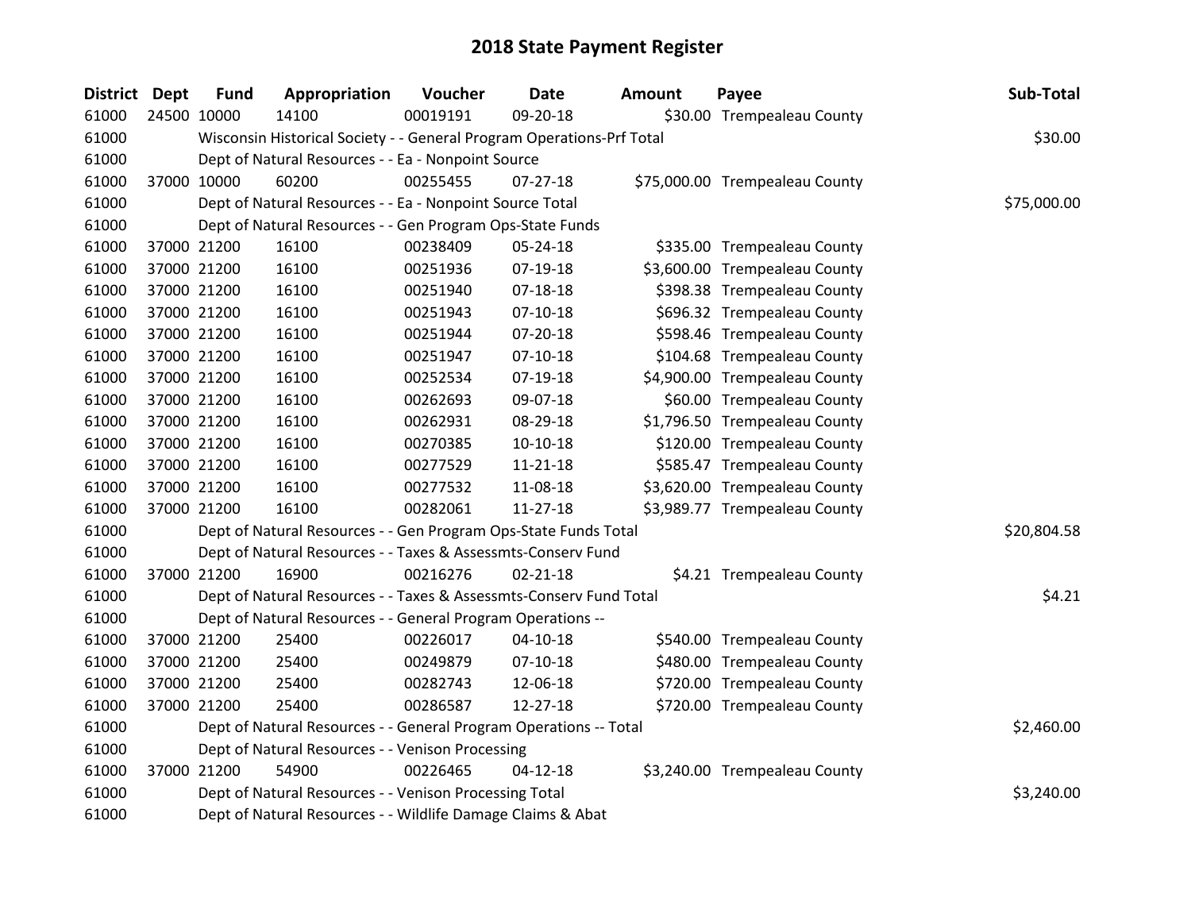# 2018 State Payment Register

| District | Dept | Fund | Appropriation | Voucher | Date | Amount | Payee | Sub-Total |
|---|---|---|---|---|---|---|---|---|
| 61000 | 24500 | 10000 | 14100 | 00019191 | 09-20-18 | $30.00 | Trempealeau County | |
| 61000 | | Wisconsin Historical Society - - General Program Operations-Prf Total | | | | | | $30.00 |
| 61000 | | Dept of Natural Resources - - Ea - Nonpoint Source | | | | | | |
| 61000 | 37000 | 10000 | 60200 | 00255455 | 07-27-18 | $75,000.00 | Trempealeau County | |
| 61000 | | Dept of Natural Resources - - Ea - Nonpoint Source Total | | | | | | $75,000.00 |
| 61000 | | Dept of Natural Resources - - Gen Program Ops-State Funds | | | | | | |
| 61000 | 37000 | 21200 | 16100 | 00238409 | 05-24-18 | $335.00 | Trempealeau County | |
| 61000 | 37000 | 21200 | 16100 | 00251936 | 07-19-18 | $3,600.00 | Trempealeau County | |
| 61000 | 37000 | 21200 | 16100 | 00251940 | 07-18-18 | $398.38 | Trempealeau County | |
| 61000 | 37000 | 21200 | 16100 | 00251943 | 07-10-18 | $696.32 | Trempealeau County | |
| 61000 | 37000 | 21200 | 16100 | 00251944 | 07-20-18 | $598.46 | Trempealeau County | |
| 61000 | 37000 | 21200 | 16100 | 00251947 | 07-10-18 | $104.68 | Trempealeau County | |
| 61000 | 37000 | 21200 | 16100 | 00252534 | 07-19-18 | $4,900.00 | Trempealeau County | |
| 61000 | 37000 | 21200 | 16100 | 00262693 | 09-07-18 | $60.00 | Trempealeau County | |
| 61000 | 37000 | 21200 | 16100 | 00262931 | 08-29-18 | $1,796.50 | Trempealeau County | |
| 61000 | 37000 | 21200 | 16100 | 00270385 | 10-10-18 | $120.00 | Trempealeau County | |
| 61000 | 37000 | 21200 | 16100 | 00277529 | 11-21-18 | $585.47 | Trempealeau County | |
| 61000 | 37000 | 21200 | 16100 | 00277532 | 11-08-18 | $3,620.00 | Trempealeau County | |
| 61000 | 37000 | 21200 | 16100 | 00282061 | 11-27-18 | $3,989.77 | Trempealeau County | |
| 61000 | | Dept of Natural Resources - - Gen Program Ops-State Funds Total | | | | | | $20,804.58 |
| 61000 | | Dept of Natural Resources - - Taxes & Assessmts-Conserv Fund | | | | | | |
| 61000 | 37000 | 21200 | 16900 | 00216276 | 02-21-18 | $4.21 | Trempealeau County | |
| 61000 | | Dept of Natural Resources - - Taxes & Assessmts-Conserv Fund Total | | | | | | $4.21 |
| 61000 | | Dept of Natural Resources - - General Program Operations -- | | | | | | |
| 61000 | 37000 | 21200 | 25400 | 00226017 | 04-10-18 | $540.00 | Trempealeau County | |
| 61000 | 37000 | 21200 | 25400 | 00249879 | 07-10-18 | $480.00 | Trempealeau County | |
| 61000 | 37000 | 21200 | 25400 | 00282743 | 12-06-18 | $720.00 | Trempealeau County | |
| 61000 | 37000 | 21200 | 25400 | 00286587 | 12-27-18 | $720.00 | Trempealeau County | |
| 61000 | | Dept of Natural Resources - - General Program Operations -- Total | | | | | | $2,460.00 |
| 61000 | | Dept of Natural Resources - - Venison Processing | | | | | | |
| 61000 | 37000 | 21200 | 54900 | 00226465 | 04-12-18 | $3,240.00 | Trempealeau County | |
| 61000 | | Dept of Natural Resources - - Venison Processing Total | | | | | | $3,240.00 |
| 61000 | | Dept of Natural Resources - - Wildlife Damage Claims & Abat | | | | | | |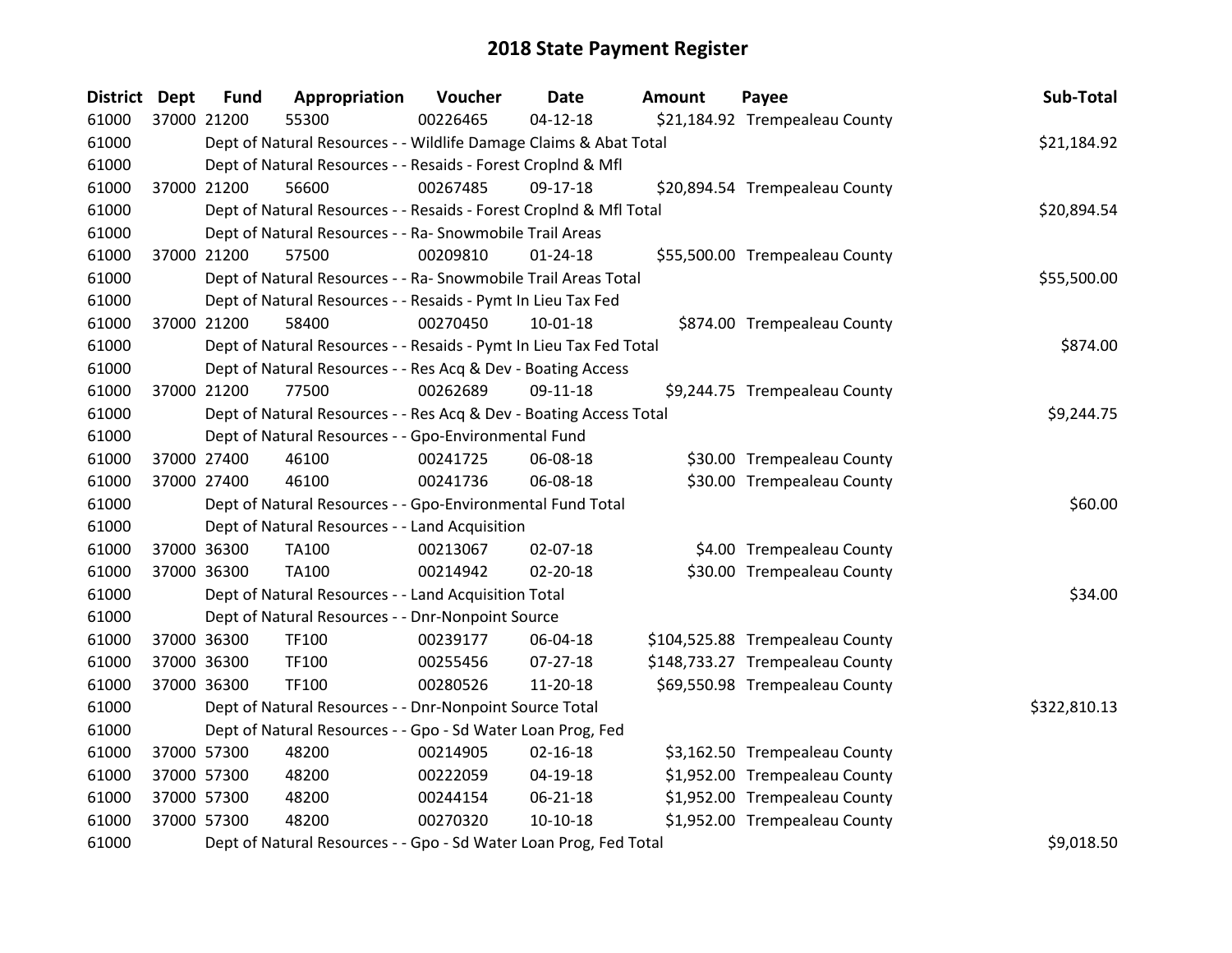# 2018 State Payment Register

| District | Dept | Fund | Appropriation | Voucher | Date | Amount | Payee | Sub-Total |
|---|---|---|---|---|---|---|---|---|
| 61000 | 37000 | 21200 | 55300 | 00226465 | 04-12-18 | $21,184.92 | Trempealeau County | |
| 61000 | | Dept of Natural Resources - - Wildlife Damage Claims & Abat Total | | | | | | $21,184.92 |
| 61000 | | Dept of Natural Resources - - Resaids - Forest Croplnd & Mfl | | | | | | |
| 61000 | 37000 | 21200 | 56600 | 00267485 | 09-17-18 | $20,894.54 | Trempealeau County | |
| 61000 | | Dept of Natural Resources - - Resaids - Forest Croplnd & Mfl Total | | | | | | $20,894.54 |
| 61000 | | Dept of Natural Resources - - Ra- Snowmobile Trail Areas | | | | | | |
| 61000 | 37000 | 21200 | 57500 | 00209810 | 01-24-18 | $55,500.00 | Trempealeau County | |
| 61000 | | Dept of Natural Resources - - Ra- Snowmobile Trail Areas Total | | | | | | $55,500.00 |
| 61000 | | Dept of Natural Resources - - Resaids - Pymt In Lieu Tax Fed | | | | | | |
| 61000 | 37000 | 21200 | 58400 | 00270450 | 10-01-18 | $874.00 | Trempealeau County | |
| 61000 | | Dept of Natural Resources - - Resaids - Pymt In Lieu Tax Fed Total | | | | | | $874.00 |
| 61000 | | Dept of Natural Resources - - Res Acq & Dev - Boating Access | | | | | | |
| 61000 | 37000 | 21200 | 77500 | 00262689 | 09-11-18 | $9,244.75 | Trempealeau County | |
| 61000 | | Dept of Natural Resources - - Res Acq & Dev - Boating Access Total | | | | | | $9,244.75 |
| 61000 | | Dept of Natural Resources - - Gpo-Environmental Fund | | | | | | |
| 61000 | 37000 | 27400 | 46100 | 00241725 | 06-08-18 | $30.00 | Trempealeau County | |
| 61000 | 37000 | 27400 | 46100 | 00241736 | 06-08-18 | $30.00 | Trempealeau County | |
| 61000 | | Dept of Natural Resources - - Gpo-Environmental Fund Total | | | | | | $60.00 |
| 61000 | | Dept of Natural Resources - - Land Acquisition | | | | | | |
| 61000 | 37000 | 36300 | TA100 | 00213067 | 02-07-18 | $4.00 | Trempealeau County | |
| 61000 | 37000 | 36300 | TA100 | 00214942 | 02-20-18 | $30.00 | Trempealeau County | |
| 61000 | | Dept of Natural Resources - - Land Acquisition Total | | | | | | $34.00 |
| 61000 | | Dept of Natural Resources - - Dnr-Nonpoint Source | | | | | | |
| 61000 | 37000 | 36300 | TF100 | 00239177 | 06-04-18 | $104,525.88 | Trempealeau County | |
| 61000 | 37000 | 36300 | TF100 | 00255456 | 07-27-18 | $148,733.27 | Trempealeau County | |
| 61000 | 37000 | 36300 | TF100 | 00280526 | 11-20-18 | $69,550.98 | Trempealeau County | |
| 61000 | | Dept of Natural Resources - - Dnr-Nonpoint Source Total | | | | | | $322,810.13 |
| 61000 | | Dept of Natural Resources - - Gpo - Sd Water Loan Prog, Fed | | | | | | |
| 61000 | 37000 | 57300 | 48200 | 00214905 | 02-16-18 | $3,162.50 | Trempealeau County | |
| 61000 | 37000 | 57300 | 48200 | 00222059 | 04-19-18 | $1,952.00 | Trempealeau County | |
| 61000 | 37000 | 57300 | 48200 | 00244154 | 06-21-18 | $1,952.00 | Trempealeau County | |
| 61000 | 37000 | 57300 | 48200 | 00270320 | 10-10-18 | $1,952.00 | Trempealeau County | |
| 61000 | | Dept of Natural Resources - - Gpo - Sd Water Loan Prog, Fed Total | | | | | | $9,018.50 |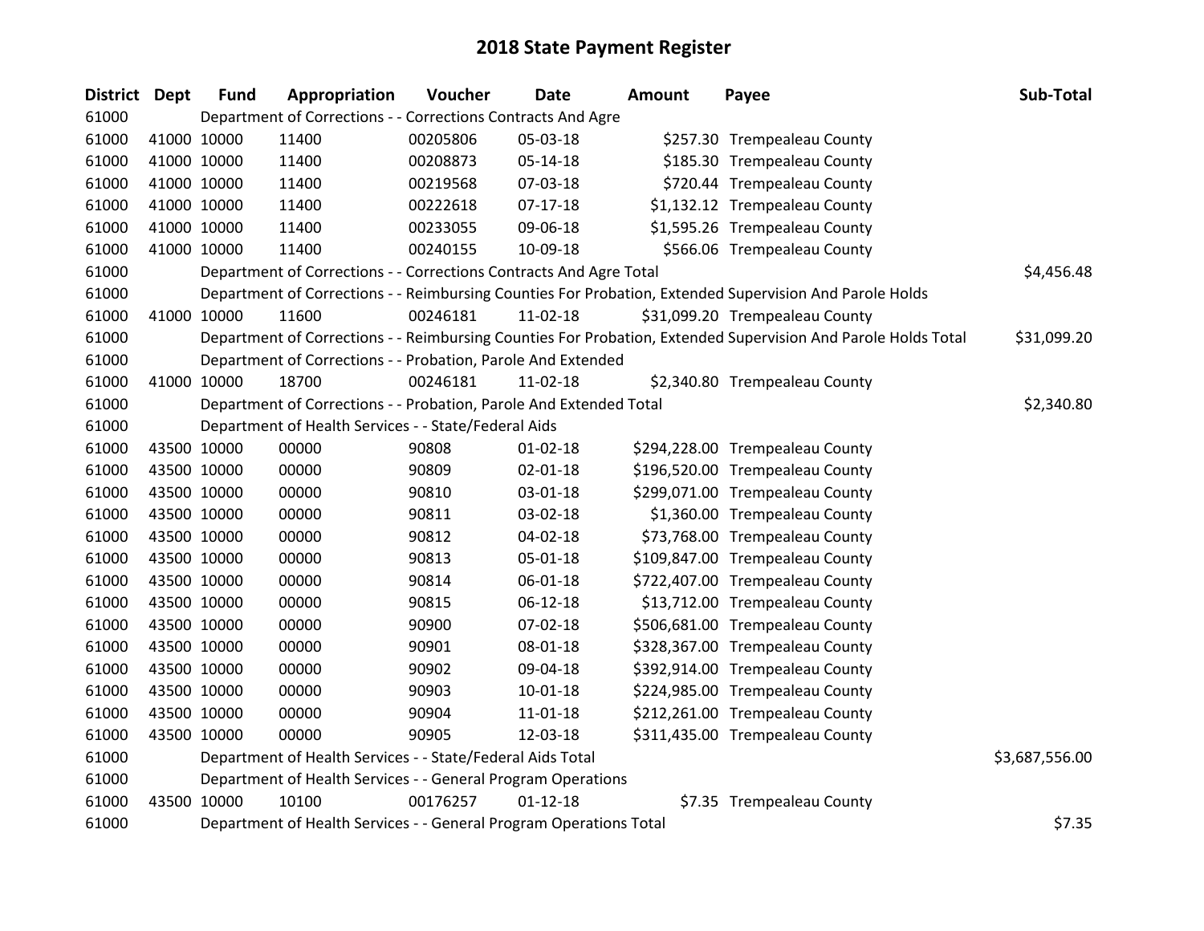# 2018 State Payment Register

| District | Dept | Fund | Appropriation | Voucher | Date | Amount | Payee | Sub-Total |
| --- | --- | --- | --- | --- | --- | --- | --- | --- |
| 61000 | | | Department of Corrections - - Corrections Contracts And Agre | | | | | |
| 61000 | 41000 | 10000 | 11400 | 00205806 | 05-03-18 | $257.30 | Trempealeau County | |
| 61000 | 41000 | 10000 | 11400 | 00208873 | 05-14-18 | $185.30 | Trempealeau County | |
| 61000 | 41000 | 10000 | 11400 | 00219568 | 07-03-18 | $720.44 | Trempealeau County | |
| 61000 | 41000 | 10000 | 11400 | 00222618 | 07-17-18 | $1,132.12 | Trempealeau County | |
| 61000 | 41000 | 10000 | 11400 | 00233055 | 09-06-18 | $1,595.26 | Trempealeau County | |
| 61000 | 41000 | 10000 | 11400 | 00240155 | 10-09-18 | $566.06 | Trempealeau County | |
| 61000 | | | Department of Corrections - - Corrections Contracts And Agre Total | | | | | $4,456.48 |
| 61000 | | | Department of Corrections - - Reimbursing Counties For Probation, Extended Supervision And Parole Holds | | | | | |
| 61000 | 41000 | 10000 | 11600 | 00246181 | 11-02-18 | $31,099.20 | Trempealeau County | |
| 61000 | | | Department of Corrections - - Reimbursing Counties For Probation, Extended Supervision And Parole Holds Total | | | | | $31,099.20 |
| 61000 | | | Department of Corrections - - Probation, Parole And Extended | | | | | |
| 61000 | 41000 | 10000 | 18700 | 00246181 | 11-02-18 | $2,340.80 | Trempealeau County | |
| 61000 | | | Department of Corrections - - Probation, Parole And Extended Total | | | | | $2,340.80 |
| 61000 | | | Department of Health Services - - State/Federal Aids | | | | | |
| 61000 | 43500 | 10000 | 00000 | 90808 | 01-02-18 | $294,228.00 | Trempealeau County | |
| 61000 | 43500 | 10000 | 00000 | 90809 | 02-01-18 | $196,520.00 | Trempealeau County | |
| 61000 | 43500 | 10000 | 00000 | 90810 | 03-01-18 | $299,071.00 | Trempealeau County | |
| 61000 | 43500 | 10000 | 00000 | 90811 | 03-02-18 | $1,360.00 | Trempealeau County | |
| 61000 | 43500 | 10000 | 00000 | 90812 | 04-02-18 | $73,768.00 | Trempealeau County | |
| 61000 | 43500 | 10000 | 00000 | 90813 | 05-01-18 | $109,847.00 | Trempealeau County | |
| 61000 | 43500 | 10000 | 00000 | 90814 | 06-01-18 | $722,407.00 | Trempealeau County | |
| 61000 | 43500 | 10000 | 00000 | 90815 | 06-12-18 | $13,712.00 | Trempealeau County | |
| 61000 | 43500 | 10000 | 00000 | 90900 | 07-02-18 | $506,681.00 | Trempealeau County | |
| 61000 | 43500 | 10000 | 00000 | 90901 | 08-01-18 | $328,367.00 | Trempealeau County | |
| 61000 | 43500 | 10000 | 00000 | 90902 | 09-04-18 | $392,914.00 | Trempealeau County | |
| 61000 | 43500 | 10000 | 00000 | 90903 | 10-01-18 | $224,985.00 | Trempealeau County | |
| 61000 | 43500 | 10000 | 00000 | 90904 | 11-01-18 | $212,261.00 | Trempealeau County | |
| 61000 | 43500 | 10000 | 00000 | 90905 | 12-03-18 | $311,435.00 | Trempealeau County | |
| 61000 | | | Department of Health Services - - State/Federal Aids Total | | | | | $3,687,556.00 |
| 61000 | | | Department of Health Services - - General Program Operations | | | | | |
| 61000 | 43500 | 10000 | 10100 | 00176257 | 01-12-18 | $7.35 | Trempealeau County | |
| 61000 | | | Department of Health Services - - General Program Operations Total | | | | | $7.35 |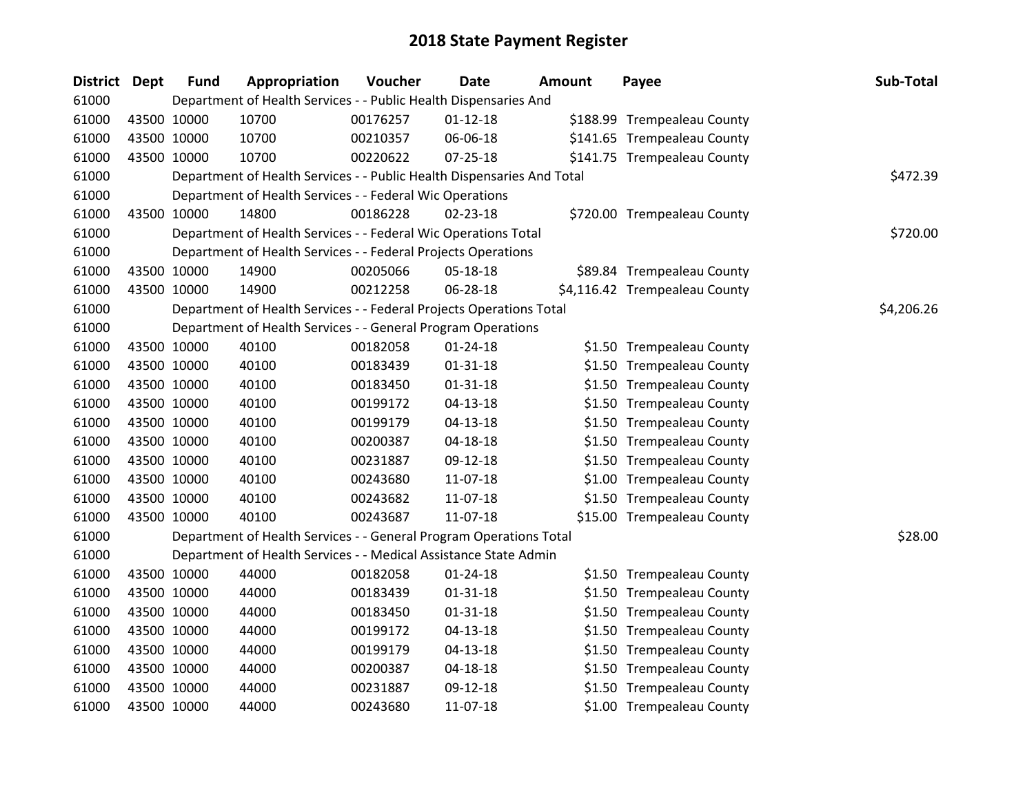# 2018 State Payment Register

| District | Dept | Fund | Appropriation | Voucher | Date | Amount | Payee | Sub-Total |
|---|---|---|---|---|---|---|---|---|
| 61000 | | Department of Health Services - - Public Health Dispensaries And | | | | | | |
| 61000 | 43500 | 10000 | 10700 | 00176257 | 01-12-18 | $188.99 | Trempealeau County | |
| 61000 | 43500 | 10000 | 10700 | 00210357 | 06-06-18 | $141.65 | Trempealeau County | |
| 61000 | 43500 | 10000 | 10700 | 00220622 | 07-25-18 | $141.75 | Trempealeau County | |
| 61000 | | Department of Health Services - - Public Health Dispensaries And Total | | | | | | $472.39 |
| 61000 | | Department of Health Services - - Federal Wic Operations | | | | | | |
| 61000 | 43500 | 10000 | 14800 | 00186228 | 02-23-18 | $720.00 | Trempealeau County | |
| 61000 | | Department of Health Services - - Federal Wic Operations Total | | | | | | $720.00 |
| 61000 | | Department of Health Services - - Federal Projects Operations | | | | | | |
| 61000 | 43500 | 10000 | 14900 | 00205066 | 05-18-18 | $89.84 | Trempealeau County | |
| 61000 | 43500 | 10000 | 14900 | 00212258 | 06-28-18 | $4,116.42 | Trempealeau County | |
| 61000 | | Department of Health Services - - Federal Projects Operations Total | | | | | | $4,206.26 |
| 61000 | | Department of Health Services - - General Program Operations | | | | | | |
| 61000 | 43500 | 10000 | 40100 | 00182058 | 01-24-18 | $1.50 | Trempealeau County | |
| 61000 | 43500 | 10000 | 40100 | 00183439 | 01-31-18 | $1.50 | Trempealeau County | |
| 61000 | 43500 | 10000 | 40100 | 00183450 | 01-31-18 | $1.50 | Trempealeau County | |
| 61000 | 43500 | 10000 | 40100 | 00199172 | 04-13-18 | $1.50 | Trempealeau County | |
| 61000 | 43500 | 10000 | 40100 | 00199179 | 04-13-18 | $1.50 | Trempealeau County | |
| 61000 | 43500 | 10000 | 40100 | 00200387 | 04-18-18 | $1.50 | Trempealeau County | |
| 61000 | 43500 | 10000 | 40100 | 00231887 | 09-12-18 | $1.50 | Trempealeau County | |
| 61000 | 43500 | 10000 | 40100 | 00243680 | 11-07-18 | $1.00 | Trempealeau County | |
| 61000 | 43500 | 10000 | 40100 | 00243682 | 11-07-18 | $1.50 | Trempealeau County | |
| 61000 | 43500 | 10000 | 40100 | 00243687 | 11-07-18 | $15.00 | Trempealeau County | |
| 61000 | | Department of Health Services - - General Program Operations Total | | | | | | $28.00 |
| 61000 | | Department of Health Services - - Medical Assistance State Admin | | | | | | |
| 61000 | 43500 | 10000 | 44000 | 00182058 | 01-24-18 | $1.50 | Trempealeau County | |
| 61000 | 43500 | 10000 | 44000 | 00183439 | 01-31-18 | $1.50 | Trempealeau County | |
| 61000 | 43500 | 10000 | 44000 | 00183450 | 01-31-18 | $1.50 | Trempealeau County | |
| 61000 | 43500 | 10000 | 44000 | 00199172 | 04-13-18 | $1.50 | Trempealeau County | |
| 61000 | 43500 | 10000 | 44000 | 00199179 | 04-13-18 | $1.50 | Trempealeau County | |
| 61000 | 43500 | 10000 | 44000 | 00200387 | 04-18-18 | $1.50 | Trempealeau County | |
| 61000 | 43500 | 10000 | 44000 | 00231887 | 09-12-18 | $1.50 | Trempealeau County | |
| 61000 | 43500 | 10000 | 44000 | 00243680 | 11-07-18 | $1.00 | Trempealeau County | |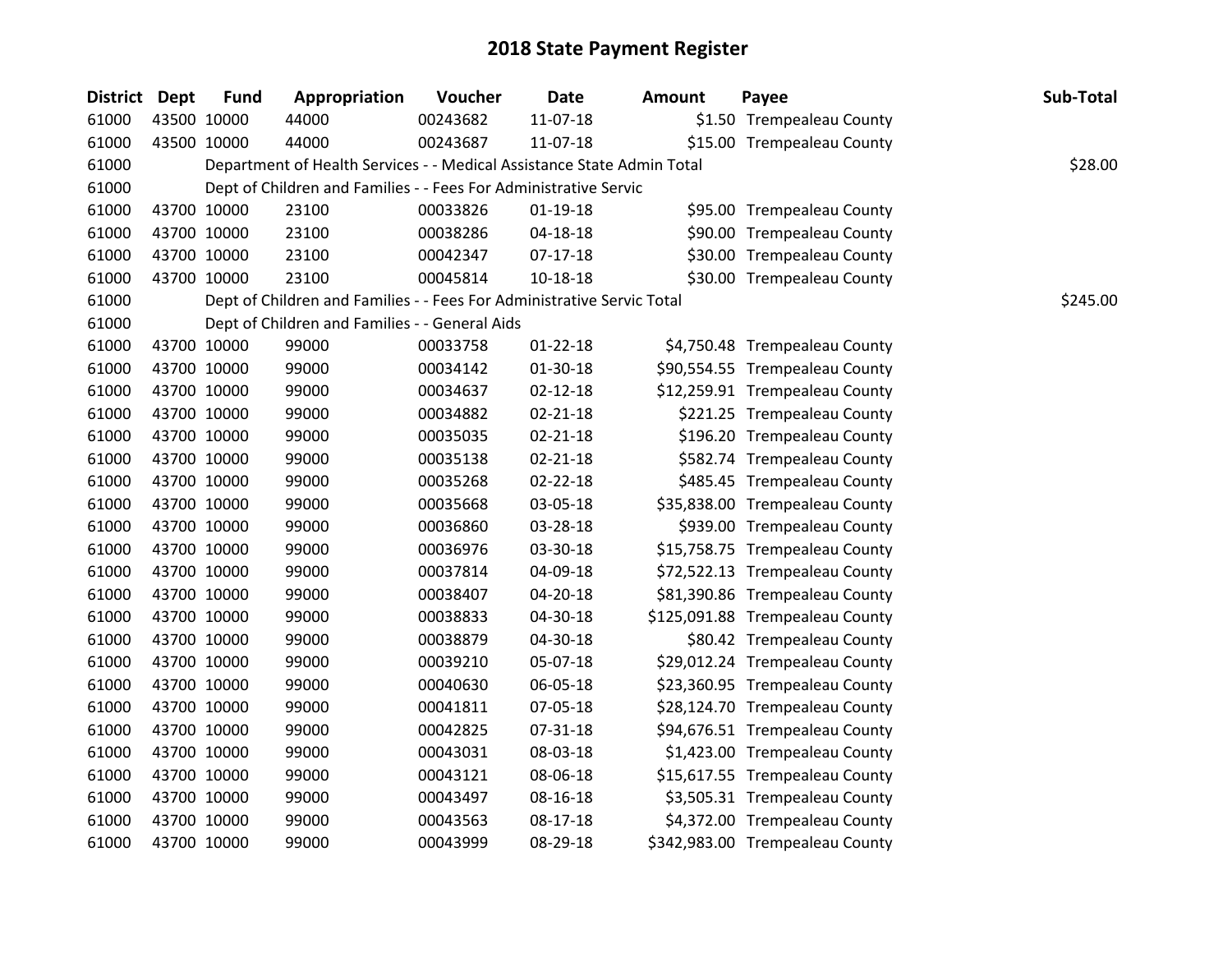# 2018 State Payment Register

| District | Dept | Fund | Appropriation | Voucher | Date | Amount | Payee | Sub-Total |
|---|---|---|---|---|---|---|---|---|
| 61000 | 43500 | 10000 | 44000 | 00243682 | 11-07-18 | $1.50 | Trempealeau County | |
| 61000 | 43500 | 10000 | 44000 | 00243687 | 11-07-18 | $15.00 | Trempealeau County | |
| 61000 | | Department of Health Services - - Medical Assistance State Admin Total | | | | | | $28.00 |
| 61000 | | Dept of Children and Families - - Fees For Administrative Servic | | | | | | |
| 61000 | 43700 | 10000 | 23100 | 00033826 | 01-19-18 | $95.00 | Trempealeau County | |
| 61000 | 43700 | 10000 | 23100 | 00038286 | 04-18-18 | $90.00 | Trempealeau County | |
| 61000 | 43700 | 10000 | 23100 | 00042347 | 07-17-18 | $30.00 | Trempealeau County | |
| 61000 | 43700 | 10000 | 23100 | 00045814 | 10-18-18 | $30.00 | Trempealeau County | |
| 61000 | | Dept of Children and Families - - Fees For Administrative Servic Total | | | | | | $245.00 |
| 61000 | | Dept of Children and Families - - General Aids | | | | | | |
| 61000 | 43700 | 10000 | 99000 | 00033758 | 01-22-18 | $4,750.48 | Trempealeau County | |
| 61000 | 43700 | 10000 | 99000 | 00034142 | 01-30-18 | $90,554.55 | Trempealeau County | |
| 61000 | 43700 | 10000 | 99000 | 00034637 | 02-12-18 | $12,259.91 | Trempealeau County | |
| 61000 | 43700 | 10000 | 99000 | 00034882 | 02-21-18 | $221.25 | Trempealeau County | |
| 61000 | 43700 | 10000 | 99000 | 00035035 | 02-21-18 | $196.20 | Trempealeau County | |
| 61000 | 43700 | 10000 | 99000 | 00035138 | 02-21-18 | $582.74 | Trempealeau County | |
| 61000 | 43700 | 10000 | 99000 | 00035268 | 02-22-18 | $485.45 | Trempealeau County | |
| 61000 | 43700 | 10000 | 99000 | 00035668 | 03-05-18 | $35,838.00 | Trempealeau County | |
| 61000 | 43700 | 10000 | 99000 | 00036860 | 03-28-18 | $939.00 | Trempealeau County | |
| 61000 | 43700 | 10000 | 99000 | 00036976 | 03-30-18 | $15,758.75 | Trempealeau County | |
| 61000 | 43700 | 10000 | 99000 | 00037814 | 04-09-18 | $72,522.13 | Trempealeau County | |
| 61000 | 43700 | 10000 | 99000 | 00038407 | 04-20-18 | $81,390.86 | Trempealeau County | |
| 61000 | 43700 | 10000 | 99000 | 00038833 | 04-30-18 | $125,091.88 | Trempealeau County | |
| 61000 | 43700 | 10000 | 99000 | 00038879 | 04-30-18 | $80.42 | Trempealeau County | |
| 61000 | 43700 | 10000 | 99000 | 00039210 | 05-07-18 | $29,012.24 | Trempealeau County | |
| 61000 | 43700 | 10000 | 99000 | 00040630 | 06-05-18 | $23,360.95 | Trempealeau County | |
| 61000 | 43700 | 10000 | 99000 | 00041811 | 07-05-18 | $28,124.70 | Trempealeau County | |
| 61000 | 43700 | 10000 | 99000 | 00042825 | 07-31-18 | $94,676.51 | Trempealeau County | |
| 61000 | 43700 | 10000 | 99000 | 00043031 | 08-03-18 | $1,423.00 | Trempealeau County | |
| 61000 | 43700 | 10000 | 99000 | 00043121 | 08-06-18 | $15,617.55 | Trempealeau County | |
| 61000 | 43700 | 10000 | 99000 | 00043497 | 08-16-18 | $3,505.31 | Trempealeau County | |
| 61000 | 43700 | 10000 | 99000 | 00043563 | 08-17-18 | $4,372.00 | Trempealeau County | |
| 61000 | 43700 | 10000 | 99000 | 00043999 | 08-29-18 | $342,983.00 | Trempealeau County | |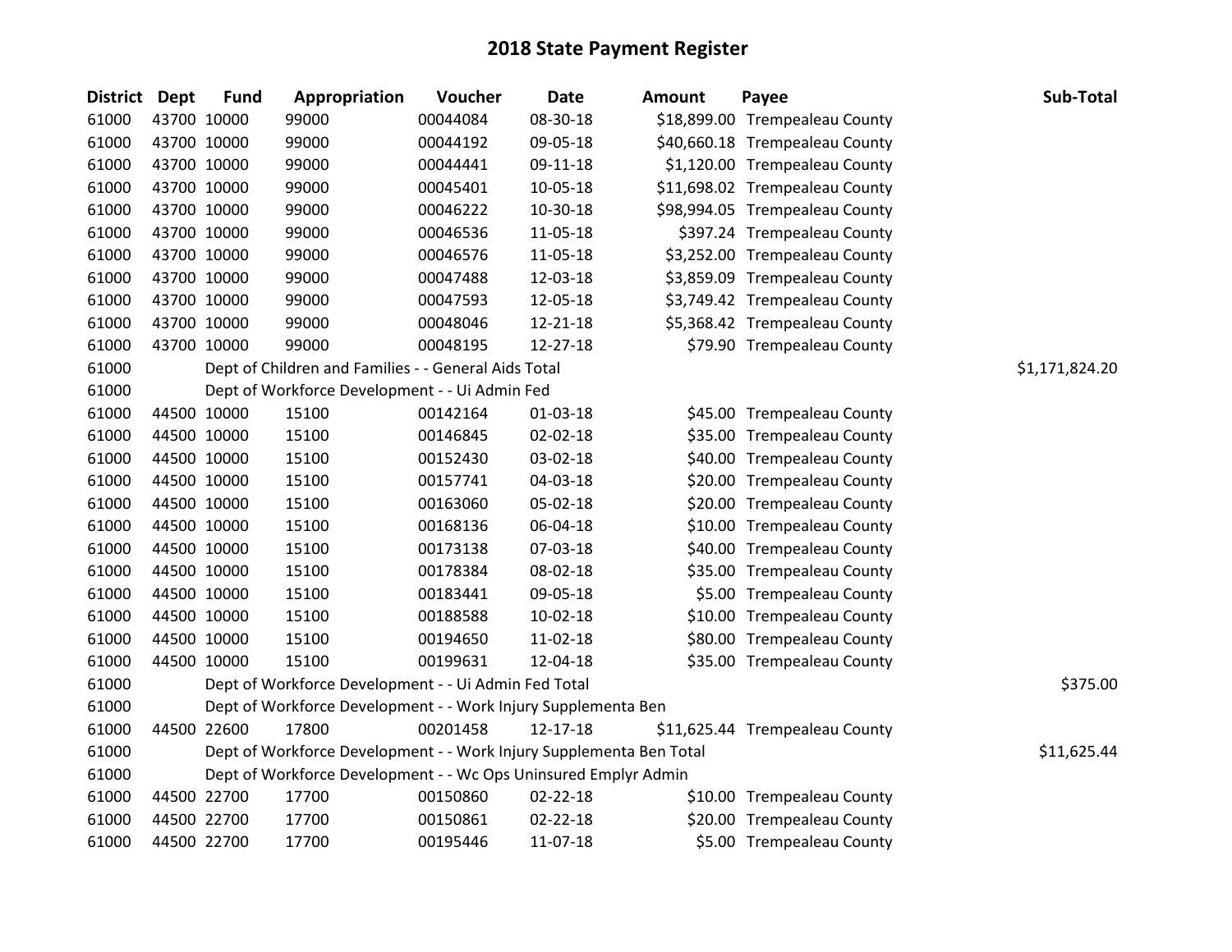# 2018 State Payment Register

| District | Dept | Fund | Appropriation | Voucher | Date | Amount | Payee | Sub-Total |
|---|---|---|---|---|---|---|---|---|
| 61000 | 43700 | 10000 | 99000 | 00044084 | 08-30-18 | $18,899.00 | Trempealeau County | |
| 61000 | 43700 | 10000 | 99000 | 00044192 | 09-05-18 | $40,660.18 | Trempealeau County | |
| 61000 | 43700 | 10000 | 99000 | 00044441 | 09-11-18 | $1,120.00 | Trempealeau County | |
| 61000 | 43700 | 10000 | 99000 | 00045401 | 10-05-18 | $11,698.02 | Trempealeau County | |
| 61000 | 43700 | 10000 | 99000 | 00046222 | 10-30-18 | $98,994.05 | Trempealeau County | |
| 61000 | 43700 | 10000 | 99000 | 00046536 | 11-05-18 | $397.24 | Trempealeau County | |
| 61000 | 43700 | 10000 | 99000 | 00046576 | 11-05-18 | $3,252.00 | Trempealeau County | |
| 61000 | 43700 | 10000 | 99000 | 00047488 | 12-03-18 | $3,859.09 | Trempealeau County | |
| 61000 | 43700 | 10000 | 99000 | 00047593 | 12-05-18 | $3,749.42 | Trempealeau County | |
| 61000 | 43700 | 10000 | 99000 | 00048046 | 12-21-18 | $5,368.42 | Trempealeau County | |
| 61000 | 43700 | 10000 | 99000 | 00048195 | 12-27-18 | $79.90 | Trempealeau County | |
| 61000 | | Dept of Children and Families - - General Aids Total | | | | | | $1,171,824.20 |
| 61000 | | Dept of Workforce Development - - Ui Admin Fed | | | | | | |
| 61000 | 44500 | 10000 | 15100 | 00142164 | 01-03-18 | $45.00 | Trempealeau County | |
| 61000 | 44500 | 10000 | 15100 | 00146845 | 02-02-18 | $35.00 | Trempealeau County | |
| 61000 | 44500 | 10000 | 15100 | 00152430 | 03-02-18 | $40.00 | Trempealeau County | |
| 61000 | 44500 | 10000 | 15100 | 00157741 | 04-03-18 | $20.00 | Trempealeau County | |
| 61000 | 44500 | 10000 | 15100 | 00163060 | 05-02-18 | $20.00 | Trempealeau County | |
| 61000 | 44500 | 10000 | 15100 | 00168136 | 06-04-18 | $10.00 | Trempealeau County | |
| 61000 | 44500 | 10000 | 15100 | 00173138 | 07-03-18 | $40.00 | Trempealeau County | |
| 61000 | 44500 | 10000 | 15100 | 00178384 | 08-02-18 | $35.00 | Trempealeau County | |
| 61000 | 44500 | 10000 | 15100 | 00183441 | 09-05-18 | $5.00 | Trempealeau County | |
| 61000 | 44500 | 10000 | 15100 | 00188588 | 10-02-18 | $10.00 | Trempealeau County | |
| 61000 | 44500 | 10000 | 15100 | 00194650 | 11-02-18 | $80.00 | Trempealeau County | |
| 61000 | 44500 | 10000 | 15100 | 00199631 | 12-04-18 | $35.00 | Trempealeau County | |
| 61000 | | Dept of Workforce Development - - Ui Admin Fed Total | | | | | | $375.00 |
| 61000 | | Dept of Workforce Development - - Work Injury Supplementa Ben | | | | | | |
| 61000 | 44500 | 22600 | 17800 | 00201458 | 12-17-18 | $11,625.44 | Trempealeau County | |
| 61000 | | Dept of Workforce Development - - Work Injury Supplementa Ben Total | | | | | | $11,625.44 |
| 61000 | | Dept of Workforce Development - - Wc Ops Uninsured Emplyr Admin | | | | | | |
| 61000 | 44500 | 22700 | 17700 | 00150860 | 02-22-18 | $10.00 | Trempealeau County | |
| 61000 | 44500 | 22700 | 17700 | 00150861 | 02-22-18 | $20.00 | Trempealeau County | |
| 61000 | 44500 | 22700 | 17700 | 00195446 | 11-07-18 | $5.00 | Trempealeau County | |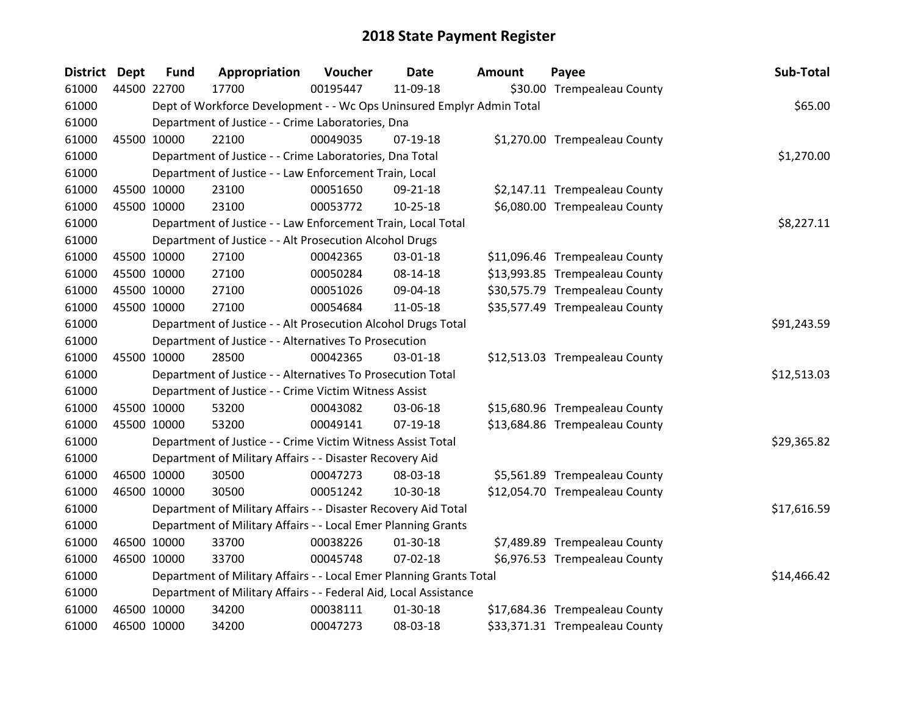# 2018 State Payment Register

| District | Dept | Fund | Appropriation | Voucher | Date | Amount | Payee | Sub-Total |
|---|---|---|---|---|---|---|---|---|
| 61000 | 44500 | 22700 | 17700 | 00195447 | 11-09-18 | $30.00 | Trempealeau County | |
| 61000 | | Dept of Workforce Development - - Wc Ops Uninsured Emplyr Admin Total | | | | | | $65.00 |
| 61000 | | Department of Justice - - Crime Laboratories, Dna | | | | | | |
| 61000 | 45500 | 10000 | 22100 | 00049035 | 07-19-18 | $1,270.00 | Trempealeau County | |
| 61000 | | Department of Justice - - Crime Laboratories, Dna Total | | | | | | $1,270.00 |
| 61000 | | Department of Justice - - Law Enforcement Train, Local | | | | | | |
| 61000 | 45500 | 10000 | 23100 | 00051650 | 09-21-18 | $2,147.11 | Trempealeau County | |
| 61000 | 45500 | 10000 | 23100 | 00053772 | 10-25-18 | $6,080.00 | Trempealeau County | |
| 61000 | | Department of Justice - - Law Enforcement Train, Local Total | | | | | | $8,227.11 |
| 61000 | | Department of Justice - - Alt Prosecution Alcohol Drugs | | | | | | |
| 61000 | 45500 | 10000 | 27100 | 00042365 | 03-01-18 | $11,096.46 | Trempealeau County | |
| 61000 | 45500 | 10000 | 27100 | 00050284 | 08-14-18 | $13,993.85 | Trempealeau County | |
| 61000 | 45500 | 10000 | 27100 | 00051026 | 09-04-18 | $30,575.79 | Trempealeau County | |
| 61000 | 45500 | 10000 | 27100 | 00054684 | 11-05-18 | $35,577.49 | Trempealeau County | |
| 61000 | | Department of Justice - - Alt Prosecution Alcohol Drugs Total | | | | | | $91,243.59 |
| 61000 | | Department of Justice - - Alternatives To Prosecution | | | | | | |
| 61000 | 45500 | 10000 | 28500 | 00042365 | 03-01-18 | $12,513.03 | Trempealeau County | |
| 61000 | | Department of Justice - - Alternatives To Prosecution Total | | | | | | $12,513.03 |
| 61000 | | Department of Justice - - Crime Victim Witness Assist | | | | | | |
| 61000 | 45500 | 10000 | 53200 | 00043082 | 03-06-18 | $15,680.96 | Trempealeau County | |
| 61000 | 45500 | 10000 | 53200 | 00049141 | 07-19-18 | $13,684.86 | Trempealeau County | |
| 61000 | | Department of Justice - - Crime Victim Witness Assist Total | | | | | | $29,365.82 |
| 61000 | | Department of Military Affairs - - Disaster Recovery Aid | | | | | | |
| 61000 | 46500 | 10000 | 30500 | 00047273 | 08-03-18 | $5,561.89 | Trempealeau County | |
| 61000 | 46500 | 10000 | 30500 | 00051242 | 10-30-18 | $12,054.70 | Trempealeau County | |
| 61000 | | Department of Military Affairs - - Disaster Recovery Aid Total | | | | | | $17,616.59 |
| 61000 | | Department of Military Affairs - - Local Emer Planning Grants | | | | | | |
| 61000 | 46500 | 10000 | 33700 | 00038226 | 01-30-18 | $7,489.89 | Trempealeau County | |
| 61000 | 46500 | 10000 | 33700 | 00045748 | 07-02-18 | $6,976.53 | Trempealeau County | |
| 61000 | | Department of Military Affairs - - Local Emer Planning Grants Total | | | | | | $14,466.42 |
| 61000 | | Department of Military Affairs - - Federal Aid, Local Assistance | | | | | | |
| 61000 | 46500 | 10000 | 34200 | 00038111 | 01-30-18 | $17,684.36 | Trempealeau County | |
| 61000 | 46500 | 10000 | 34200 | 00047273 | 08-03-18 | $33,371.31 | Trempealeau County | |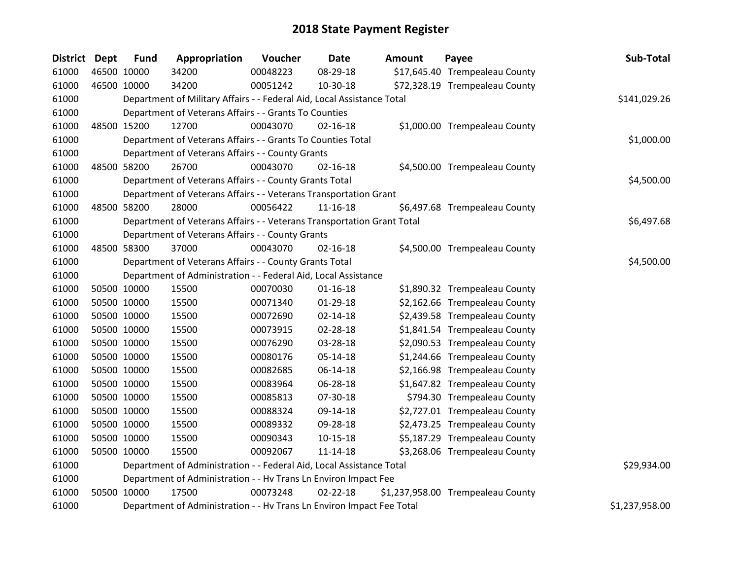# 2018 State Payment Register

| District | Dept | Fund | Appropriation | Voucher | Date | Amount | Payee | Sub-Total |
|---|---|---|---|---|---|---|---|---|
| 61000 | 46500 | 10000 | 34200 | 00048223 | 08-29-18 | $17,645.40 | Trempealeau County | |
| 61000 | 46500 | 10000 | 34200 | 00051242 | 10-30-18 | $72,328.19 | Trempealeau County | |
| 61000 | | Department of Military Affairs - - Federal Aid, Local Assistance Total | | | | | | $141,029.26 |
| 61000 | | Department of Veterans Affairs - - Grants To Counties | | | | | | |
| 61000 | 48500 | 15200 | 12700 | 00043070 | 02-16-18 | $1,000.00 | Trempealeau County | |
| 61000 | | Department of Veterans Affairs - - Grants To Counties Total | | | | | | $1,000.00 |
| 61000 | | Department of Veterans Affairs - - County Grants | | | | | | |
| 61000 | 48500 | 58200 | 26700 | 00043070 | 02-16-18 | $4,500.00 | Trempealeau County | |
| 61000 | | Department of Veterans Affairs - - County Grants Total | | | | | | $4,500.00 |
| 61000 | | Department of Veterans Affairs - - Veterans Transportation Grant | | | | | | |
| 61000 | 48500 | 58200 | 28000 | 00056422 | 11-16-18 | $6,497.68 | Trempealeau County | |
| 61000 | | Department of Veterans Affairs - - Veterans Transportation Grant Total | | | | | | $6,497.68 |
| 61000 | | Department of Veterans Affairs - - County Grants | | | | | | |
| 61000 | 48500 | 58300 | 37000 | 00043070 | 02-16-18 | $4,500.00 | Trempealeau County | |
| 61000 | | Department of Veterans Affairs - - County Grants Total | | | | | | $4,500.00 |
| 61000 | | Department of Administration - - Federal Aid, Local Assistance | | | | | | |
| 61000 | 50500 | 10000 | 15500 | 00070030 | 01-16-18 | $1,890.32 | Trempealeau County | |
| 61000 | 50500 | 10000 | 15500 | 00071340 | 01-29-18 | $2,162.66 | Trempealeau County | |
| 61000 | 50500 | 10000 | 15500 | 00072690 | 02-14-18 | $2,439.58 | Trempealeau County | |
| 61000 | 50500 | 10000 | 15500 | 00073915 | 02-28-18 | $1,841.54 | Trempealeau County | |
| 61000 | 50500 | 10000 | 15500 | 00076290 | 03-28-18 | $2,090.53 | Trempealeau County | |
| 61000 | 50500 | 10000 | 15500 | 00080176 | 05-14-18 | $1,244.66 | Trempealeau County | |
| 61000 | 50500 | 10000 | 15500 | 00082685 | 06-14-18 | $2,166.98 | Trempealeau County | |
| 61000 | 50500 | 10000 | 15500 | 00083964 | 06-28-18 | $1,647.82 | Trempealeau County | |
| 61000 | 50500 | 10000 | 15500 | 00085813 | 07-30-18 | $794.30 | Trempealeau County | |
| 61000 | 50500 | 10000 | 15500 | 00088324 | 09-14-18 | $2,727.01 | Trempealeau County | |
| 61000 | 50500 | 10000 | 15500 | 00089332 | 09-28-18 | $2,473.25 | Trempealeau County | |
| 61000 | 50500 | 10000 | 15500 | 00090343 | 10-15-18 | $5,187.29 | Trempealeau County | |
| 61000 | 50500 | 10000 | 15500 | 00092067 | 11-14-18 | $3,268.06 | Trempealeau County | |
| 61000 | | Department of Administration - - Federal Aid, Local Assistance Total | | | | | | $29,934.00 |
| 61000 | | Department of Administration - - Hv Trans Ln Environ Impact Fee | | | | | | |
| 61000 | 50500 | 10000 | 17500 | 00073248 | 02-22-18 | $1,237,958.00 | Trempealeau County | |
| 61000 | | Department of Administration - - Hv Trans Ln Environ Impact Fee Total | | | | | | $1,237,958.00 |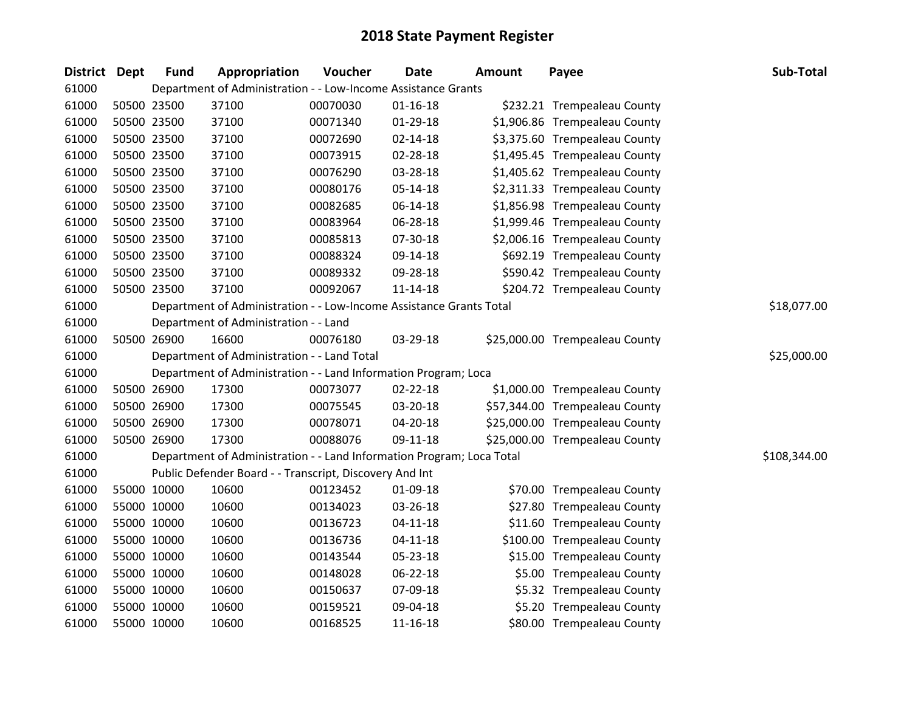# 2018 State Payment Register

| District | Dept | Fund | Appropriation | Voucher | Date | Amount | Payee | Sub-Total |
|---|---|---|---|---|---|---|---|---|
| 61000 | | Department of Administration - - Low-Income Assistance Grants | | | | | | |
| 61000 | 50500 | 23500 | 37100 | 00070030 | 01-16-18 | $232.21 | Trempealeau County | |
| 61000 | 50500 | 23500 | 37100 | 00071340 | 01-29-18 | $1,906.86 | Trempealeau County | |
| 61000 | 50500 | 23500 | 37100 | 00072690 | 02-14-18 | $3,375.60 | Trempealeau County | |
| 61000 | 50500 | 23500 | 37100 | 00073915 | 02-28-18 | $1,495.45 | Trempealeau County | |
| 61000 | 50500 | 23500 | 37100 | 00076290 | 03-28-18 | $1,405.62 | Trempealeau County | |
| 61000 | 50500 | 23500 | 37100 | 00080176 | 05-14-18 | $2,311.33 | Trempealeau County | |
| 61000 | 50500 | 23500 | 37100 | 00082685 | 06-14-18 | $1,856.98 | Trempealeau County | |
| 61000 | 50500 | 23500 | 37100 | 00083964 | 06-28-18 | $1,999.46 | Trempealeau County | |
| 61000 | 50500 | 23500 | 37100 | 00085813 | 07-30-18 | $2,006.16 | Trempealeau County | |
| 61000 | 50500 | 23500 | 37100 | 00088324 | 09-14-18 | $692.19 | Trempealeau County | |
| 61000 | 50500 | 23500 | 37100 | 00089332 | 09-28-18 | $590.42 | Trempealeau County | |
| 61000 | 50500 | 23500 | 37100 | 00092067 | 11-14-18 | $204.72 | Trempealeau County | |
| 61000 | | Department of Administration - - Low-Income Assistance Grants Total | | | | | | $18,077.00 |
| 61000 | | Department of Administration - - Land | | | | | | |
| 61000 | 50500 | 26900 | 16600 | 00076180 | 03-29-18 | $25,000.00 | Trempealeau County | |
| 61000 | | Department of Administration - - Land Total | | | | | | $25,000.00 |
| 61000 | | Department of Administration - - Land Information Program; Loca | | | | | | |
| 61000 | 50500 | 26900 | 17300 | 00073077 | 02-22-18 | $1,000.00 | Trempealeau County | |
| 61000 | 50500 | 26900 | 17300 | 00075545 | 03-20-18 | $57,344.00 | Trempealeau County | |
| 61000 | 50500 | 26900 | 17300 | 00078071 | 04-20-18 | $25,000.00 | Trempealeau County | |
| 61000 | 50500 | 26900 | 17300 | 00088076 | 09-11-18 | $25,000.00 | Trempealeau County | |
| 61000 | | Department of Administration - - Land Information Program; Loca Total | | | | | | $108,344.00 |
| 61000 | | Public Defender Board - - Transcript, Discovery And Int | | | | | | |
| 61000 | 55000 | 10000 | 10600 | 00123452 | 01-09-18 | $70.00 | Trempealeau County | |
| 61000 | 55000 | 10000 | 10600 | 00134023 | 03-26-18 | $27.80 | Trempealeau County | |
| 61000 | 55000 | 10000 | 10600 | 00136723 | 04-11-18 | $11.60 | Trempealeau County | |
| 61000 | 55000 | 10000 | 10600 | 00136736 | 04-11-18 | $100.00 | Trempealeau County | |
| 61000 | 55000 | 10000 | 10600 | 00143544 | 05-23-18 | $15.00 | Trempealeau County | |
| 61000 | 55000 | 10000 | 10600 | 00148028 | 06-22-18 | $5.00 | Trempealeau County | |
| 61000 | 55000 | 10000 | 10600 | 00150637 | 07-09-18 | $5.32 | Trempealeau County | |
| 61000 | 55000 | 10000 | 10600 | 00159521 | 09-04-18 | $5.20 | Trempealeau County | |
| 61000 | 55000 | 10000 | 10600 | 00168525 | 11-16-18 | $80.00 | Trempealeau County | |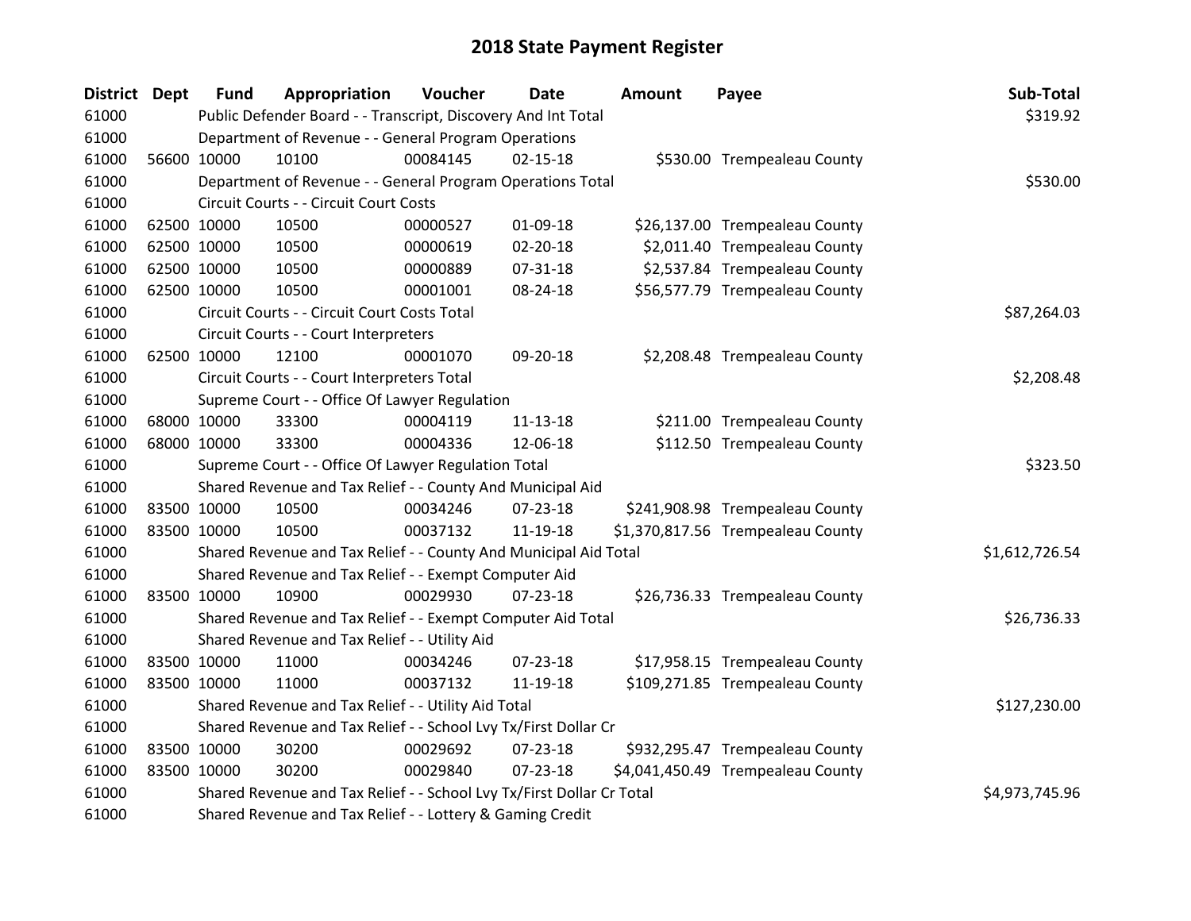# 2018 State Payment Register

| District | Dept | Fund | Appropriation | Voucher | Date | Amount | Payee | Sub-Total |
|---|---|---|---|---|---|---|---|---|
| 61000 | | Public Defender Board - - Transcript, Discovery And Int Total | | | | | | $319.92 |
| 61000 | | Department of Revenue - - General Program Operations | | | | | | |
| 61000 | 56600 | 10000 | 10100 | 00084145 | 02-15-18 | $530.00 | Trempealeau County | |
| 61000 | | Department of Revenue - - General Program Operations Total | | | | | | $530.00 |
| 61000 | | Circuit Courts - - Circuit Court Costs | | | | | | |
| 61000 | 62500 | 10000 | 10500 | 00000527 | 01-09-18 | $26,137.00 | Trempealeau County | |
| 61000 | 62500 | 10000 | 10500 | 00000619 | 02-20-18 | $2,011.40 | Trempealeau County | |
| 61000 | 62500 | 10000 | 10500 | 00000889 | 07-31-18 | $2,537.84 | Trempealeau County | |
| 61000 | 62500 | 10000 | 10500 | 00001001 | 08-24-18 | $56,577.79 | Trempealeau County | |
| 61000 | | Circuit Courts - - Circuit Court Costs Total | | | | | | $87,264.03 |
| 61000 | | Circuit Courts - - Court Interpreters | | | | | | |
| 61000 | 62500 | 10000 | 12100 | 00001070 | 09-20-18 | $2,208.48 | Trempealeau County | |
| 61000 | | Circuit Courts - - Court Interpreters Total | | | | | | $2,208.48 |
| 61000 | | Supreme Court - - Office Of Lawyer Regulation | | | | | | |
| 61000 | 68000 | 10000 | 33300 | 00004119 | 11-13-18 | $211.00 | Trempealeau County | |
| 61000 | 68000 | 10000 | 33300 | 00004336 | 12-06-18 | $112.50 | Trempealeau County | |
| 61000 | | Supreme Court - - Office Of Lawyer Regulation Total | | | | | | $323.50 |
| 61000 | | Shared Revenue and Tax Relief - - County And Municipal Aid | | | | | | |
| 61000 | 83500 | 10000 | 10500 | 00034246 | 07-23-18 | $241,908.98 | Trempealeau County | |
| 61000 | 83500 | 10000 | 10500 | 00037132 | 11-19-18 | $1,370,817.56 | Trempealeau County | |
| 61000 | | Shared Revenue and Tax Relief - - County And Municipal Aid Total | | | | | | $1,612,726.54 |
| 61000 | | Shared Revenue and Tax Relief - - Exempt Computer Aid | | | | | | |
| 61000 | 83500 | 10000 | 10900 | 00029930 | 07-23-18 | $26,736.33 | Trempealeau County | |
| 61000 | | Shared Revenue and Tax Relief - - Exempt Computer Aid Total | | | | | | $26,736.33 |
| 61000 | | Shared Revenue and Tax Relief - - Utility Aid | | | | | | |
| 61000 | 83500 | 10000 | 11000 | 00034246 | 07-23-18 | $17,958.15 | Trempealeau County | |
| 61000 | 83500 | 10000 | 11000 | 00037132 | 11-19-18 | $109,271.85 | Trempealeau County | |
| 61000 | | Shared Revenue and Tax Relief - - Utility Aid Total | | | | | | $127,230.00 |
| 61000 | | Shared Revenue and Tax Relief - - School Lvy Tx/First Dollar Cr | | | | | | |
| 61000 | 83500 | 10000 | 30200 | 00029692 | 07-23-18 | $932,295.47 | Trempealeau County | |
| 61000 | 83500 | 10000 | 30200 | 00029840 | 07-23-18 | $4,041,450.49 | Trempealeau County | |
| 61000 | | Shared Revenue and Tax Relief - - School Lvy Tx/First Dollar Cr Total | | | | | | $4,973,745.96 |
| 61000 | | Shared Revenue and Tax Relief - - Lottery & Gaming Credit | | | | | | |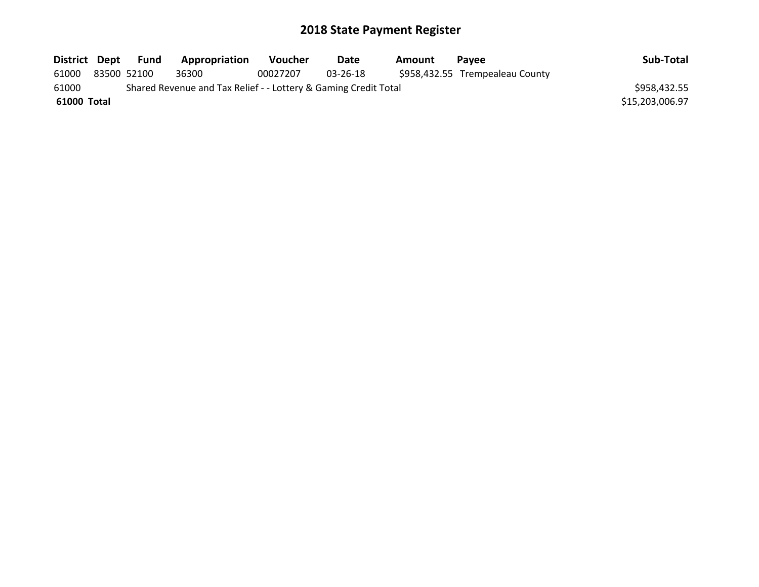# 2018 State Payment Register

| District | Dept | Fund | Appropriation | Voucher | Date | Amount | Payee | Sub-Total |
|---|---|---|---|---|---|---|---|---|
| 61000 | 83500 | 52100 | 36300 | 00027207 | 03-26-18 | $958,432.55 | Trempealeau County | |
| 61000 | | Shared Revenue and Tax Relief - - Lottery & Gaming Credit Total | | | | | | $958,432.55 |
| **61000 Total** | | | | | | | | $15,203,006.97 |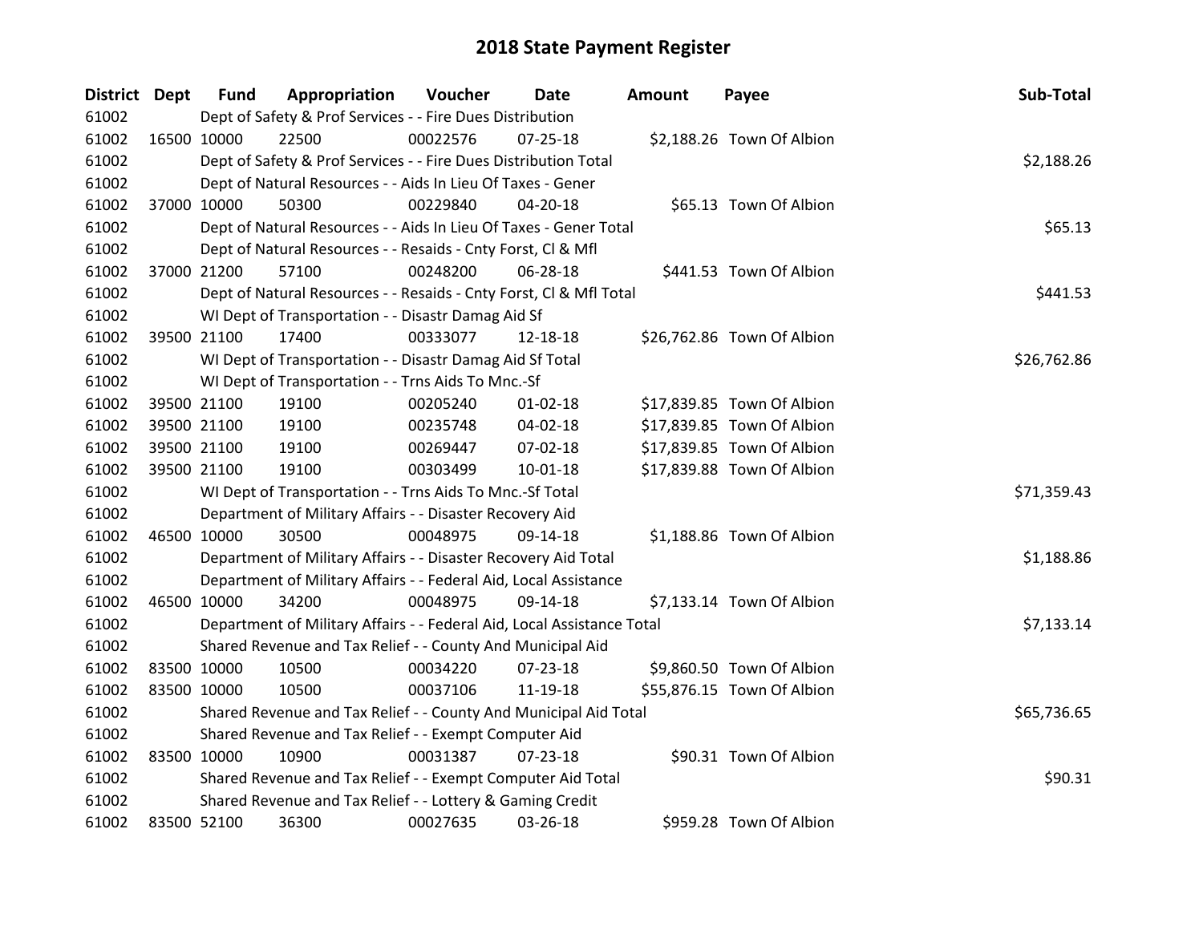# 2018 State Payment Register

| District | Dept | Fund | Appropriation | Voucher | Date | Amount | Payee | Sub-Total |
|---|---|---|---|---|---|---|---|---|
| 61002 | | Dept of Safety & Prof Services - - Fire Dues Distribution | | | | | | |
| 61002 | 16500 | 10000 | 22500 | 00022576 | 07-25-18 | $2,188.26 | Town Of Albion | |
| 61002 | | Dept of Safety & Prof Services - - Fire Dues Distribution Total | | | | | | $2,188.26 |
| 61002 | | Dept of Natural Resources - - Aids In Lieu Of Taxes - Gener | | | | | | |
| 61002 | 37000 | 10000 | 50300 | 00229840 | 04-20-18 | $65.13 | Town Of Albion | |
| 61002 | | Dept of Natural Resources - - Aids In Lieu Of Taxes - Gener Total | | | | | | $65.13 |
| 61002 | | Dept of Natural Resources - - Resaids - Cnty Forst, Cl & Mfl | | | | | | |
| 61002 | 37000 | 21200 | 57100 | 00248200 | 06-28-18 | $441.53 | Town Of Albion | |
| 61002 | | Dept of Natural Resources - - Resaids - Cnty Forst, Cl & Mfl Total | | | | | | $441.53 |
| 61002 | | WI Dept of Transportation - - Disastr Damag Aid Sf | | | | | | |
| 61002 | 39500 | 21100 | 17400 | 00333077 | 12-18-18 | $26,762.86 | Town Of Albion | |
| 61002 | | WI Dept of Transportation - - Disastr Damag Aid Sf Total | | | | | | $26,762.86 |
| 61002 | | WI Dept of Transportation - - Trns Aids To Mnc.-Sf | | | | | | |
| 61002 | 39500 | 21100 | 19100 | 00205240 | 01-02-18 | $17,839.85 | Town Of Albion | |
| 61002 | 39500 | 21100 | 19100 | 00235748 | 04-02-18 | $17,839.85 | Town Of Albion | |
| 61002 | 39500 | 21100 | 19100 | 00269447 | 07-02-18 | $17,839.85 | Town Of Albion | |
| 61002 | 39500 | 21100 | 19100 | 00303499 | 10-01-18 | $17,839.88 | Town Of Albion | |
| 61002 | | WI Dept of Transportation - - Trns Aids To Mnc.-Sf Total | | | | | | $71,359.43 |
| 61002 | | Department of Military Affairs - - Disaster Recovery Aid | | | | | | |
| 61002 | 46500 | 10000 | 30500 | 00048975 | 09-14-18 | $1,188.86 | Town Of Albion | |
| 61002 | | Department of Military Affairs - - Disaster Recovery Aid Total | | | | | | $1,188.86 |
| 61002 | | Department of Military Affairs - - Federal Aid, Local Assistance | | | | | | |
| 61002 | 46500 | 10000 | 34200 | 00048975 | 09-14-18 | $7,133.14 | Town Of Albion | |
| 61002 | | Department of Military Affairs - - Federal Aid, Local Assistance Total | | | | | | $7,133.14 |
| 61002 | | Shared Revenue and Tax Relief - - County And Municipal Aid | | | | | | |
| 61002 | 83500 | 10000 | 10500 | 00034220 | 07-23-18 | $9,860.50 | Town Of Albion | |
| 61002 | 83500 | 10000 | 10500 | 00037106 | 11-19-18 | $55,876.15 | Town Of Albion | |
| 61002 | | Shared Revenue and Tax Relief - - County And Municipal Aid Total | | | | | | $65,736.65 |
| 61002 | | Shared Revenue and Tax Relief - - Exempt Computer Aid | | | | | | |
| 61002 | 83500 | 10000 | 10900 | 00031387 | 07-23-18 | $90.31 | Town Of Albion | |
| 61002 | | Shared Revenue and Tax Relief - - Exempt Computer Aid Total | | | | | | $90.31 |
| 61002 | | Shared Revenue and Tax Relief - - Lottery & Gaming Credit | | | | | | |
| 61002 | 83500 | 52100 | 36300 | 00027635 | 03-26-18 | $959.28 | Town Of Albion | |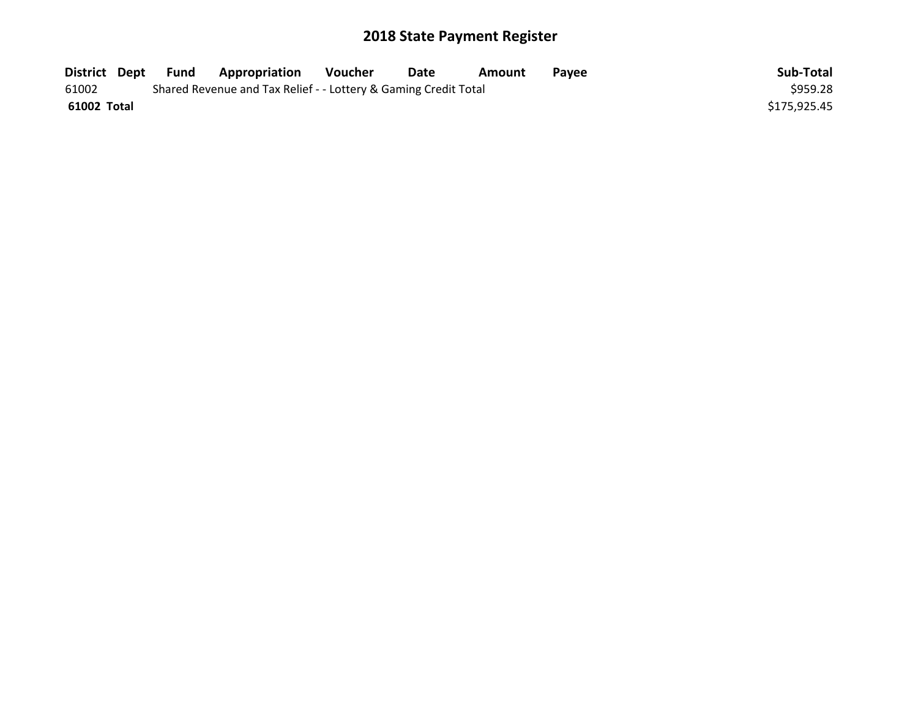## 2018 State Payment Register

| District | Dept | Fund | Appropriation | Voucher | Date | Amount | Payee | Sub-Total |
|---|---|---|---|---|---|---|---|---|
| 61002 | | Shared Revenue and Tax Relief - - Lottery & Gaming Credit Total | | | | | | $959.28 |
| **61002 Total** | | | | | | | | $175,925.45 |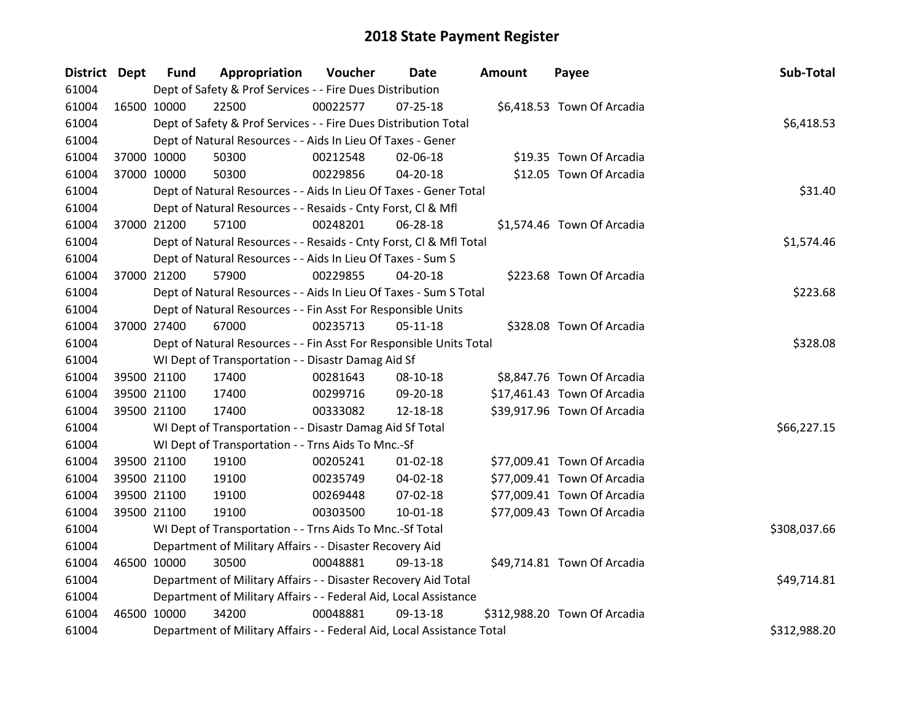# 2018 State Payment Register

| District | Dept | Fund | Appropriation | Voucher | Date | Amount | Payee | Sub-Total |
|---|---|---|---|---|---|---|---|---|
| 61004 | | Dept of Safety & Prof Services - - Fire Dues Distribution | | | | | | |
| 61004 | 16500 | 10000 | 22500 | 00022577 | 07-25-18 | $6,418.53 | Town Of Arcadia | |
| 61004 | | Dept of Safety & Prof Services - - Fire Dues Distribution Total | | | | | | $6,418.53 |
| 61004 | | Dept of Natural Resources - - Aids In Lieu Of Taxes - Gener | | | | | | |
| 61004 | 37000 | 10000 | 50300 | 00212548 | 02-06-18 | $19.35 | Town Of Arcadia | |
| 61004 | 37000 | 10000 | 50300 | 00229856 | 04-20-18 | $12.05 | Town Of Arcadia | |
| 61004 | | Dept of Natural Resources - - Aids In Lieu Of Taxes - Gener Total | | | | | | $31.40 |
| 61004 | | Dept of Natural Resources - - Resaids - Cnty Forst, Cl & Mfl | | | | | | |
| 61004 | 37000 | 21200 | 57100 | 00248201 | 06-28-18 | $1,574.46 | Town Of Arcadia | |
| 61004 | | Dept of Natural Resources - - Resaids - Cnty Forst, Cl & Mfl Total | | | | | | $1,574.46 |
| 61004 | | Dept of Natural Resources - - Aids In Lieu Of Taxes - Sum S | | | | | | |
| 61004 | 37000 | 21200 | 57900 | 00229855 | 04-20-18 | $223.68 | Town Of Arcadia | |
| 61004 | | Dept of Natural Resources - - Aids In Lieu Of Taxes - Sum S Total | | | | | | $223.68 |
| 61004 | | Dept of Natural Resources - - Fin Asst For Responsible Units | | | | | | |
| 61004 | 37000 | 27400 | 67000 | 00235713 | 05-11-18 | $328.08 | Town Of Arcadia | |
| 61004 | | Dept of Natural Resources - - Fin Asst For Responsible Units Total | | | | | | $328.08 |
| 61004 | | WI Dept of Transportation - - Disastr Damag Aid Sf | | | | | | |
| 61004 | 39500 | 21100 | 17400 | 00281643 | 08-10-18 | $8,847.76 | Town Of Arcadia | |
| 61004 | 39500 | 21100 | 17400 | 00299716 | 09-20-18 | $17,461.43 | Town Of Arcadia | |
| 61004 | 39500 | 21100 | 17400 | 00333082 | 12-18-18 | $39,917.96 | Town Of Arcadia | |
| 61004 | | WI Dept of Transportation - - Disastr Damag Aid Sf Total | | | | | | $66,227.15 |
| 61004 | | WI Dept of Transportation - - Trns Aids To Mnc.-Sf | | | | | | |
| 61004 | 39500 | 21100 | 19100 | 00205241 | 01-02-18 | $77,009.41 | Town Of Arcadia | |
| 61004 | 39500 | 21100 | 19100 | 00235749 | 04-02-18 | $77,009.41 | Town Of Arcadia | |
| 61004 | 39500 | 21100 | 19100 | 00269448 | 07-02-18 | $77,009.41 | Town Of Arcadia | |
| 61004 | 39500 | 21100 | 19100 | 00303500 | 10-01-18 | $77,009.43 | Town Of Arcadia | |
| 61004 | | WI Dept of Transportation - - Trns Aids To Mnc.-Sf Total | | | | | | $308,037.66 |
| 61004 | | Department of Military Affairs - - Disaster Recovery Aid | | | | | | |
| 61004 | 46500 | 10000 | 30500 | 00048881 | 09-13-18 | $49,714.81 | Town Of Arcadia | |
| 61004 | | Department of Military Affairs - - Disaster Recovery Aid Total | | | | | | $49,714.81 |
| 61004 | | Department of Military Affairs - - Federal Aid, Local Assistance | | | | | | |
| 61004 | 46500 | 10000 | 34200 | 00048881 | 09-13-18 | $312,988.20 | Town Of Arcadia | |
| 61004 | | Department of Military Affairs - - Federal Aid, Local Assistance Total | | | | | | $312,988.20 |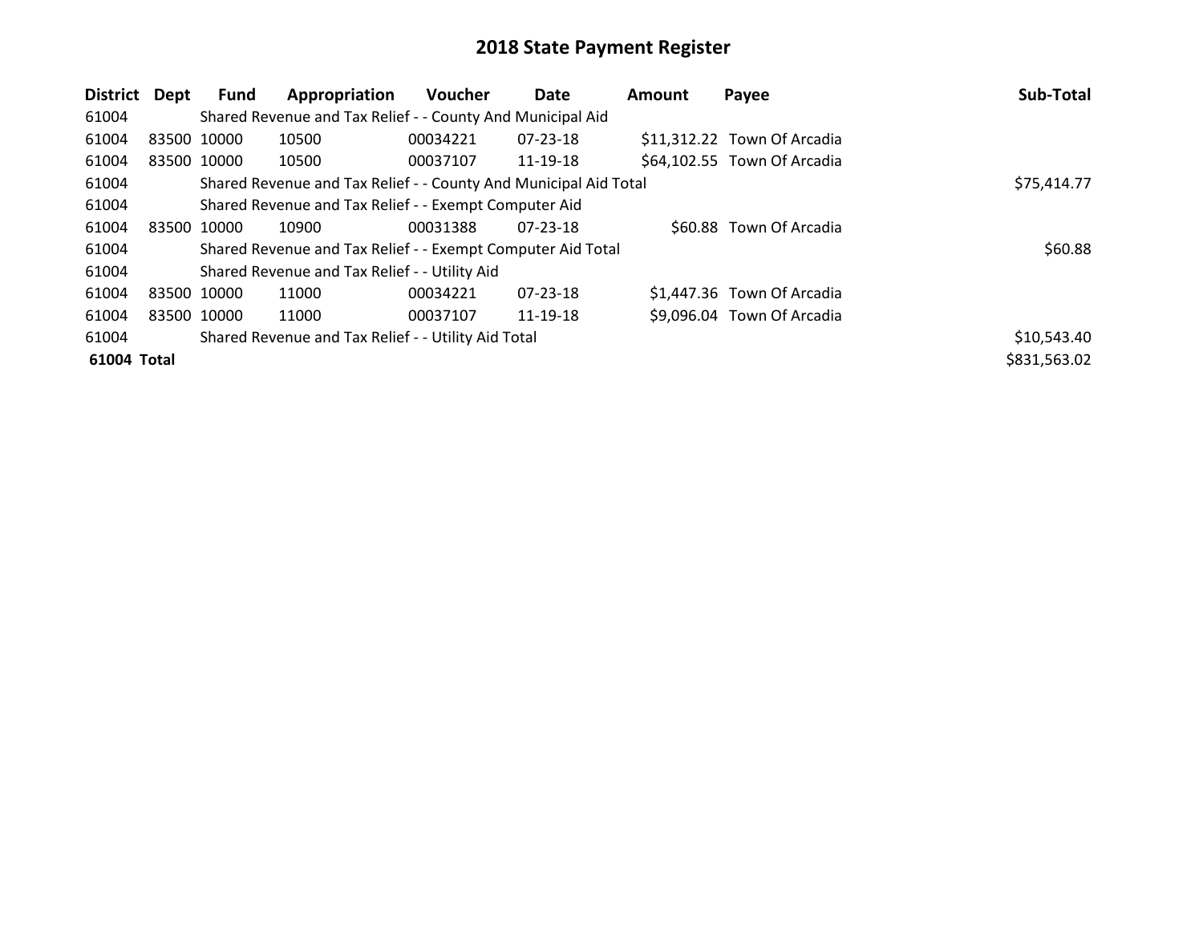# 2018 State Payment Register

| District | Dept | Fund | Appropriation | Voucher | Date | Amount | Payee | Sub-Total |
|---|---|---|---|---|---|---|---|---|
| 61004 | | Shared Revenue and Tax Relief - - County And Municipal Aid | | | | | | |
| 61004 | 83500 | 10000 | 10500 | 00034221 | 07-23-18 | $11,312.22 | Town Of Arcadia | |
| 61004 | 83500 | 10000 | 10500 | 00037107 | 11-19-18 | $64,102.55 | Town Of Arcadia | |
| 61004 | | Shared Revenue and Tax Relief - - County And Municipal Aid Total | | | | | | $75,414.77 |
| 61004 | | Shared Revenue and Tax Relief - - Exempt Computer Aid | | | | | | |
| 61004 | 83500 | 10000 | 10900 | 00031388 | 07-23-18 | $60.88 | Town Of Arcadia | |
| 61004 | | Shared Revenue and Tax Relief - - Exempt Computer Aid Total | | | | | | $60.88 |
| 61004 | | Shared Revenue and Tax Relief - - Utility Aid | | | | | | |
| 61004 | 83500 | 10000 | 11000 | 00034221 | 07-23-18 | $1,447.36 | Town Of Arcadia | |
| 61004 | 83500 | 10000 | 11000 | 00037107 | 11-19-18 | $9,096.04 | Town Of Arcadia | |
| 61004 | | Shared Revenue and Tax Relief - - Utility Aid Total | | | | | | $10,543.40 |
| **61004 Total** | | | | | | | | $831,563.02 |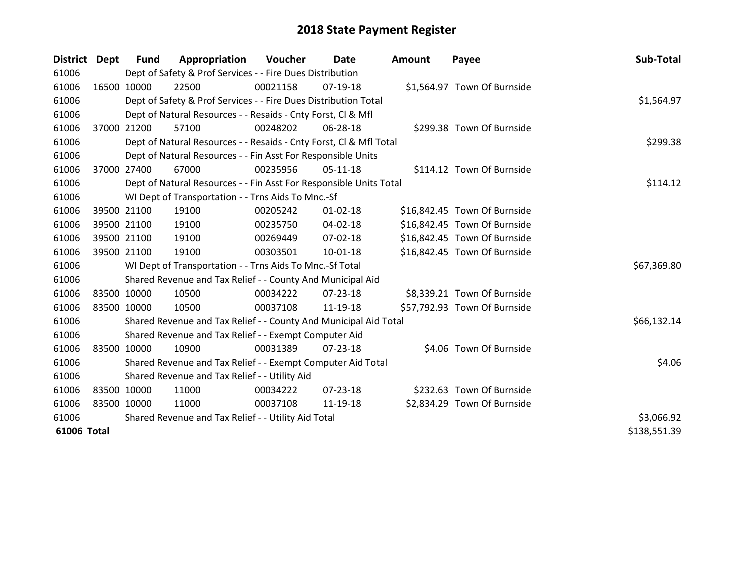# 2018 State Payment Register

| District | Dept | Fund | Appropriation | Voucher | Date | Amount | Payee | Sub-Total |
|---|---|---|---|---|---|---|---|---|
| 61006 | | Dept of Safety & Prof Services - - Fire Dues Distribution | | | | | | |
| 61006 | 16500 | 10000 | 22500 | 00021158 | 07-19-18 | $1,564.97 | Town Of Burnside | |
| 61006 | | Dept of Safety & Prof Services - - Fire Dues Distribution Total | | | | | | $1,564.97 |
| 61006 | | Dept of Natural Resources - - Resaids - Cnty Forst, Cl & Mfl | | | | | | |
| 61006 | 37000 | 21200 | 57100 | 00248202 | 06-28-18 | $299.38 | Town Of Burnside | |
| 61006 | | Dept of Natural Resources - - Resaids - Cnty Forst, Cl & Mfl Total | | | | | | $299.38 |
| 61006 | | Dept of Natural Resources - - Fin Asst For Responsible Units | | | | | | |
| 61006 | 37000 | 27400 | 67000 | 00235956 | 05-11-18 | $114.12 | Town Of Burnside | |
| 61006 | | Dept of Natural Resources - - Fin Asst For Responsible Units Total | | | | | | $114.12 |
| 61006 | | WI Dept of Transportation - - Trns Aids To Mnc.-Sf | | | | | | |
| 61006 | 39500 | 21100 | 19100 | 00205242 | 01-02-18 | $16,842.45 | Town Of Burnside | |
| 61006 | 39500 | 21100 | 19100 | 00235750 | 04-02-18 | $16,842.45 | Town Of Burnside | |
| 61006 | 39500 | 21100 | 19100 | 00269449 | 07-02-18 | $16,842.45 | Town Of Burnside | |
| 61006 | 39500 | 21100 | 19100 | 00303501 | 10-01-18 | $16,842.45 | Town Of Burnside | |
| 61006 | | WI Dept of Transportation - - Trns Aids To Mnc.-Sf Total | | | | | | $67,369.80 |
| 61006 | | Shared Revenue and Tax Relief - - County And Municipal Aid | | | | | | |
| 61006 | 83500 | 10000 | 10500 | 00034222 | 07-23-18 | $8,339.21 | Town Of Burnside | |
| 61006 | 83500 | 10000 | 10500 | 00037108 | 11-19-18 | $57,792.93 | Town Of Burnside | |
| 61006 | | Shared Revenue and Tax Relief - - County And Municipal Aid Total | | | | | | $66,132.14 |
| 61006 | | Shared Revenue and Tax Relief - - Exempt Computer Aid | | | | | | |
| 61006 | 83500 | 10000 | 10900 | 00031389 | 07-23-18 | $4.06 | Town Of Burnside | |
| 61006 | | Shared Revenue and Tax Relief - - Exempt Computer Aid Total | | | | | | $4.06 |
| 61006 | | Shared Revenue and Tax Relief - - Utility Aid | | | | | | |
| 61006 | 83500 | 10000 | 11000 | 00034222 | 07-23-18 | $232.63 | Town Of Burnside | |
| 61006 | 83500 | 10000 | 11000 | 00037108 | 11-19-18 | $2,834.29 | Town Of Burnside | |
| 61006 | | Shared Revenue and Tax Relief - - Utility Aid Total | | | | | | $3,066.92 |
| **61006 Total** | | | | | | | | $138,551.39 |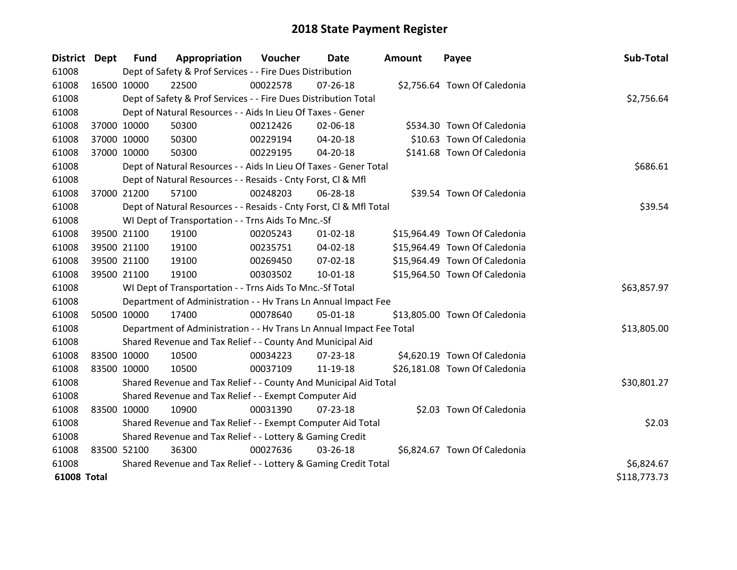# 2018 State Payment Register

| District | Dept | Fund | Appropriation | Voucher | Date | Amount | Payee | Sub-Total |
|---|---|---|---|---|---|---|---|---|
| 61008 | | Dept of Safety & Prof Services - - Fire Dues Distribution | | | | | | |
| 61008 | 16500 | 10000 | 22500 | 00022578 | 07-26-18 | $2,756.64 | Town Of Caledonia | |
| 61008 | | Dept of Safety & Prof Services - - Fire Dues Distribution Total | | | | | | $2,756.64 |
| 61008 | | Dept of Natural Resources - - Aids In Lieu Of Taxes - Gener | | | | | | |
| 61008 | 37000 | 10000 | 50300 | 00212426 | 02-06-18 | $534.30 | Town Of Caledonia | |
| 61008 | 37000 | 10000 | 50300 | 00229194 | 04-20-18 | $10.63 | Town Of Caledonia | |
| 61008 | 37000 | 10000 | 50300 | 00229195 | 04-20-18 | $141.68 | Town Of Caledonia | |
| 61008 | | Dept of Natural Resources - - Aids In Lieu Of Taxes - Gener Total | | | | | | $686.61 |
| 61008 | | Dept of Natural Resources - - Resaids - Cnty Forst, Cl & Mfl | | | | | | |
| 61008 | 37000 | 21200 | 57100 | 00248203 | 06-28-18 | $39.54 | Town Of Caledonia | |
| 61008 | | Dept of Natural Resources - - Resaids - Cnty Forst, Cl & Mfl Total | | | | | | $39.54 |
| 61008 | | WI Dept of Transportation - - Trns Aids To Mnc.-Sf | | | | | | |
| 61008 | 39500 | 21100 | 19100 | 00205243 | 01-02-18 | $15,964.49 | Town Of Caledonia | |
| 61008 | 39500 | 21100 | 19100 | 00235751 | 04-02-18 | $15,964.49 | Town Of Caledonia | |
| 61008 | 39500 | 21100 | 19100 | 00269450 | 07-02-18 | $15,964.49 | Town Of Caledonia | |
| 61008 | 39500 | 21100 | 19100 | 00303502 | 10-01-18 | $15,964.50 | Town Of Caledonia | |
| 61008 | | WI Dept of Transportation - - Trns Aids To Mnc.-Sf Total | | | | | | $63,857.97 |
| 61008 | | Department of Administration - - Hv Trans Ln Annual Impact Fee | | | | | | |
| 61008 | 50500 | 10000 | 17400 | 00078640 | 05-01-18 | $13,805.00 | Town Of Caledonia | |
| 61008 | | Department of Administration - - Hv Trans Ln Annual Impact Fee Total | | | | | | $13,805.00 |
| 61008 | | Shared Revenue and Tax Relief - - County And Municipal Aid | | | | | | |
| 61008 | 83500 | 10000 | 10500 | 00034223 | 07-23-18 | $4,620.19 | Town Of Caledonia | |
| 61008 | 83500 | 10000 | 10500 | 00037109 | 11-19-18 | $26,181.08 | Town Of Caledonia | |
| 61008 | | Shared Revenue and Tax Relief - - County And Municipal Aid Total | | | | | | $30,801.27 |
| 61008 | | Shared Revenue and Tax Relief - - Exempt Computer Aid | | | | | | |
| 61008 | 83500 | 10000 | 10900 | 00031390 | 07-23-18 | $2.03 | Town Of Caledonia | |
| 61008 | | Shared Revenue and Tax Relief - - Exempt Computer Aid Total | | | | | | $2.03 |
| 61008 | | Shared Revenue and Tax Relief - - Lottery & Gaming Credit | | | | | | |
| 61008 | 83500 | 52100 | 36300 | 00027636 | 03-26-18 | $6,824.67 | Town Of Caledonia | |
| 61008 | | Shared Revenue and Tax Relief - - Lottery & Gaming Credit Total | | | | | | $6,824.67 |
| **61008 Total** | | | | | | | | $118,773.73 |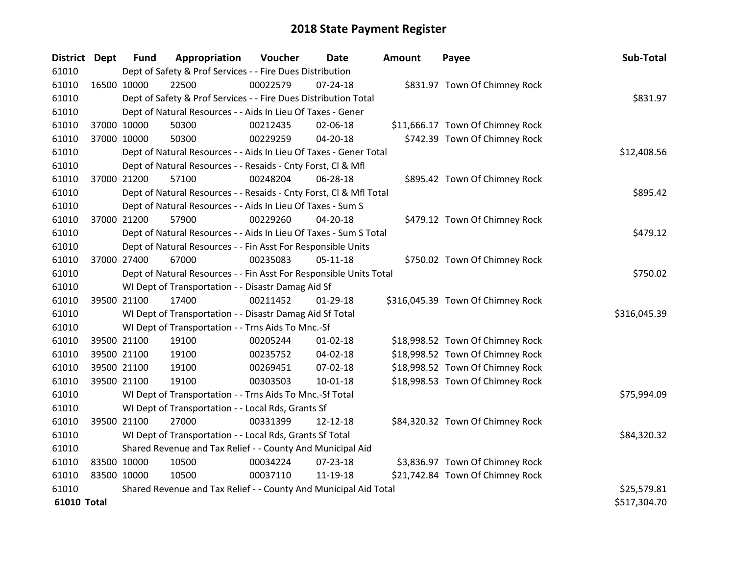# 2018 State Payment Register

| District | Dept | Fund | Appropriation | Voucher | Date | Amount | Payee | Sub-Total |
|---|---|---|---|---|---|---|---|---|
| 61010 | | Dept of Safety & Prof Services - - Fire Dues Distribution | | | | | | |
| 61010 | 16500 | 10000 | 22500 | 00022579 | 07-24-18 | $831.97 | Town Of Chimney Rock | |
| 61010 | | Dept of Safety & Prof Services - - Fire Dues Distribution Total | | | | | | $831.97 |
| 61010 | | Dept of Natural Resources - - Aids In Lieu Of Taxes - Gener | | | | | | |
| 61010 | 37000 | 10000 | 50300 | 00212435 | 02-06-18 | $11,666.17 | Town Of Chimney Rock | |
| 61010 | 37000 | 10000 | 50300 | 00229259 | 04-20-18 | $742.39 | Town Of Chimney Rock | |
| 61010 | | Dept of Natural Resources - - Aids In Lieu Of Taxes - Gener Total | | | | | | $12,408.56 |
| 61010 | | Dept of Natural Resources - - Resaids - Cnty Forst, Cl & Mfl | | | | | | |
| 61010 | 37000 | 21200 | 57100 | 00248204 | 06-28-18 | $895.42 | Town Of Chimney Rock | |
| 61010 | | Dept of Natural Resources - - Resaids - Cnty Forst, Cl & Mfl Total | | | | | | $895.42 |
| 61010 | | Dept of Natural Resources - - Aids In Lieu Of Taxes - Sum S | | | | | | |
| 61010 | 37000 | 21200 | 57900 | 00229260 | 04-20-18 | $479.12 | Town Of Chimney Rock | |
| 61010 | | Dept of Natural Resources - - Aids In Lieu Of Taxes - Sum S Total | | | | | | $479.12 |
| 61010 | | Dept of Natural Resources - - Fin Asst For Responsible Units | | | | | | |
| 61010 | 37000 | 27400 | 67000 | 00235083 | 05-11-18 | $750.02 | Town Of Chimney Rock | |
| 61010 | | Dept of Natural Resources - - Fin Asst For Responsible Units Total | | | | | | $750.02 |
| 61010 | | WI Dept of Transportation - - Disastr Damag Aid Sf | | | | | | |
| 61010 | 39500 | 21100 | 17400 | 00211452 | 01-29-18 | $316,045.39 | Town Of Chimney Rock | |
| 61010 | | WI Dept of Transportation - - Disastr Damag Aid Sf Total | | | | | | $316,045.39 |
| 61010 | | WI Dept of Transportation - - Trns Aids To Mnc.-Sf | | | | | | |
| 61010 | 39500 | 21100 | 19100 | 00205244 | 01-02-18 | $18,998.52 | Town Of Chimney Rock | |
| 61010 | 39500 | 21100 | 19100 | 00235752 | 04-02-18 | $18,998.52 | Town Of Chimney Rock | |
| 61010 | 39500 | 21100 | 19100 | 00269451 | 07-02-18 | $18,998.52 | Town Of Chimney Rock | |
| 61010 | 39500 | 21100 | 19100 | 00303503 | 10-01-18 | $18,998.53 | Town Of Chimney Rock | |
| 61010 | | WI Dept of Transportation - - Trns Aids To Mnc.-Sf Total | | | | | | $75,994.09 |
| 61010 | | WI Dept of Transportation - - Local Rds, Grants Sf | | | | | | |
| 61010 | 39500 | 21100 | 27000 | 00331399 | 12-12-18 | $84,320.32 | Town Of Chimney Rock | |
| 61010 | | WI Dept of Transportation - - Local Rds, Grants Sf Total | | | | | | $84,320.32 |
| 61010 | | Shared Revenue and Tax Relief - - County And Municipal Aid | | | | | | |
| 61010 | 83500 | 10000 | 10500 | 00034224 | 07-23-18 | $3,836.97 | Town Of Chimney Rock | |
| 61010 | 83500 | 10000 | 10500 | 00037110 | 11-19-18 | $21,742.84 | Town Of Chimney Rock | |
| 61010 | | Shared Revenue and Tax Relief - - County And Municipal Aid Total | | | | | | $25,579.81 |
| **61010 Total** | | | | | | | | $517,304.70 |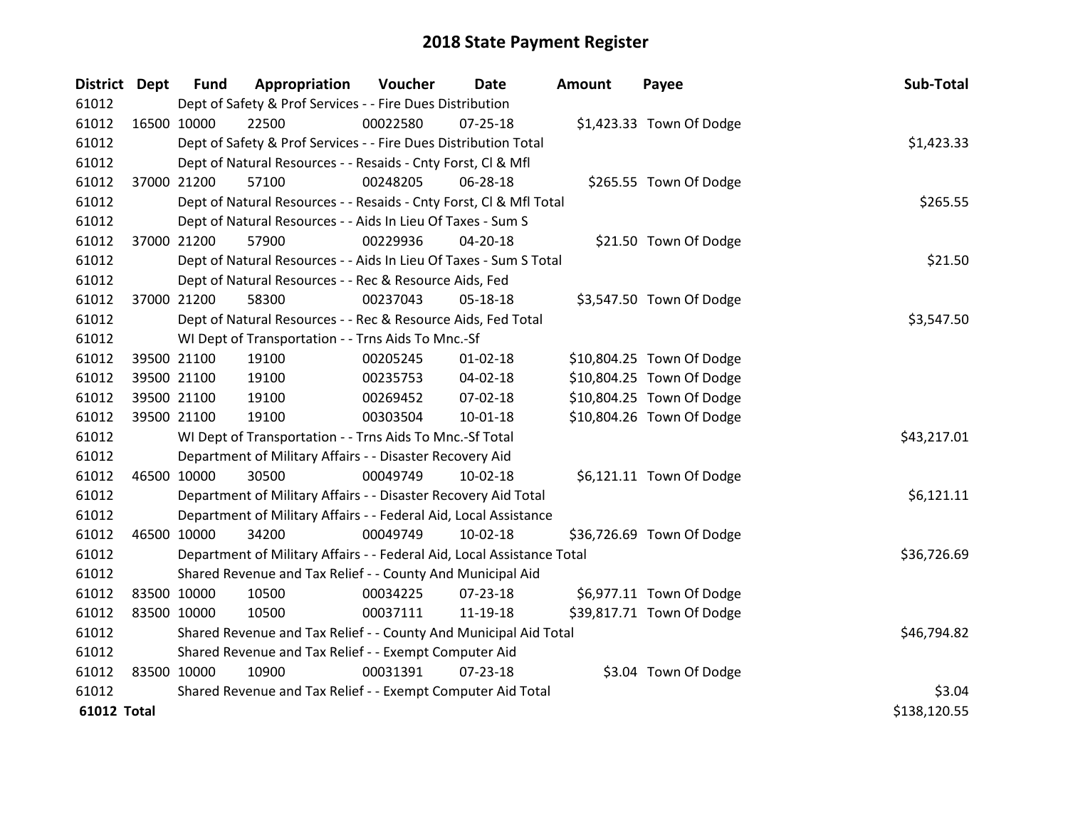# 2018 State Payment Register

| District | Dept | Fund | Appropriation | Voucher | Date | Amount | Payee | Sub-Total |
|---|---|---|---|---|---|---|---|---|
| 61012 | | Dept of Safety & Prof Services - - Fire Dues Distribution | | | | | | |
| 61012 | 16500 | 10000 | 22500 | 00022580 | 07-25-18 | $1,423.33 | Town Of Dodge | |
| 61012 | | Dept of Safety & Prof Services - - Fire Dues Distribution Total | | | | | | $1,423.33 |
| 61012 | | Dept of Natural Resources - - Resaids - Cnty Forst, Cl & Mfl | | | | | | |
| 61012 | 37000 | 21200 | 57100 | 00248205 | 06-28-18 | $265.55 | Town Of Dodge | |
| 61012 | | Dept of Natural Resources - - Resaids - Cnty Forst, Cl & Mfl Total | | | | | | $265.55 |
| 61012 | | Dept of Natural Resources - - Aids In Lieu Of Taxes - Sum S | | | | | | |
| 61012 | 37000 | 21200 | 57900 | 00229936 | 04-20-18 | $21.50 | Town Of Dodge | |
| 61012 | | Dept of Natural Resources - - Aids In Lieu Of Taxes - Sum S Total | | | | | | $21.50 |
| 61012 | | Dept of Natural Resources - - Rec & Resource Aids, Fed | | | | | | |
| 61012 | 37000 | 21200 | 58300 | 00237043 | 05-18-18 | $3,547.50 | Town Of Dodge | |
| 61012 | | Dept of Natural Resources - - Rec & Resource Aids, Fed Total | | | | | | $3,547.50 |
| 61012 | | WI Dept of Transportation - - Trns Aids To Mnc.-Sf | | | | | | |
| 61012 | 39500 | 21100 | 19100 | 00205245 | 01-02-18 | $10,804.25 | Town Of Dodge | |
| 61012 | 39500 | 21100 | 19100 | 00235753 | 04-02-18 | $10,804.25 | Town Of Dodge | |
| 61012 | 39500 | 21100 | 19100 | 00269452 | 07-02-18 | $10,804.25 | Town Of Dodge | |
| 61012 | 39500 | 21100 | 19100 | 00303504 | 10-01-18 | $10,804.26 | Town Of Dodge | |
| 61012 | | WI Dept of Transportation - - Trns Aids To Mnc.-Sf Total | | | | | | $43,217.01 |
| 61012 | | Department of Military Affairs - - Disaster Recovery Aid | | | | | | |
| 61012 | 46500 | 10000 | 30500 | 00049749 | 10-02-18 | $6,121.11 | Town Of Dodge | |
| 61012 | | Department of Military Affairs - - Disaster Recovery Aid Total | | | | | | $6,121.11 |
| 61012 | | Department of Military Affairs - - Federal Aid, Local Assistance | | | | | | |
| 61012 | 46500 | 10000 | 34200 | 00049749 | 10-02-18 | $36,726.69 | Town Of Dodge | |
| 61012 | | Department of Military Affairs - - Federal Aid, Local Assistance Total | | | | | | $36,726.69 |
| 61012 | | Shared Revenue and Tax Relief - - County And Municipal Aid | | | | | | |
| 61012 | 83500 | 10000 | 10500 | 00034225 | 07-23-18 | $6,977.11 | Town Of Dodge | |
| 61012 | 83500 | 10000 | 10500 | 00037111 | 11-19-18 | $39,817.71 | Town Of Dodge | |
| 61012 | | Shared Revenue and Tax Relief - - County And Municipal Aid Total | | | | | | $46,794.82 |
| 61012 | | Shared Revenue and Tax Relief - - Exempt Computer Aid | | | | | | |
| 61012 | 83500 | 10000 | 10900 | 00031391 | 07-23-18 | $3.04 | Town Of Dodge | |
| 61012 | | Shared Revenue and Tax Relief - - Exempt Computer Aid Total | | | | | | $3.04 |
| **61012 Total** | | | | | | | | $138,120.55 |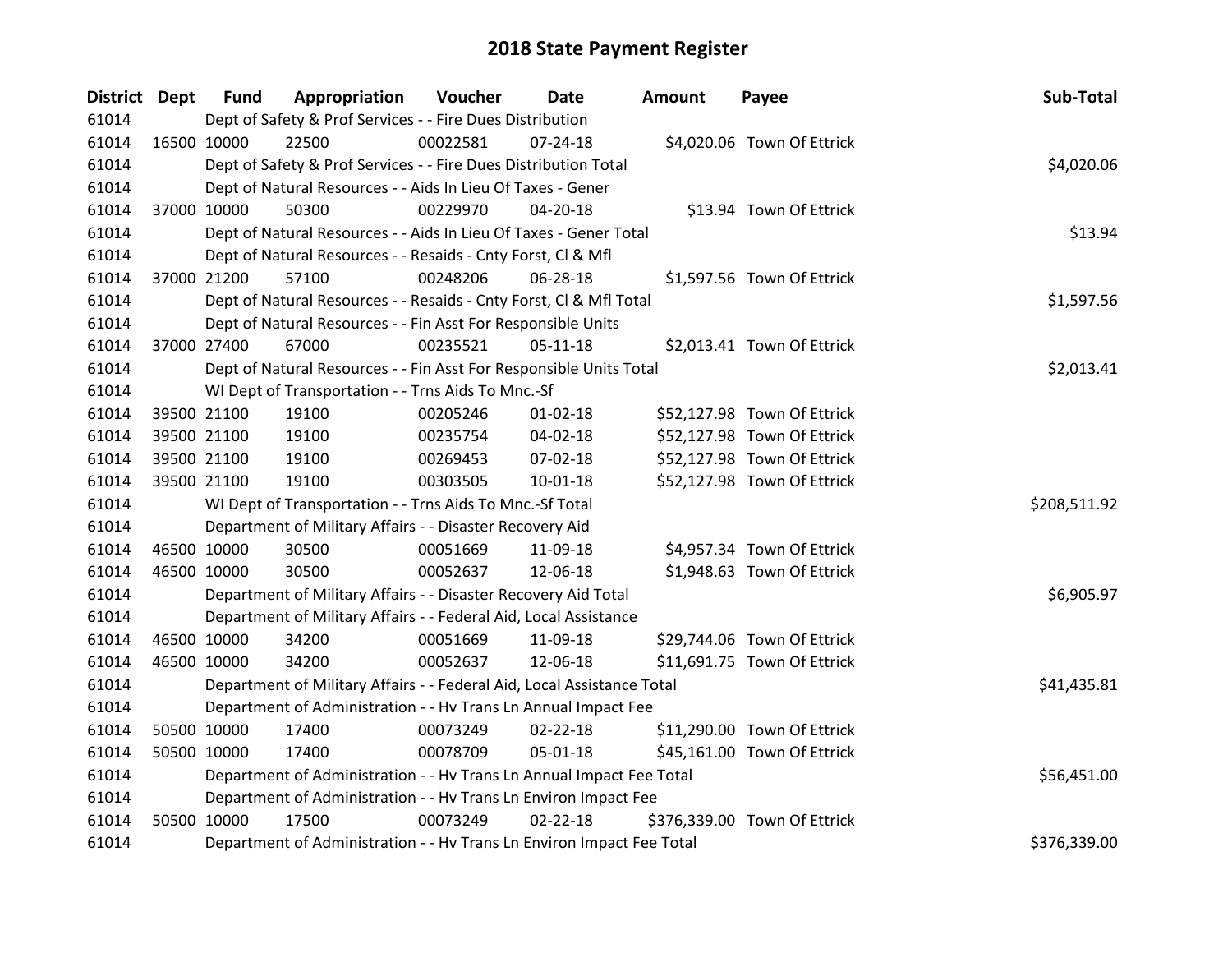# 2018 State Payment Register

| District | Dept | Fund | Appropriation | Voucher | Date | Amount | Payee | Sub-Total |
|---|---|---|---|---|---|---|---|---|
| 61014 | | Dept of Safety & Prof Services - - Fire Dues Distribution | | | | | | |
| 61014 | 16500 | 10000 | 22500 | 00022581 | 07-24-18 | $4,020.06 | Town Of Ettrick | |
| 61014 | | Dept of Safety & Prof Services - - Fire Dues Distribution Total | | | | | | $4,020.06 |
| 61014 | | Dept of Natural Resources - - Aids In Lieu Of Taxes - Gener | | | | | | |
| 61014 | 37000 | 10000 | 50300 | 00229970 | 04-20-18 | $13.94 | Town Of Ettrick | |
| 61014 | | Dept of Natural Resources - - Aids In Lieu Of Taxes - Gener Total | | | | | | $13.94 |
| 61014 | | Dept of Natural Resources - - Resaids - Cnty Forst, Cl & Mfl | | | | | | |
| 61014 | 37000 | 21200 | 57100 | 00248206 | 06-28-18 | $1,597.56 | Town Of Ettrick | |
| 61014 | | Dept of Natural Resources - - Resaids - Cnty Forst, Cl & Mfl Total | | | | | | $1,597.56 |
| 61014 | | Dept of Natural Resources - - Fin Asst For Responsible Units | | | | | | |
| 61014 | 37000 | 27400 | 67000 | 00235521 | 05-11-18 | $2,013.41 | Town Of Ettrick | |
| 61014 | | Dept of Natural Resources - - Fin Asst For Responsible Units Total | | | | | | $2,013.41 |
| 61014 | | WI Dept of Transportation - - Trns Aids To Mnc.-Sf | | | | | | |
| 61014 | 39500 | 21100 | 19100 | 00205246 | 01-02-18 | $52,127.98 | Town Of Ettrick | |
| 61014 | 39500 | 21100 | 19100 | 00235754 | 04-02-18 | $52,127.98 | Town Of Ettrick | |
| 61014 | 39500 | 21100 | 19100 | 00269453 | 07-02-18 | $52,127.98 | Town Of Ettrick | |
| 61014 | 39500 | 21100 | 19100 | 00303505 | 10-01-18 | $52,127.98 | Town Of Ettrick | |
| 61014 | | WI Dept of Transportation - - Trns Aids To Mnc.-Sf Total | | | | | | $208,511.92 |
| 61014 | | Department of Military Affairs - - Disaster Recovery Aid | | | | | | |
| 61014 | 46500 | 10000 | 30500 | 00051669 | 11-09-18 | $4,957.34 | Town Of Ettrick | |
| 61014 | 46500 | 10000 | 30500 | 00052637 | 12-06-18 | $1,948.63 | Town Of Ettrick | |
| 61014 | | Department of Military Affairs - - Disaster Recovery Aid Total | | | | | | $6,905.97 |
| 61014 | | Department of Military Affairs - - Federal Aid, Local Assistance | | | | | | |
| 61014 | 46500 | 10000 | 34200 | 00051669 | 11-09-18 | $29,744.06 | Town Of Ettrick | |
| 61014 | 46500 | 10000 | 34200 | 00052637 | 12-06-18 | $11,691.75 | Town Of Ettrick | |
| 61014 | | Department of Military Affairs - - Federal Aid, Local Assistance Total | | | | | | $41,435.81 |
| 61014 | | Department of Administration - - Hv Trans Ln Annual Impact Fee | | | | | | |
| 61014 | 50500 | 10000 | 17400 | 00073249 | 02-22-18 | $11,290.00 | Town Of Ettrick | |
| 61014 | 50500 | 10000 | 17400 | 00078709 | 05-01-18 | $45,161.00 | Town Of Ettrick | |
| 61014 | | Department of Administration - - Hv Trans Ln Annual Impact Fee Total | | | | | | $56,451.00 |
| 61014 | | Department of Administration - - Hv Trans Ln Environ Impact Fee | | | | | | |
| 61014 | 50500 | 10000 | 17500 | 00073249 | 02-22-18 | $376,339.00 | Town Of Ettrick | |
| 61014 | | Department of Administration - - Hv Trans Ln Environ Impact Fee Total | | | | | | $376,339.00 |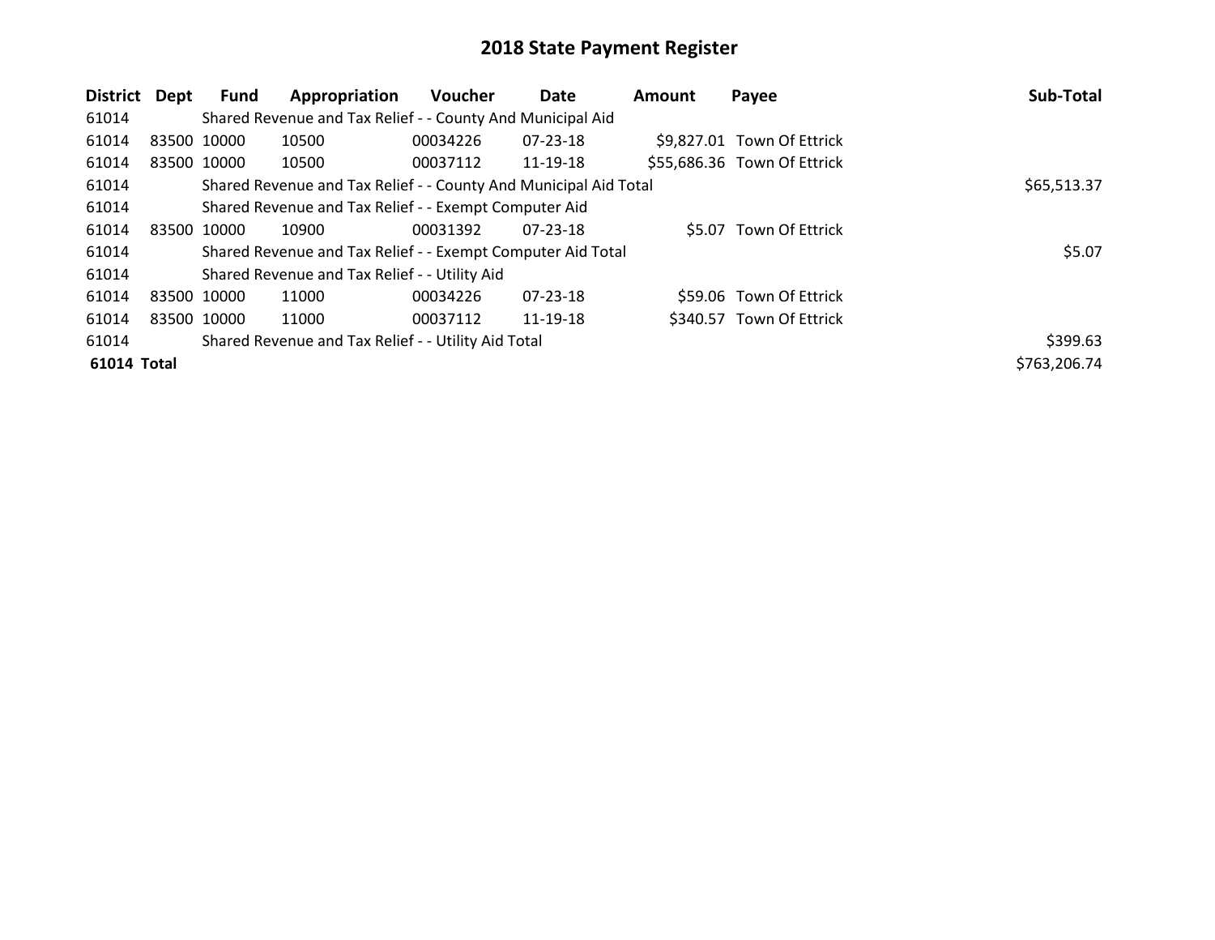# 2018 State Payment Register

| District | Dept | Fund | Appropriation | Voucher | Date | Amount | Payee | Sub-Total |
|---|---|---|---|---|---|---|---|---|
| 61014 | | Shared Revenue and Tax Relief - - County And Municipal Aid | | | | | | |
| 61014 | 83500 | 10000 | 10500 | 00034226 | 07-23-18 | $9,827.01 | Town Of Ettrick | |
| 61014 | 83500 | 10000 | 10500 | 00037112 | 11-19-18 | $55,686.36 | Town Of Ettrick | |
| 61014 | | Shared Revenue and Tax Relief - - County And Municipal Aid Total | | | | | | $65,513.37 |
| 61014 | | Shared Revenue and Tax Relief - - Exempt Computer Aid | | | | | | |
| 61014 | 83500 | 10000 | 10900 | 00031392 | 07-23-18 | $5.07 | Town Of Ettrick | |
| 61014 | | Shared Revenue and Tax Relief - - Exempt Computer Aid Total | | | | | | $5.07 |
| 61014 | | Shared Revenue and Tax Relief - - Utility Aid | | | | | | |
| 61014 | 83500 | 10000 | 11000 | 00034226 | 07-23-18 | $59.06 | Town Of Ettrick | |
| 61014 | 83500 | 10000 | 11000 | 00037112 | 11-19-18 | $340.57 | Town Of Ettrick | |
| 61014 | | Shared Revenue and Tax Relief - - Utility Aid Total | | | | | | $399.63 |
| **61014 Total** | | | | | | | | $763,206.74 |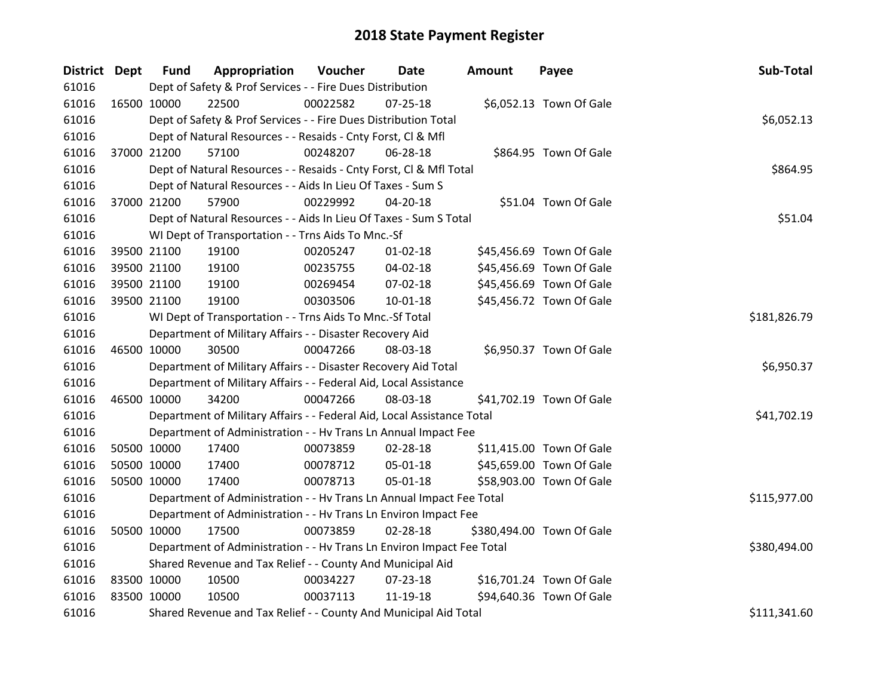# 2018 State Payment Register

| District | Dept | Fund | Appropriation | Voucher | Date | Amount | Payee | Sub-Total |
|---|---|---|---|---|---|---|---|---|
| 61016 | | Dept of Safety & Prof Services - - Fire Dues Distribution | | | | | | |
| 61016 | 16500 | 10000 | 22500 | 00022582 | 07-25-18 | $6,052.13 | Town Of Gale | |
| 61016 | | Dept of Safety & Prof Services - - Fire Dues Distribution Total | | | | | | $6,052.13 |
| 61016 | | Dept of Natural Resources - - Resaids - Cnty Forst, Cl & Mfl | | | | | | |
| 61016 | 37000 | 21200 | 57100 | 00248207 | 06-28-18 | $864.95 | Town Of Gale | |
| 61016 | | Dept of Natural Resources - - Resaids - Cnty Forst, Cl & Mfl Total | | | | | | $864.95 |
| 61016 | | Dept of Natural Resources - - Aids In Lieu Of Taxes - Sum S | | | | | | |
| 61016 | 37000 | 21200 | 57900 | 00229992 | 04-20-18 | $51.04 | Town Of Gale | |
| 61016 | | Dept of Natural Resources - - Aids In Lieu Of Taxes - Sum S Total | | | | | | $51.04 |
| 61016 | | WI Dept of Transportation - - Trns Aids To Mnc.-Sf | | | | | | |
| 61016 | 39500 | 21100 | 19100 | 00205247 | 01-02-18 | $45,456.69 | Town Of Gale | |
| 61016 | 39500 | 21100 | 19100 | 00235755 | 04-02-18 | $45,456.69 | Town Of Gale | |
| 61016 | 39500 | 21100 | 19100 | 00269454 | 07-02-18 | $45,456.69 | Town Of Gale | |
| 61016 | 39500 | 21100 | 19100 | 00303506 | 10-01-18 | $45,456.72 | Town Of Gale | |
| 61016 | | WI Dept of Transportation - - Trns Aids To Mnc.-Sf Total | | | | | | $181,826.79 |
| 61016 | | Department of Military Affairs - - Disaster Recovery Aid | | | | | | |
| 61016 | 46500 | 10000 | 30500 | 00047266 | 08-03-18 | $6,950.37 | Town Of Gale | |
| 61016 | | Department of Military Affairs - - Disaster Recovery Aid Total | | | | | | $6,950.37 |
| 61016 | | Department of Military Affairs - - Federal Aid, Local Assistance | | | | | | |
| 61016 | 46500 | 10000 | 34200 | 00047266 | 08-03-18 | $41,702.19 | Town Of Gale | |
| 61016 | | Department of Military Affairs - - Federal Aid, Local Assistance Total | | | | | | $41,702.19 |
| 61016 | | Department of Administration - - Hv Trans Ln Annual Impact Fee | | | | | | |
| 61016 | 50500 | 10000 | 17400 | 00073859 | 02-28-18 | $11,415.00 | Town Of Gale | |
| 61016 | 50500 | 10000 | 17400 | 00078712 | 05-01-18 | $45,659.00 | Town Of Gale | |
| 61016 | 50500 | 10000 | 17400 | 00078713 | 05-01-18 | $58,903.00 | Town Of Gale | |
| 61016 | | Department of Administration - - Hv Trans Ln Annual Impact Fee Total | | | | | | $115,977.00 |
| 61016 | | Department of Administration - - Hv Trans Ln Environ Impact Fee | | | | | | |
| 61016 | 50500 | 10000 | 17500 | 00073859 | 02-28-18 | $380,494.00 | Town Of Gale | |
| 61016 | | Department of Administration - - Hv Trans Ln Environ Impact Fee Total | | | | | | $380,494.00 |
| 61016 | | Shared Revenue and Tax Relief - - County And Municipal Aid | | | | | | |
| 61016 | 83500 | 10000 | 10500 | 00034227 | 07-23-18 | $16,701.24 | Town Of Gale | |
| 61016 | 83500 | 10000 | 10500 | 00037113 | 11-19-18 | $94,640.36 | Town Of Gale | |
| 61016 | | Shared Revenue and Tax Relief - - County And Municipal Aid Total | | | | | | $111,341.60 |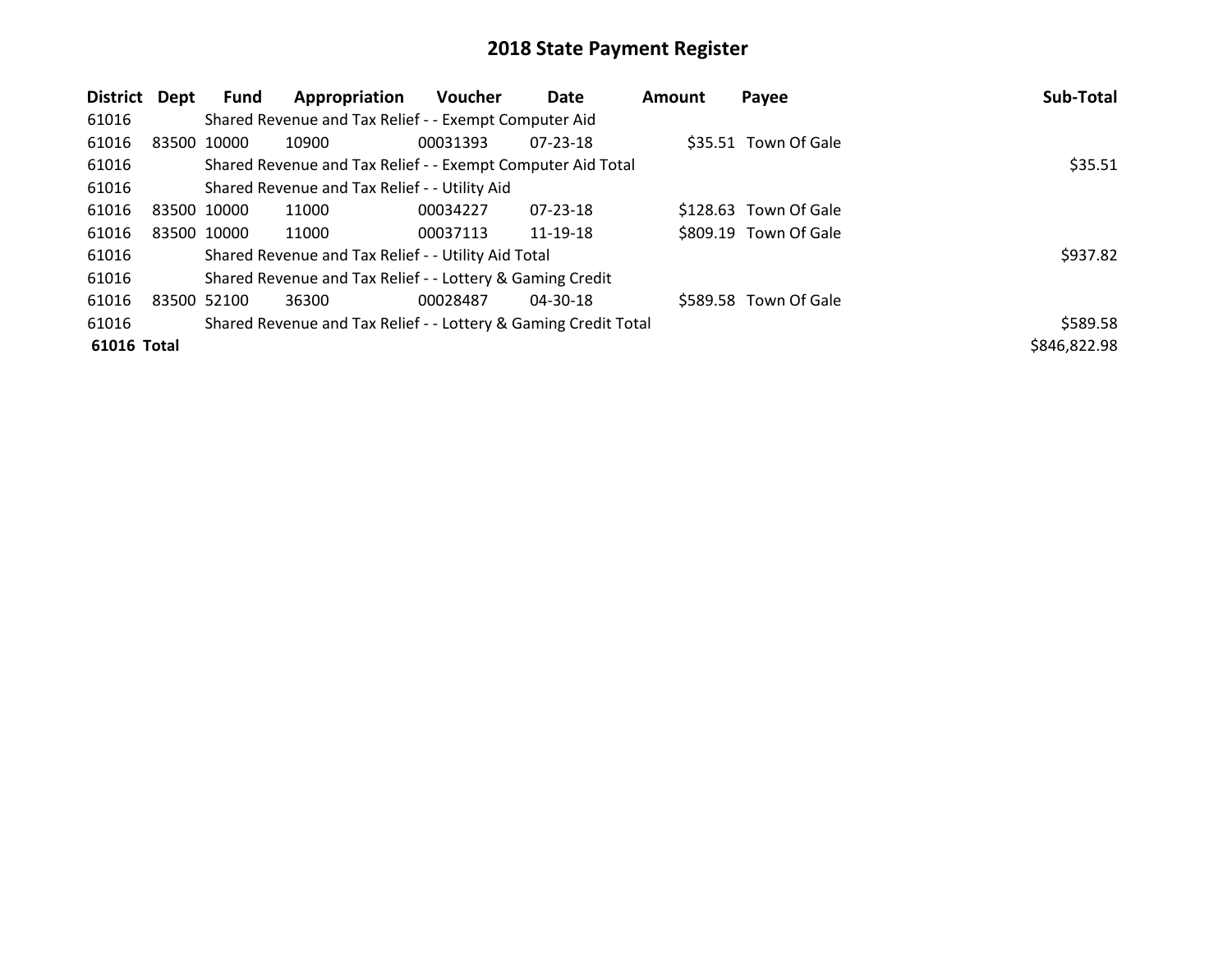# 2018 State Payment Register

| District | Dept | Fund | Appropriation | Voucher | Date | Amount | Payee | Sub-Total |
|---|---|---|---|---|---|---|---|---|
| 61016 | | Shared Revenue and Tax Relief - - Exempt Computer Aid | | | | | | |
| 61016 | 83500 | 10000 | 10900 | 00031393 | 07-23-18 | $35.51 | Town Of Gale | |
| 61016 | | Shared Revenue and Tax Relief - - Exempt Computer Aid Total | | | | | | $35.51 |
| 61016 | | Shared Revenue and Tax Relief - - Utility Aid | | | | | | |
| 61016 | 83500 | 10000 | 11000 | 00034227 | 07-23-18 | $128.63 | Town Of Gale | |
| 61016 | 83500 | 10000 | 11000 | 00037113 | 11-19-18 | $809.19 | Town Of Gale | |
| 61016 | | Shared Revenue and Tax Relief - - Utility Aid Total | | | | | | $937.82 |
| 61016 | | Shared Revenue and Tax Relief - - Lottery & Gaming Credit | | | | | | |
| 61016 | 83500 | 52100 | 36300 | 00028487 | 04-30-18 | $589.58 | Town Of Gale | |
| 61016 | | Shared Revenue and Tax Relief - - Lottery & Gaming Credit Total | | | | | | $589.58 |
| **61016 Total** | | | | | | | | $846,822.98 |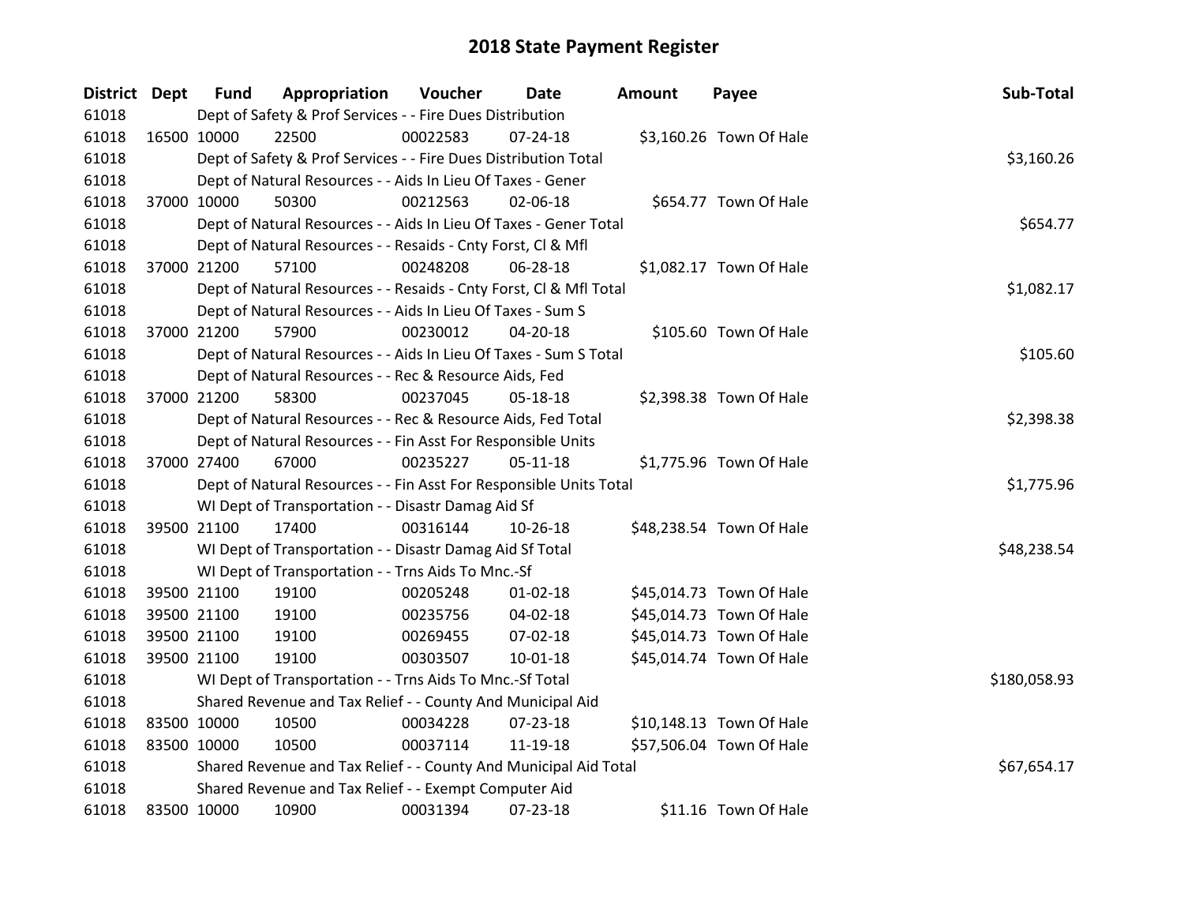# 2018 State Payment Register

| District | Dept | Fund | Appropriation | Voucher | Date | Amount | Payee | Sub-Total |
|---|---|---|---|---|---|---|---|---|
| 61018 | | Dept of Safety & Prof Services - - Fire Dues Distribution | | | | | | |
| 61018 | 16500 | 10000 | 22500 | 00022583 | 07-24-18 | $3,160.26 | Town Of Hale | |
| 61018 | | Dept of Safety & Prof Services - - Fire Dues Distribution Total | | | | | | $3,160.26 |
| 61018 | | Dept of Natural Resources - - Aids In Lieu Of Taxes - Gener | | | | | | |
| 61018 | 37000 | 10000 | 50300 | 00212563 | 02-06-18 | $654.77 | Town Of Hale | |
| 61018 | | Dept of Natural Resources - - Aids In Lieu Of Taxes - Gener Total | | | | | | $654.77 |
| 61018 | | Dept of Natural Resources - - Resaids - Cnty Forst, Cl & Mfl | | | | | | |
| 61018 | 37000 | 21200 | 57100 | 00248208 | 06-28-18 | $1,082.17 | Town Of Hale | |
| 61018 | | Dept of Natural Resources - - Resaids - Cnty Forst, Cl & Mfl Total | | | | | | $1,082.17 |
| 61018 | | Dept of Natural Resources - - Aids In Lieu Of Taxes - Sum S | | | | | | |
| 61018 | 37000 | 21200 | 57900 | 00230012 | 04-20-18 | $105.60 | Town Of Hale | |
| 61018 | | Dept of Natural Resources - - Aids In Lieu Of Taxes - Sum S Total | | | | | | $105.60 |
| 61018 | | Dept of Natural Resources - - Rec & Resource Aids, Fed | | | | | | |
| 61018 | 37000 | 21200 | 58300 | 00237045 | 05-18-18 | $2,398.38 | Town Of Hale | |
| 61018 | | Dept of Natural Resources - - Rec & Resource Aids, Fed Total | | | | | | $2,398.38 |
| 61018 | | Dept of Natural Resources - - Fin Asst For Responsible Units | | | | | | |
| 61018 | 37000 | 27400 | 67000 | 00235227 | 05-11-18 | $1,775.96 | Town Of Hale | |
| 61018 | | Dept of Natural Resources - - Fin Asst For Responsible Units Total | | | | | | $1,775.96 |
| 61018 | | WI Dept of Transportation - - Disastr Damag Aid Sf | | | | | | |
| 61018 | 39500 | 21100 | 17400 | 00316144 | 10-26-18 | $48,238.54 | Town Of Hale | |
| 61018 | | WI Dept of Transportation - - Disastr Damag Aid Sf Total | | | | | | $48,238.54 |
| 61018 | | WI Dept of Transportation - - Trns Aids To Mnc.-Sf | | | | | | |
| 61018 | 39500 | 21100 | 19100 | 00205248 | 01-02-18 | $45,014.73 | Town Of Hale | |
| 61018 | 39500 | 21100 | 19100 | 00235756 | 04-02-18 | $45,014.73 | Town Of Hale | |
| 61018 | 39500 | 21100 | 19100 | 00269455 | 07-02-18 | $45,014.73 | Town Of Hale | |
| 61018 | 39500 | 21100 | 19100 | 00303507 | 10-01-18 | $45,014.74 | Town Of Hale | |
| 61018 | | WI Dept of Transportation - - Trns Aids To Mnc.-Sf Total | | | | | | $180,058.93 |
| 61018 | | Shared Revenue and Tax Relief - - County And Municipal Aid | | | | | | |
| 61018 | 83500 | 10000 | 10500 | 00034228 | 07-23-18 | $10,148.13 | Town Of Hale | |
| 61018 | 83500 | 10000 | 10500 | 00037114 | 11-19-18 | $57,506.04 | Town Of Hale | |
| 61018 | | Shared Revenue and Tax Relief - - County And Municipal Aid Total | | | | | | $67,654.17 |
| 61018 | | Shared Revenue and Tax Relief - - Exempt Computer Aid | | | | | | |
| 61018 | 83500 | 10000 | 10900 | 00031394 | 07-23-18 | $11.16 | Town Of Hale | |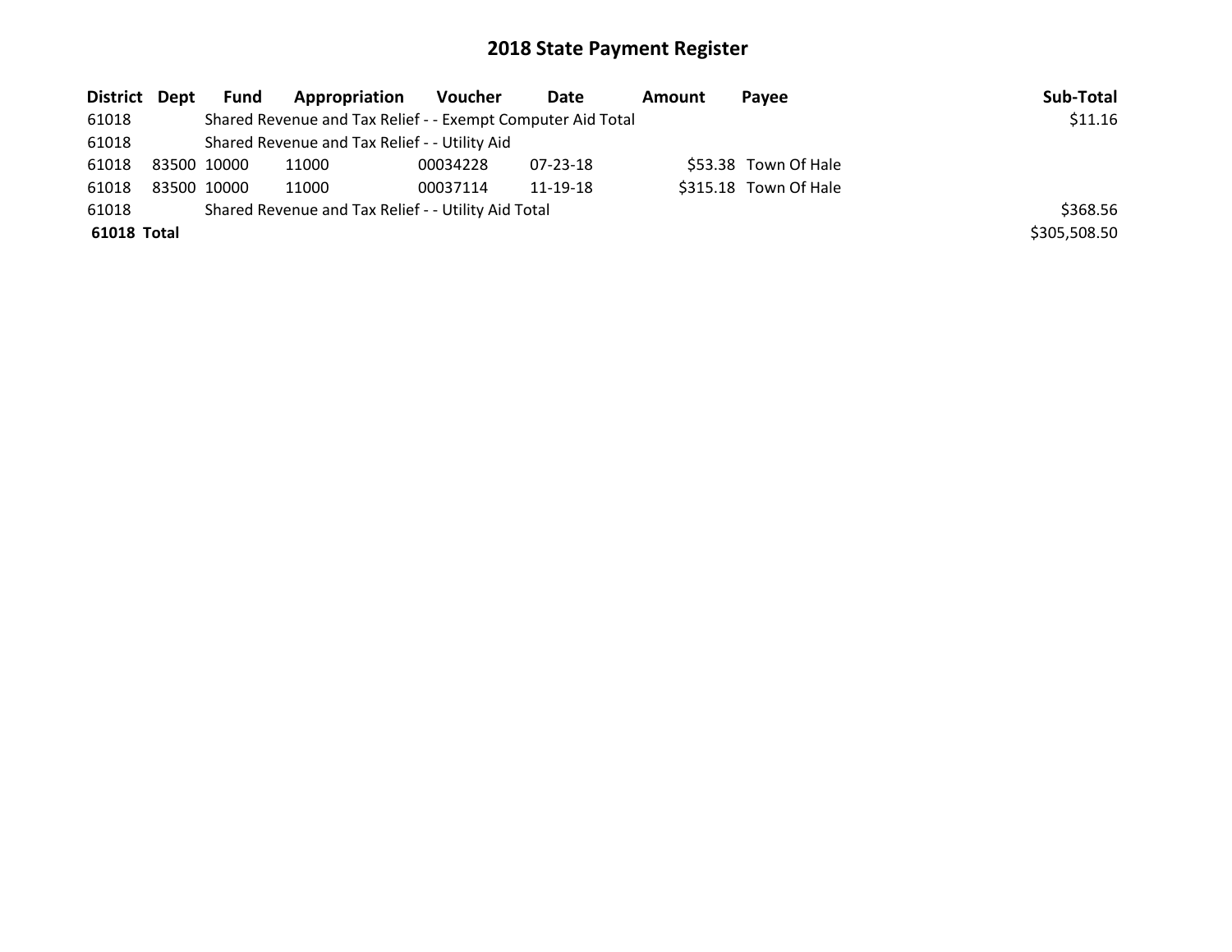# 2018 State Payment Register

| District | Dept | Fund | Appropriation | Voucher | Date | Amount | Payee | Sub-Total |
|---|---|---|---|---|---|---|---|---|
| 61018 | | Shared Revenue and Tax Relief - - Exempt Computer Aid Total | | | | | | $11.16 |
| 61018 | | Shared Revenue and Tax Relief - - Utility Aid | | | | | | |
| 61018 | 83500 | 10000 | 11000 | 00034228 | 07-23-18 | $53.38 | Town Of Hale | |
| 61018 | 83500 | 10000 | 11000 | 00037114 | 11-19-18 | $315.18 | Town Of Hale | |
| 61018 | | Shared Revenue and Tax Relief - - Utility Aid Total | | | | | | $368.56 |
| **61018 Total** | | | | | | | | $305,508.50 |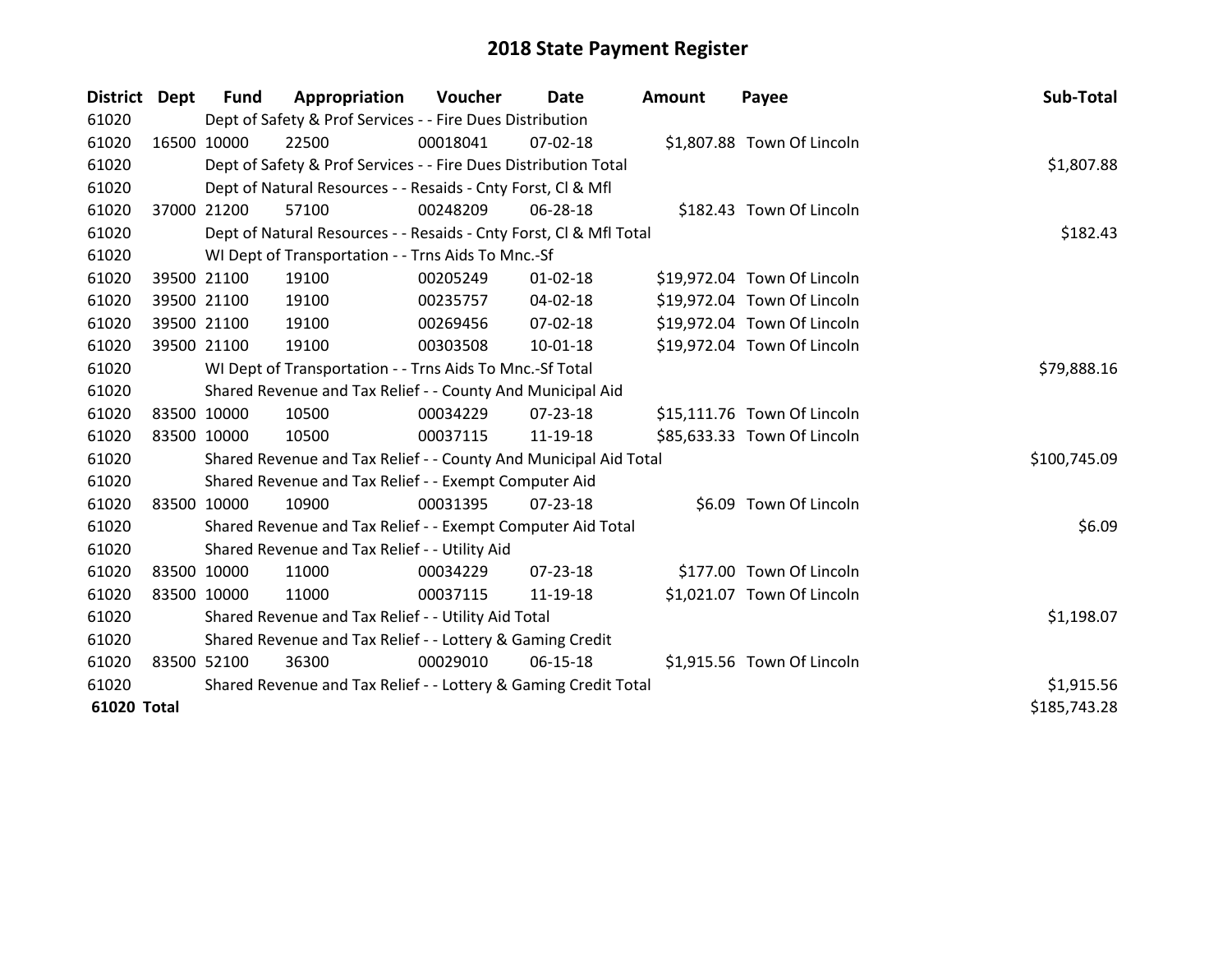# 2018 State Payment Register

| District | Dept | Fund | Appropriation | Voucher | Date | Amount | Payee | Sub-Total |
|---|---|---|---|---|---|---|---|---|
| 61020 | | Dept of Safety & Prof Services - - Fire Dues Distribution | | | | | | |
| 61020 | 16500 | 10000 | 22500 | 00018041 | 07-02-18 | $1,807.88 | Town Of Lincoln | |
| 61020 | | Dept of Safety & Prof Services - - Fire Dues Distribution Total | | | | | | $1,807.88 |
| 61020 | | Dept of Natural Resources - - Resaids - Cnty Forst, Cl & Mfl | | | | | | |
| 61020 | 37000 | 21200 | 57100 | 00248209 | 06-28-18 | $182.43 | Town Of Lincoln | |
| 61020 | | Dept of Natural Resources - - Resaids - Cnty Forst, Cl & Mfl Total | | | | | | $182.43 |
| 61020 | | WI Dept of Transportation - - Trns Aids To Mnc.-Sf | | | | | | |
| 61020 | 39500 | 21100 | 19100 | 00205249 | 01-02-18 | $19,972.04 | Town Of Lincoln | |
| 61020 | 39500 | 21100 | 19100 | 00235757 | 04-02-18 | $19,972.04 | Town Of Lincoln | |
| 61020 | 39500 | 21100 | 19100 | 00269456 | 07-02-18 | $19,972.04 | Town Of Lincoln | |
| 61020 | 39500 | 21100 | 19100 | 00303508 | 10-01-18 | $19,972.04 | Town Of Lincoln | |
| 61020 | | WI Dept of Transportation - - Trns Aids To Mnc.-Sf Total | | | | | | $79,888.16 |
| 61020 | | Shared Revenue and Tax Relief - - County And Municipal Aid | | | | | | |
| 61020 | 83500 | 10000 | 10500 | 00034229 | 07-23-18 | $15,111.76 | Town Of Lincoln | |
| 61020 | 83500 | 10000 | 10500 | 00037115 | 11-19-18 | $85,633.33 | Town Of Lincoln | |
| 61020 | | Shared Revenue and Tax Relief - - County And Municipal Aid Total | | | | | | $100,745.09 |
| 61020 | | Shared Revenue and Tax Relief - - Exempt Computer Aid | | | | | | |
| 61020 | 83500 | 10000 | 10900 | 00031395 | 07-23-18 | $6.09 | Town Of Lincoln | |
| 61020 | | Shared Revenue and Tax Relief - - Exempt Computer Aid Total | | | | | | $6.09 |
| 61020 | | Shared Revenue and Tax Relief - - Utility Aid | | | | | | |
| 61020 | 83500 | 10000 | 11000 | 00034229 | 07-23-18 | $177.00 | Town Of Lincoln | |
| 61020 | 83500 | 10000 | 11000 | 00037115 | 11-19-18 | $1,021.07 | Town Of Lincoln | |
| 61020 | | Shared Revenue and Tax Relief - - Utility Aid Total | | | | | | $1,198.07 |
| 61020 | | Shared Revenue and Tax Relief - - Lottery & Gaming Credit | | | | | | |
| 61020 | 83500 | 52100 | 36300 | 00029010 | 06-15-18 | $1,915.56 | Town Of Lincoln | |
| 61020 | | Shared Revenue and Tax Relief - - Lottery & Gaming Credit Total | | | | | | $1,915.56 |
| **61020 Total** | | | | | | | | $185,743.28 |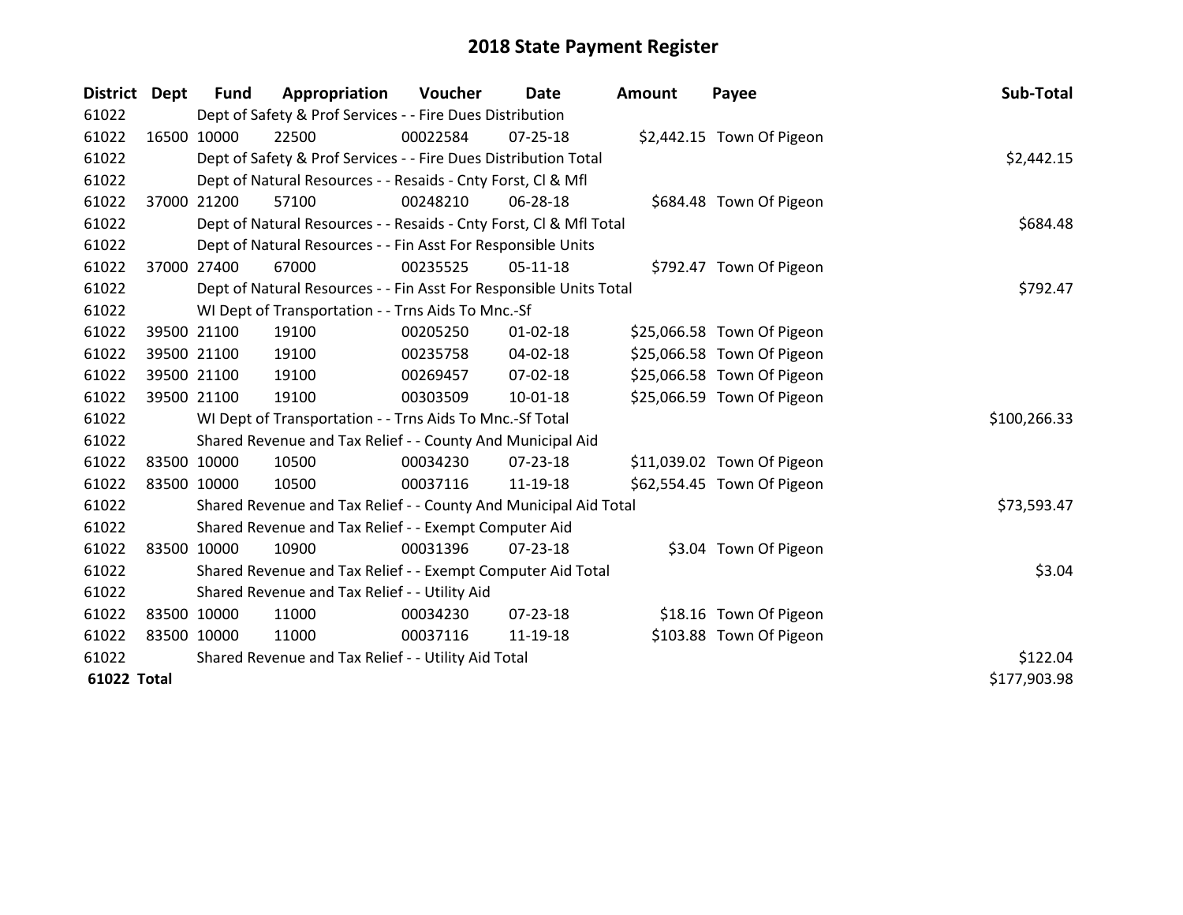# 2018 State Payment Register

| District | Dept | Fund | Appropriation | Voucher | Date | Amount | Payee | Sub-Total |
|---|---|---|---|---|---|---|---|---|
| 61022 | | Dept of Safety & Prof Services - - Fire Dues Distribution | | | | | | |
| 61022 | 16500 | 10000 | 22500 | 00022584 | 07-25-18 | $2,442.15 | Town Of Pigeon | |
| 61022 | | Dept of Safety & Prof Services - - Fire Dues Distribution Total | | | | | | $2,442.15 |
| 61022 | | Dept of Natural Resources - - Resaids - Cnty Forst, Cl & Mfl | | | | | | |
| 61022 | 37000 | 21200 | 57100 | 00248210 | 06-28-18 | $684.48 | Town Of Pigeon | |
| 61022 | | Dept of Natural Resources - - Resaids - Cnty Forst, Cl & Mfl Total | | | | | | $684.48 |
| 61022 | | Dept of Natural Resources - - Fin Asst For Responsible Units | | | | | | |
| 61022 | 37000 | 27400 | 67000 | 00235525 | 05-11-18 | $792.47 | Town Of Pigeon | |
| 61022 | | Dept of Natural Resources - - Fin Asst For Responsible Units Total | | | | | | $792.47 |
| 61022 | | WI Dept of Transportation - - Trns Aids To Mnc.-Sf | | | | | | |
| 61022 | 39500 | 21100 | 19100 | 00205250 | 01-02-18 | $25,066.58 | Town Of Pigeon | |
| 61022 | 39500 | 21100 | 19100 | 00235758 | 04-02-18 | $25,066.58 | Town Of Pigeon | |
| 61022 | 39500 | 21100 | 19100 | 00269457 | 07-02-18 | $25,066.58 | Town Of Pigeon | |
| 61022 | 39500 | 21100 | 19100 | 00303509 | 10-01-18 | $25,066.59 | Town Of Pigeon | |
| 61022 | | WI Dept of Transportation - - Trns Aids To Mnc.-Sf Total | | | | | | $100,266.33 |
| 61022 | | Shared Revenue and Tax Relief - - County And Municipal Aid | | | | | | |
| 61022 | 83500 | 10000 | 10500 | 00034230 | 07-23-18 | $11,039.02 | Town Of Pigeon | |
| 61022 | 83500 | 10000 | 10500 | 00037116 | 11-19-18 | $62,554.45 | Town Of Pigeon | |
| 61022 | | Shared Revenue and Tax Relief - - County And Municipal Aid Total | | | | | | $73,593.47 |
| 61022 | | Shared Revenue and Tax Relief - - Exempt Computer Aid | | | | | | |
| 61022 | 83500 | 10000 | 10900 | 00031396 | 07-23-18 | $3.04 | Town Of Pigeon | |
| 61022 | | Shared Revenue and Tax Relief - - Exempt Computer Aid Total | | | | | | $3.04 |
| 61022 | | Shared Revenue and Tax Relief - - Utility Aid | | | | | | |
| 61022 | 83500 | 10000 | 11000 | 00034230 | 07-23-18 | $18.16 | Town Of Pigeon | |
| 61022 | 83500 | 10000 | 11000 | 00037116 | 11-19-18 | $103.88 | Town Of Pigeon | |
| 61022 | | Shared Revenue and Tax Relief - - Utility Aid Total | | | | | | $122.04 |
| **61022 Total** | | | | | | | | $177,903.98 |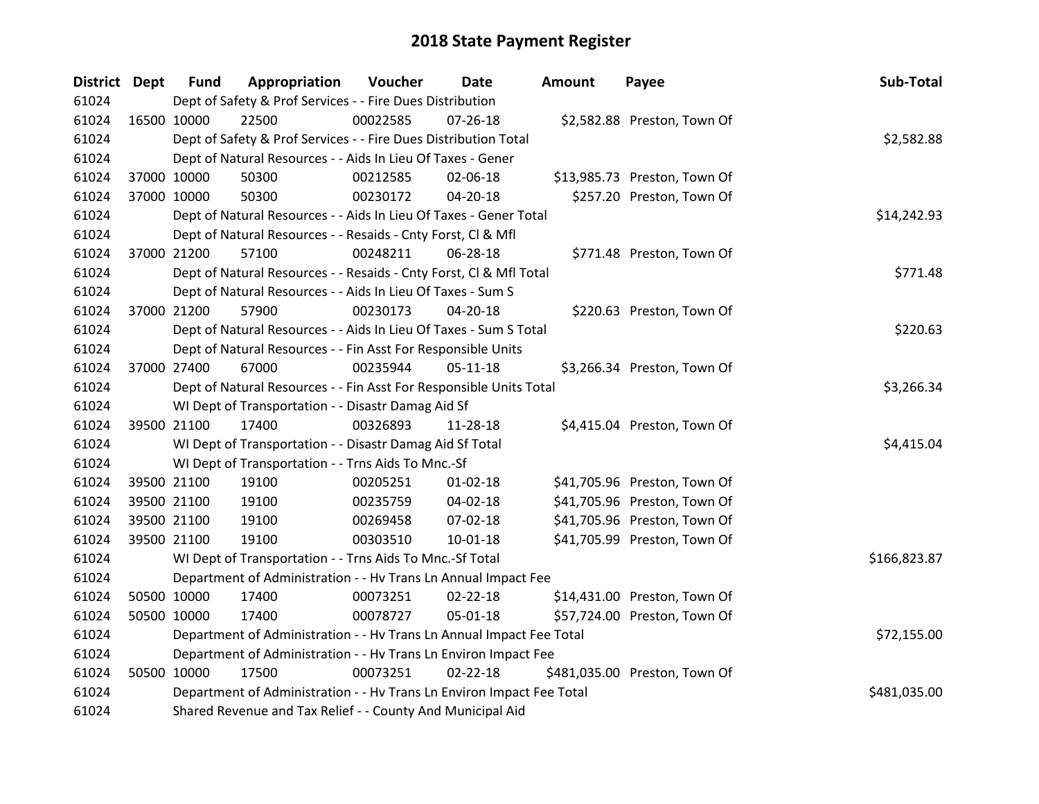# 2018 State Payment Register

| District | Dept | Fund | Appropriation | Voucher | Date | Amount | Payee | Sub-Total |
|---|---|---|---|---|---|---|---|---|
| 61024 | | Dept of Safety & Prof Services - - Fire Dues Distribution | | | | | | |
| 61024 | 16500 | 10000 | 22500 | 00022585 | 07-26-18 | $2,582.88 | Preston, Town Of | |
| 61024 | | Dept of Safety & Prof Services - - Fire Dues Distribution Total | | | | | | $2,582.88 |
| 61024 | | Dept of Natural Resources - - Aids In Lieu Of Taxes - Gener | | | | | | |
| 61024 | 37000 | 10000 | 50300 | 00212585 | 02-06-18 | $13,985.73 | Preston, Town Of | |
| 61024 | 37000 | 10000 | 50300 | 00230172 | 04-20-18 | $257.20 | Preston, Town Of | |
| 61024 | | Dept of Natural Resources - - Aids In Lieu Of Taxes - Gener Total | | | | | | $14,242.93 |
| 61024 | | Dept of Natural Resources - - Resaids - Cnty Forst, Cl & Mfl | | | | | | |
| 61024 | 37000 | 21200 | 57100 | 00248211 | 06-28-18 | $771.48 | Preston, Town Of | |
| 61024 | | Dept of Natural Resources - - Resaids - Cnty Forst, Cl & Mfl Total | | | | | | $771.48 |
| 61024 | | Dept of Natural Resources - - Aids In Lieu Of Taxes - Sum S | | | | | | |
| 61024 | 37000 | 21200 | 57900 | 00230173 | 04-20-18 | $220.63 | Preston, Town Of | |
| 61024 | | Dept of Natural Resources - - Aids In Lieu Of Taxes - Sum S Total | | | | | | $220.63 |
| 61024 | | Dept of Natural Resources - - Fin Asst For Responsible Units | | | | | | |
| 61024 | 37000 | 27400 | 67000 | 00235944 | 05-11-18 | $3,266.34 | Preston, Town Of | |
| 61024 | | Dept of Natural Resources - - Fin Asst For Responsible Units Total | | | | | | $3,266.34 |
| 61024 | | WI Dept of Transportation - - Disastr Damag Aid Sf | | | | | | |
| 61024 | 39500 | 21100 | 17400 | 00326893 | 11-28-18 | $4,415.04 | Preston, Town Of | |
| 61024 | | WI Dept of Transportation - - Disastr Damag Aid Sf Total | | | | | | $4,415.04 |
| 61024 | | WI Dept of Transportation - - Trns Aids To Mnc.-Sf | | | | | | |
| 61024 | 39500 | 21100 | 19100 | 00205251 | 01-02-18 | $41,705.96 | Preston, Town Of | |
| 61024 | 39500 | 21100 | 19100 | 00235759 | 04-02-18 | $41,705.96 | Preston, Town Of | |
| 61024 | 39500 | 21100 | 19100 | 00269458 | 07-02-18 | $41,705.96 | Preston, Town Of | |
| 61024 | 39500 | 21100 | 19100 | 00303510 | 10-01-18 | $41,705.99 | Preston, Town Of | |
| 61024 | | WI Dept of Transportation - - Trns Aids To Mnc.-Sf Total | | | | | | $166,823.87 |
| 61024 | | Department of Administration - - Hv Trans Ln Annual Impact Fee | | | | | | |
| 61024 | 50500 | 10000 | 17400 | 00073251 | 02-22-18 | $14,431.00 | Preston, Town Of | |
| 61024 | 50500 | 10000 | 17400 | 00078727 | 05-01-18 | $57,724.00 | Preston, Town Of | |
| 61024 | | Department of Administration - - Hv Trans Ln Annual Impact Fee Total | | | | | | $72,155.00 |
| 61024 | | Department of Administration - - Hv Trans Ln Environ Impact Fee | | | | | | |
| 61024 | 50500 | 10000 | 17500 | 00073251 | 02-22-18 | $481,035.00 | Preston, Town Of | |
| 61024 | | Department of Administration - - Hv Trans Ln Environ Impact Fee Total | | | | | | $481,035.00 |
| 61024 | | Shared Revenue and Tax Relief - - County And Municipal Aid | | | | | | |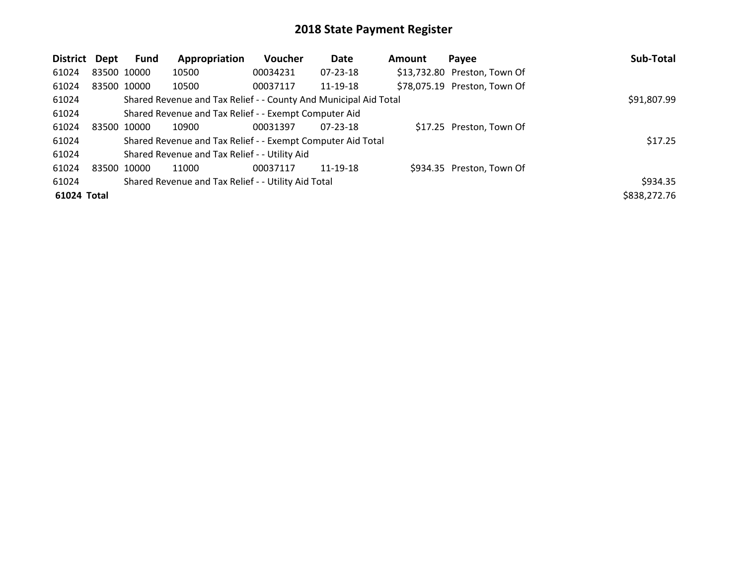# 2018 State Payment Register

| District | Dept | Fund | Appropriation | Voucher | Date | Amount | Payee | Sub-Total |
|---|---|---|---|---|---|---|---|---|
| 61024 | 83500 | 10000 | 10500 | 00034231 | 07-23-18 | $13,732.80 | Preston, Town Of | |
| 61024 | 83500 | 10000 | 10500 | 00037117 | 11-19-18 | $78,075.19 | Preston, Town Of | |
| 61024 | | Shared Revenue and Tax Relief - - County And Municipal Aid Total | | | | | | $91,807.99 |
| 61024 | | Shared Revenue and Tax Relief - - Exempt Computer Aid | | | | | | |
| 61024 | 83500 | 10000 | 10900 | 00031397 | 07-23-18 | $17.25 | Preston, Town Of | |
| 61024 | | Shared Revenue and Tax Relief - - Exempt Computer Aid Total | | | | | | $17.25 |
| 61024 | | Shared Revenue and Tax Relief - - Utility Aid | | | | | | |
| 61024 | 83500 | 10000 | 11000 | 00037117 | 11-19-18 | $934.35 | Preston, Town Of | |
| 61024 | | Shared Revenue and Tax Relief - - Utility Aid Total | | | | | | $934.35 |
| **61024 Total** | | | | | | | | $838,272.76 |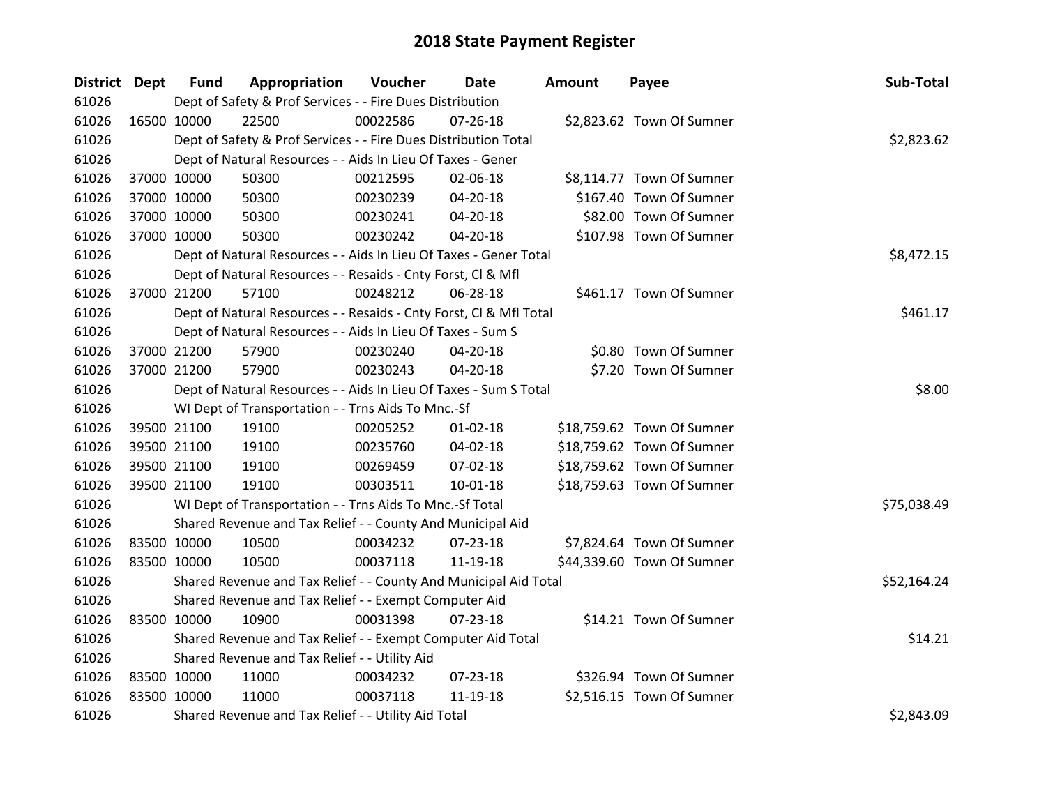# 2018 State Payment Register

| District | Dept | Fund | Appropriation | Voucher | Date | Amount | Payee | Sub-Total |
|---|---|---|---|---|---|---|---|---|
| 61026 | | Dept of Safety & Prof Services - - Fire Dues Distribution | | | | | | |
| 61026 | 16500 | 10000 | 22500 | 00022586 | 07-26-18 | $2,823.62 | Town Of Sumner | |
| 61026 | | Dept of Safety & Prof Services - - Fire Dues Distribution Total | | | | | | $2,823.62 |
| 61026 | | Dept of Natural Resources - - Aids In Lieu Of Taxes - Gener | | | | | | |
| 61026 | 37000 | 10000 | 50300 | 00212595 | 02-06-18 | $8,114.77 | Town Of Sumner | |
| 61026 | 37000 | 10000 | 50300 | 00230239 | 04-20-18 | $167.40 | Town Of Sumner | |
| 61026 | 37000 | 10000 | 50300 | 00230241 | 04-20-18 | $82.00 | Town Of Sumner | |
| 61026 | 37000 | 10000 | 50300 | 00230242 | 04-20-18 | $107.98 | Town Of Sumner | |
| 61026 | | Dept of Natural Resources - - Aids In Lieu Of Taxes - Gener Total | | | | | | $8,472.15 |
| 61026 | | Dept of Natural Resources - - Resaids - Cnty Forst, Cl & Mfl | | | | | | |
| 61026 | 37000 | 21200 | 57100 | 00248212 | 06-28-18 | $461.17 | Town Of Sumner | |
| 61026 | | Dept of Natural Resources - - Resaids - Cnty Forst, Cl & Mfl Total | | | | | | $461.17 |
| 61026 | | Dept of Natural Resources - - Aids In Lieu Of Taxes - Sum S | | | | | | |
| 61026 | 37000 | 21200 | 57900 | 00230240 | 04-20-18 | $0.80 | Town Of Sumner | |
| 61026 | 37000 | 21200 | 57900 | 00230243 | 04-20-18 | $7.20 | Town Of Sumner | |
| 61026 | | Dept of Natural Resources - - Aids In Lieu Of Taxes - Sum S Total | | | | | | $8.00 |
| 61026 | | WI Dept of Transportation - - Trns Aids To Mnc.-Sf | | | | | | |
| 61026 | 39500 | 21100 | 19100 | 00205252 | 01-02-18 | $18,759.62 | Town Of Sumner | |
| 61026 | 39500 | 21100 | 19100 | 00235760 | 04-02-18 | $18,759.62 | Town Of Sumner | |
| 61026 | 39500 | 21100 | 19100 | 00269459 | 07-02-18 | $18,759.62 | Town Of Sumner | |
| 61026 | 39500 | 21100 | 19100 | 00303511 | 10-01-18 | $18,759.63 | Town Of Sumner | |
| 61026 | | WI Dept of Transportation - - Trns Aids To Mnc.-Sf Total | | | | | | $75,038.49 |
| 61026 | | Shared Revenue and Tax Relief - - County And Municipal Aid | | | | | | |
| 61026 | 83500 | 10000 | 10500 | 00034232 | 07-23-18 | $7,824.64 | Town Of Sumner | |
| 61026 | 83500 | 10000 | 10500 | 00037118 | 11-19-18 | $44,339.60 | Town Of Sumner | |
| 61026 | | Shared Revenue and Tax Relief - - County And Municipal Aid Total | | | | | | $52,164.24 |
| 61026 | | Shared Revenue and Tax Relief - - Exempt Computer Aid | | | | | | |
| 61026 | 83500 | 10000 | 10900 | 00031398 | 07-23-18 | $14.21 | Town Of Sumner | |
| 61026 | | Shared Revenue and Tax Relief - - Exempt Computer Aid Total | | | | | | $14.21 |
| 61026 | | Shared Revenue and Tax Relief - - Utility Aid | | | | | | |
| 61026 | 83500 | 10000 | 11000 | 00034232 | 07-23-18 | $326.94 | Town Of Sumner | |
| 61026 | 83500 | 10000 | 11000 | 00037118 | 11-19-18 | $2,516.15 | Town Of Sumner | |
| 61026 | | Shared Revenue and Tax Relief - - Utility Aid Total | | | | | | $2,843.09 |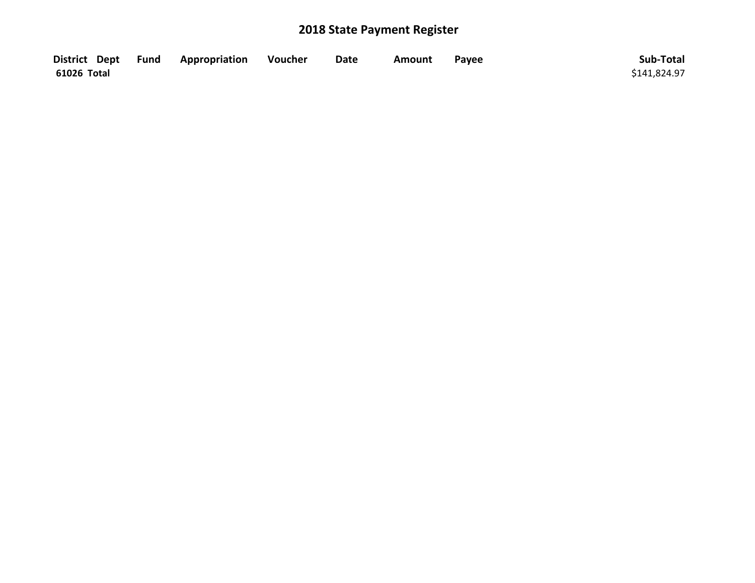# 2018 State Payment Register

| District | Dept | Fund | Appropriation | Voucher | Date | Amount | Payee | Sub-Total |
|---|---|---|---|---|---|---|---|---|
| **61026 Total** | | | | | | | | $141,824.97 |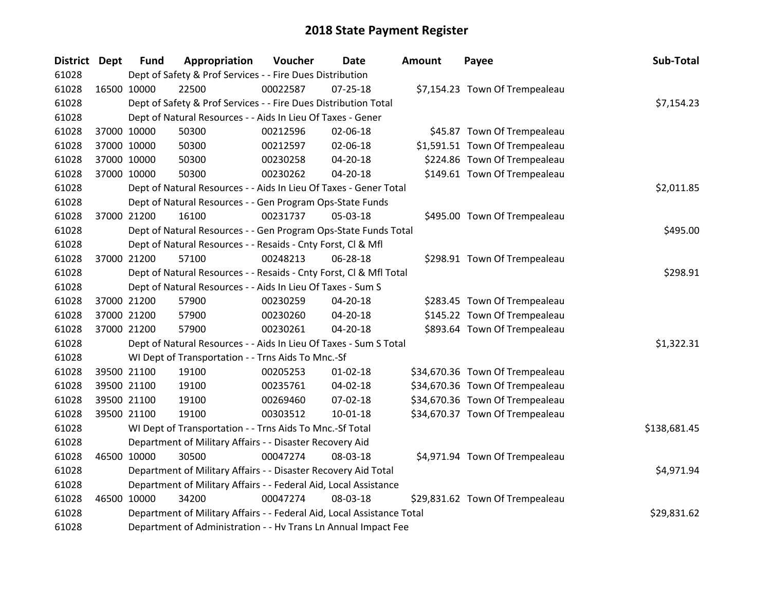# 2018 State Payment Register

| District | Dept | Fund | Appropriation | Voucher | Date | Amount | Payee | Sub-Total |
|---|---|---|---|---|---|---|---|---|
| 61028 | | Dept of Safety & Prof Services - - Fire Dues Distribution | | | | | | |
| 61028 | 16500 | 10000 | 22500 | 00022587 | 07-25-18 | $7,154.23 | Town Of Trempealeau | |
| 61028 | | Dept of Safety & Prof Services - - Fire Dues Distribution Total | | | | | | $7,154.23 |
| 61028 | | Dept of Natural Resources - - Aids In Lieu Of Taxes - Gener | | | | | | |
| 61028 | 37000 | 10000 | 50300 | 00212596 | 02-06-18 | $45.87 | Town Of Trempealeau | |
| 61028 | 37000 | 10000 | 50300 | 00212597 | 02-06-18 | $1,591.51 | Town Of Trempealeau | |
| 61028 | 37000 | 10000 | 50300 | 00230258 | 04-20-18 | $224.86 | Town Of Trempealeau | |
| 61028 | 37000 | 10000 | 50300 | 00230262 | 04-20-18 | $149.61 | Town Of Trempealeau | |
| 61028 | | Dept of Natural Resources - - Aids In Lieu Of Taxes - Gener Total | | | | | | $2,011.85 |
| 61028 | | Dept of Natural Resources - - Gen Program Ops-State Funds | | | | | | |
| 61028 | 37000 | 21200 | 16100 | 00231737 | 05-03-18 | $495.00 | Town Of Trempealeau | |
| 61028 | | Dept of Natural Resources - - Gen Program Ops-State Funds Total | | | | | | $495.00 |
| 61028 | | Dept of Natural Resources - - Resaids - Cnty Forst, Cl & Mfl | | | | | | |
| 61028 | 37000 | 21200 | 57100 | 00248213 | 06-28-18 | $298.91 | Town Of Trempealeau | |
| 61028 | | Dept of Natural Resources - - Resaids - Cnty Forst, Cl & Mfl Total | | | | | | $298.91 |
| 61028 | | Dept of Natural Resources - - Aids In Lieu Of Taxes - Sum S | | | | | | |
| 61028 | 37000 | 21200 | 57900 | 00230259 | 04-20-18 | $283.45 | Town Of Trempealeau | |
| 61028 | 37000 | 21200 | 57900 | 00230260 | 04-20-18 | $145.22 | Town Of Trempealeau | |
| 61028 | 37000 | 21200 | 57900 | 00230261 | 04-20-18 | $893.64 | Town Of Trempealeau | |
| 61028 | | Dept of Natural Resources - - Aids In Lieu Of Taxes - Sum S Total | | | | | | $1,322.31 |
| 61028 | | WI Dept of Transportation - - Trns Aids To Mnc.-Sf | | | | | | |
| 61028 | 39500 | 21100 | 19100 | 00205253 | 01-02-18 | $34,670.36 | Town Of Trempealeau | |
| 61028 | 39500 | 21100 | 19100 | 00235761 | 04-02-18 | $34,670.36 | Town Of Trempealeau | |
| 61028 | 39500 | 21100 | 19100 | 00269460 | 07-02-18 | $34,670.36 | Town Of Trempealeau | |
| 61028 | 39500 | 21100 | 19100 | 00303512 | 10-01-18 | $34,670.37 | Town Of Trempealeau | |
| 61028 | | WI Dept of Transportation - - Trns Aids To Mnc.-Sf Total | | | | | | $138,681.45 |
| 61028 | | Department of Military Affairs - - Disaster Recovery Aid | | | | | | |
| 61028 | 46500 | 10000 | 30500 | 00047274 | 08-03-18 | $4,971.94 | Town Of Trempealeau | |
| 61028 | | Department of Military Affairs - - Disaster Recovery Aid Total | | | | | | $4,971.94 |
| 61028 | | Department of Military Affairs - - Federal Aid, Local Assistance | | | | | | |
| 61028 | 46500 | 10000 | 34200 | 00047274 | 08-03-18 | $29,831.62 | Town Of Trempealeau | |
| 61028 | | Department of Military Affairs - - Federal Aid, Local Assistance Total | | | | | | $29,831.62 |
| 61028 | | Department of Administration - - Hv Trans Ln Annual Impact Fee | | | | | | |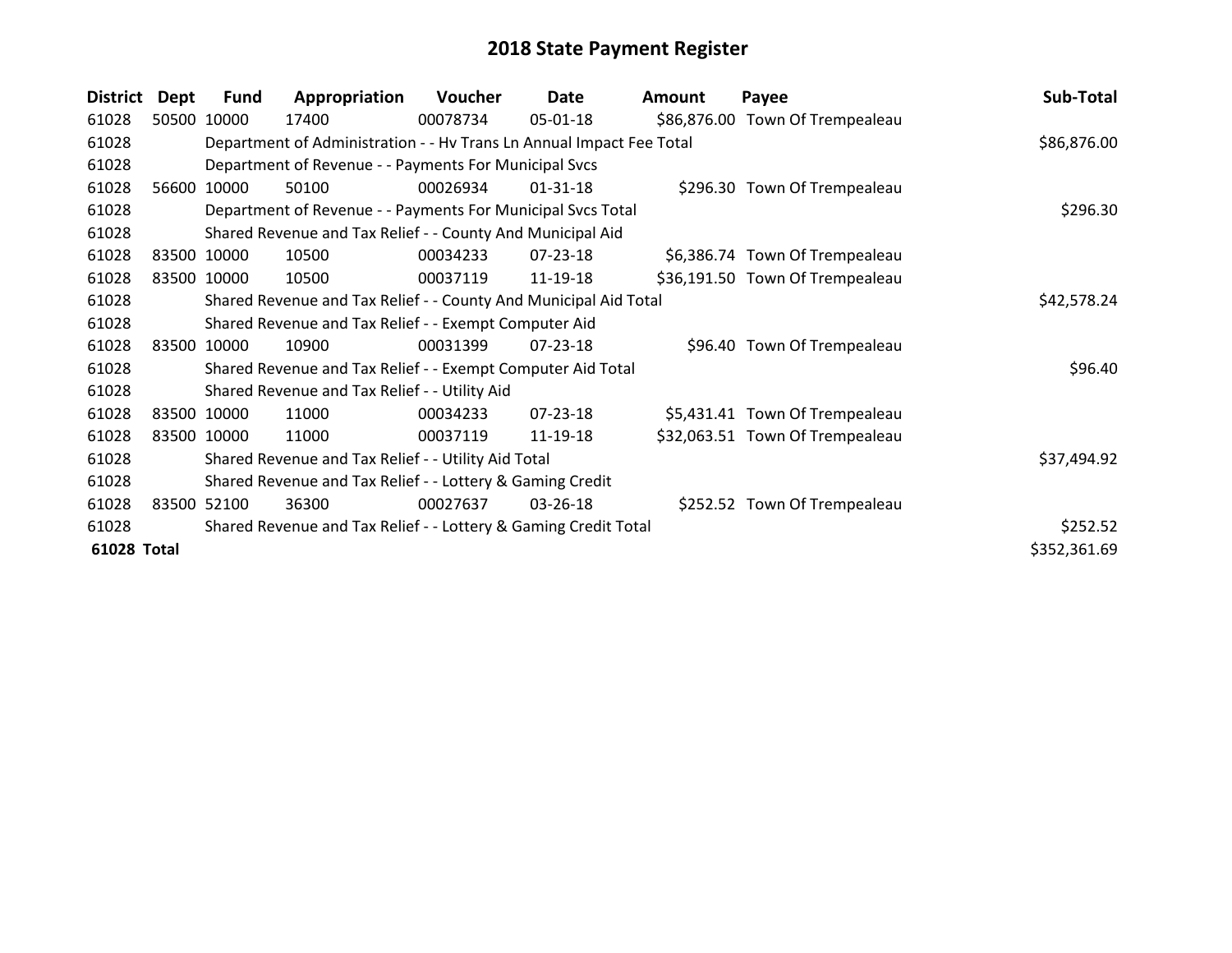# 2018 State Payment Register

| District | Dept | Fund | Appropriation | Voucher | Date | Amount | Payee | Sub-Total |
|---|---|---|---|---|---|---|---|---|
| 61028 | 50500 | 10000 | 17400 | 00078734 | 05-01-18 | $86,876.00 | Town Of Trempealeau | |
| 61028 | | Department of Administration - - Hv Trans Ln Annual Impact Fee Total | | | | | | $86,876.00 |
| 61028 | | Department of Revenue - - Payments For Municipal Svcs | | | | | | |
| 61028 | 56600 | 10000 | 50100 | 00026934 | 01-31-18 | $296.30 | Town Of Trempealeau | |
| 61028 | | Department of Revenue - - Payments For Municipal Svcs Total | | | | | | $296.30 |
| 61028 | | Shared Revenue and Tax Relief - - County And Municipal Aid | | | | | | |
| 61028 | 83500 | 10000 | 10500 | 00034233 | 07-23-18 | $6,386.74 | Town Of Trempealeau | |
| 61028 | 83500 | 10000 | 10500 | 00037119 | 11-19-18 | $36,191.50 | Town Of Trempealeau | |
| 61028 | | Shared Revenue and Tax Relief - - County And Municipal Aid Total | | | | | | $42,578.24 |
| 61028 | | Shared Revenue and Tax Relief - - Exempt Computer Aid | | | | | | |
| 61028 | 83500 | 10000 | 10900 | 00031399 | 07-23-18 | $96.40 | Town Of Trempealeau | |
| 61028 | | Shared Revenue and Tax Relief - - Exempt Computer Aid Total | | | | | | $96.40 |
| 61028 | | Shared Revenue and Tax Relief - - Utility Aid | | | | | | |
| 61028 | 83500 | 10000 | 11000 | 00034233 | 07-23-18 | $5,431.41 | Town Of Trempealeau | |
| 61028 | 83500 | 10000 | 11000 | 00037119 | 11-19-18 | $32,063.51 | Town Of Trempealeau | |
| 61028 | | Shared Revenue and Tax Relief - - Utility Aid Total | | | | | | $37,494.92 |
| 61028 | | Shared Revenue and Tax Relief - - Lottery & Gaming Credit | | | | | | |
| 61028 | 83500 | 52100 | 36300 | 00027637 | 03-26-18 | $252.52 | Town Of Trempealeau | |
| 61028 | | Shared Revenue and Tax Relief - - Lottery & Gaming Credit Total | | | | | | $252.52 |
| **61028 Total** | | | | | | | | $352,361.69 |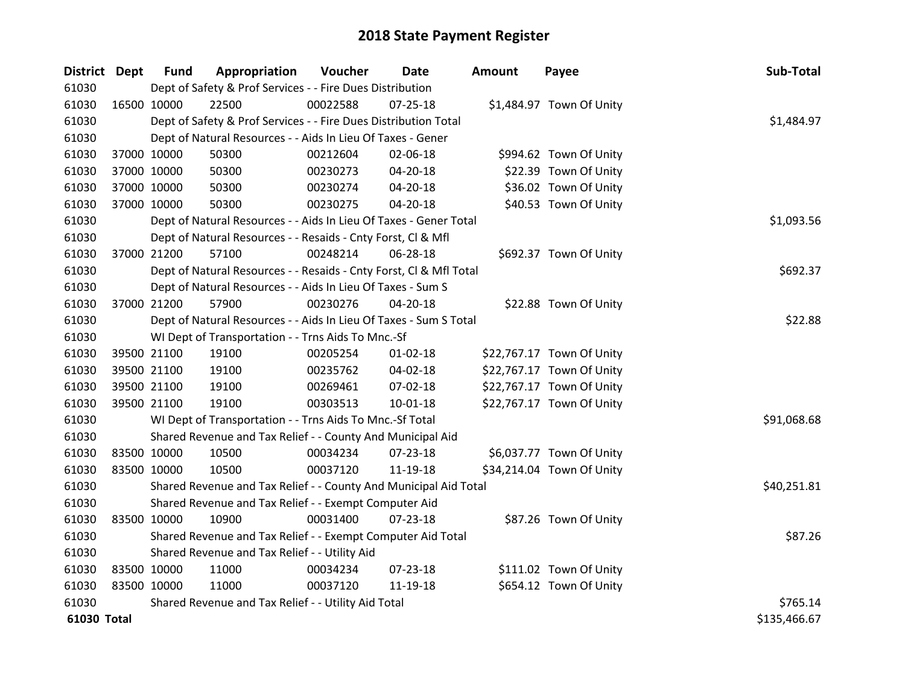# 2018 State Payment Register

| District | Dept | Fund | Appropriation | Voucher | Date | Amount | Payee | Sub-Total |
|---|---|---|---|---|---|---|---|---|
| 61030 | | Dept of Safety & Prof Services - - Fire Dues Distribution | | | | | | |
| 61030 | 16500 | 10000 | 22500 | 00022588 | 07-25-18 | $1,484.97 | Town Of Unity | |
| 61030 | | Dept of Safety & Prof Services - - Fire Dues Distribution Total | | | | | | $1,484.97 |
| 61030 | | Dept of Natural Resources - - Aids In Lieu Of Taxes - Gener | | | | | | |
| 61030 | 37000 | 10000 | 50300 | 00212604 | 02-06-18 | $994.62 | Town Of Unity | |
| 61030 | 37000 | 10000 | 50300 | 00230273 | 04-20-18 | $22.39 | Town Of Unity | |
| 61030 | 37000 | 10000 | 50300 | 00230274 | 04-20-18 | $36.02 | Town Of Unity | |
| 61030 | 37000 | 10000 | 50300 | 00230275 | 04-20-18 | $40.53 | Town Of Unity | |
| 61030 | | Dept of Natural Resources - - Aids In Lieu Of Taxes - Gener Total | | | | | | $1,093.56 |
| 61030 | | Dept of Natural Resources - - Resaids - Cnty Forst, Cl & Mfl | | | | | | |
| 61030 | 37000 | 21200 | 57100 | 00248214 | 06-28-18 | $692.37 | Town Of Unity | |
| 61030 | | Dept of Natural Resources - - Resaids - Cnty Forst, Cl & Mfl Total | | | | | | $692.37 |
| 61030 | | Dept of Natural Resources - - Aids In Lieu Of Taxes - Sum S | | | | | | |
| 61030 | 37000 | 21200 | 57900 | 00230276 | 04-20-18 | $22.88 | Town Of Unity | |
| 61030 | | Dept of Natural Resources - - Aids In Lieu Of Taxes - Sum S Total | | | | | | $22.88 |
| 61030 | | WI Dept of Transportation - - Trns Aids To Mnc.-Sf | | | | | | |
| 61030 | 39500 | 21100 | 19100 | 00205254 | 01-02-18 | $22,767.17 | Town Of Unity | |
| 61030 | 39500 | 21100 | 19100 | 00235762 | 04-02-18 | $22,767.17 | Town Of Unity | |
| 61030 | 39500 | 21100 | 19100 | 00269461 | 07-02-18 | $22,767.17 | Town Of Unity | |
| 61030 | 39500 | 21100 | 19100 | 00303513 | 10-01-18 | $22,767.17 | Town Of Unity | |
| 61030 | | WI Dept of Transportation - - Trns Aids To Mnc.-Sf Total | | | | | | $91,068.68 |
| 61030 | | Shared Revenue and Tax Relief - - County And Municipal Aid | | | | | | |
| 61030 | 83500 | 10000 | 10500 | 00034234 | 07-23-18 | $6,037.77 | Town Of Unity | |
| 61030 | 83500 | 10000 | 10500 | 00037120 | 11-19-18 | $34,214.04 | Town Of Unity | |
| 61030 | | Shared Revenue and Tax Relief - - County And Municipal Aid Total | | | | | | $40,251.81 |
| 61030 | | Shared Revenue and Tax Relief - - Exempt Computer Aid | | | | | | |
| 61030 | 83500 | 10000 | 10900 | 00031400 | 07-23-18 | $87.26 | Town Of Unity | |
| 61030 | | Shared Revenue and Tax Relief - - Exempt Computer Aid Total | | | | | | $87.26 |
| 61030 | | Shared Revenue and Tax Relief - - Utility Aid | | | | | | |
| 61030 | 83500 | 10000 | 11000 | 00034234 | 07-23-18 | $111.02 | Town Of Unity | |
| 61030 | 83500 | 10000 | 11000 | 00037120 | 11-19-18 | $654.12 | Town Of Unity | |
| 61030 | | Shared Revenue and Tax Relief - - Utility Aid Total | | | | | | $765.14 |
| **61030 Total** | | | | | | | | $135,466.67 |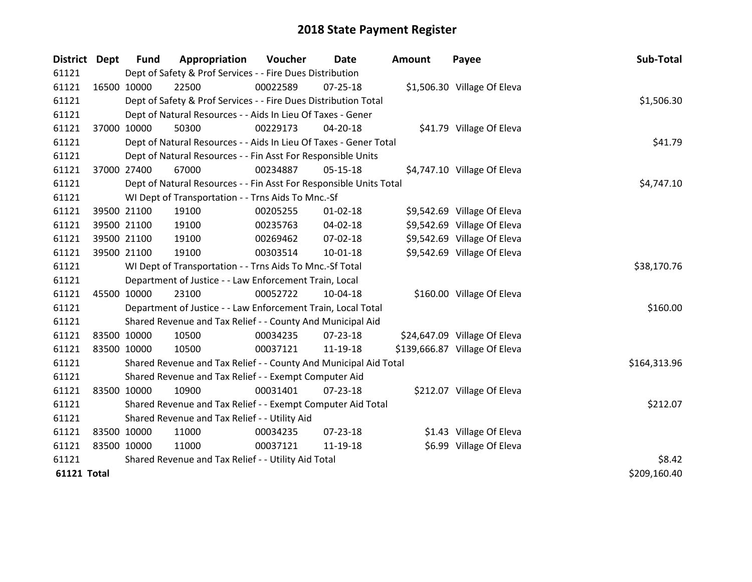# 2018 State Payment Register

| District | Dept | Fund | Appropriation | Voucher | Date | Amount | Payee | Sub-Total |
|---|---|---|---|---|---|---|---|---|
| 61121 | | Dept of Safety & Prof Services - - Fire Dues Distribution | | | | | | |
| 61121 | 16500 | 10000 | 22500 | 00022589 | 07-25-18 | $1,506.30 | Village Of Eleva | |
| 61121 | | Dept of Safety & Prof Services - - Fire Dues Distribution Total | | | | | | $1,506.30 |
| 61121 | | Dept of Natural Resources - - Aids In Lieu Of Taxes - Gener | | | | | | |
| 61121 | 37000 | 10000 | 50300 | 00229173 | 04-20-18 | $41.79 | Village Of Eleva | |
| 61121 | | Dept of Natural Resources - - Aids In Lieu Of Taxes - Gener Total | | | | | | $41.79 |
| 61121 | | Dept of Natural Resources - - Fin Asst For Responsible Units | | | | | | |
| 61121 | 37000 | 27400 | 67000 | 00234887 | 05-15-18 | $4,747.10 | Village Of Eleva | |
| 61121 | | Dept of Natural Resources - - Fin Asst For Responsible Units Total | | | | | | $4,747.10 |
| 61121 | | WI Dept of Transportation - - Trns Aids To Mnc.-Sf | | | | | | |
| 61121 | 39500 | 21100 | 19100 | 00205255 | 01-02-18 | $9,542.69 | Village Of Eleva | |
| 61121 | 39500 | 21100 | 19100 | 00235763 | 04-02-18 | $9,542.69 | Village Of Eleva | |
| 61121 | 39500 | 21100 | 19100 | 00269462 | 07-02-18 | $9,542.69 | Village Of Eleva | |
| 61121 | 39500 | 21100 | 19100 | 00303514 | 10-01-18 | $9,542.69 | Village Of Eleva | |
| 61121 | | WI Dept of Transportation - - Trns Aids To Mnc.-Sf Total | | | | | | $38,170.76 |
| 61121 | | Department of Justice - - Law Enforcement Train, Local | | | | | | |
| 61121 | 45500 | 10000 | 23100 | 00052722 | 10-04-18 | $160.00 | Village Of Eleva | |
| 61121 | | Department of Justice - - Law Enforcement Train, Local Total | | | | | | $160.00 |
| 61121 | | Shared Revenue and Tax Relief - - County And Municipal Aid | | | | | | |
| 61121 | 83500 | 10000 | 10500 | 00034235 | 07-23-18 | $24,647.09 | Village Of Eleva | |
| 61121 | 83500 | 10000 | 10500 | 00037121 | 11-19-18 | $139,666.87 | Village Of Eleva | |
| 61121 | | Shared Revenue and Tax Relief - - County And Municipal Aid Total | | | | | | $164,313.96 |
| 61121 | | Shared Revenue and Tax Relief - - Exempt Computer Aid | | | | | | |
| 61121 | 83500 | 10000 | 10900 | 00031401 | 07-23-18 | $212.07 | Village Of Eleva | |
| 61121 | | Shared Revenue and Tax Relief - - Exempt Computer Aid Total | | | | | | $212.07 |
| 61121 | | Shared Revenue and Tax Relief - - Utility Aid | | | | | | |
| 61121 | 83500 | 10000 | 11000 | 00034235 | 07-23-18 | $1.43 | Village Of Eleva | |
| 61121 | 83500 | 10000 | 11000 | 00037121 | 11-19-18 | $6.99 | Village Of Eleva | |
| 61121 | | Shared Revenue and Tax Relief - - Utility Aid Total | | | | | | $8.42 |
| **61121 Total** | | | | | | | | $209,160.40 |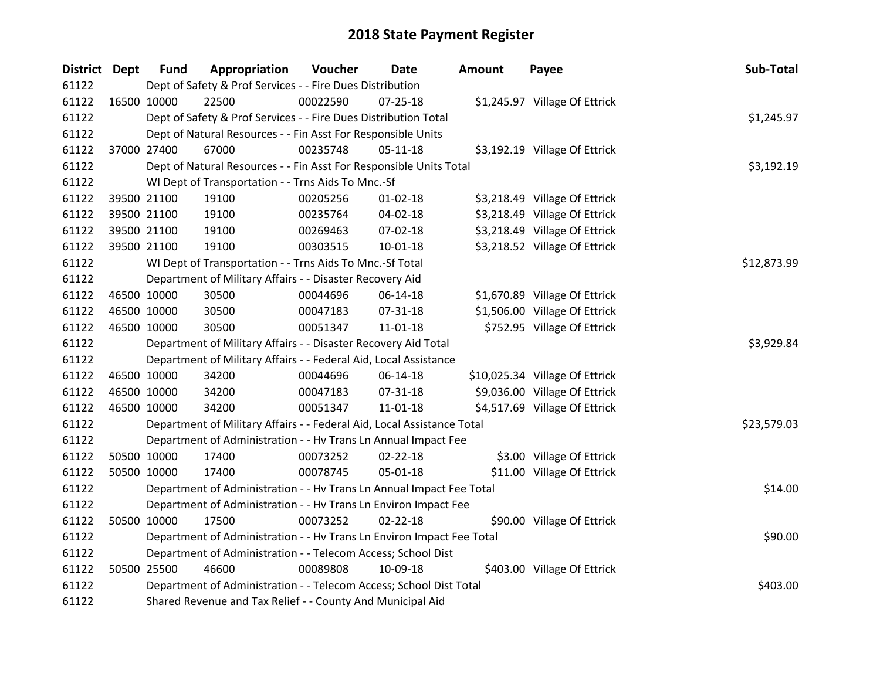# 2018 State Payment Register

| District | Dept | Fund | Appropriation | Voucher | Date | Amount | Payee | Sub-Total |
|---|---|---|---|---|---|---|---|---|
| 61122 | | Dept of Safety & Prof Services - - Fire Dues Distribution | | | | | | |
| 61122 | 16500 | 10000 | 22500 | 00022590 | 07-25-18 | $1,245.97 | Village Of Ettrick | |
| 61122 | | Dept of Safety & Prof Services - - Fire Dues Distribution Total | | | | | | $1,245.97 |
| 61122 | | Dept of Natural Resources - - Fin Asst For Responsible Units | | | | | | |
| 61122 | 37000 | 27400 | 67000 | 00235748 | 05-11-18 | $3,192.19 | Village Of Ettrick | |
| 61122 | | Dept of Natural Resources - - Fin Asst For Responsible Units Total | | | | | | $3,192.19 |
| 61122 | | WI Dept of Transportation - - Trns Aids To Mnc.-Sf | | | | | | |
| 61122 | 39500 | 21100 | 19100 | 00205256 | 01-02-18 | $3,218.49 | Village Of Ettrick | |
| 61122 | 39500 | 21100 | 19100 | 00235764 | 04-02-18 | $3,218.49 | Village Of Ettrick | |
| 61122 | 39500 | 21100 | 19100 | 00269463 | 07-02-18 | $3,218.49 | Village Of Ettrick | |
| 61122 | 39500 | 21100 | 19100 | 00303515 | 10-01-18 | $3,218.52 | Village Of Ettrick | |
| 61122 | | WI Dept of Transportation - - Trns Aids To Mnc.-Sf Total | | | | | | $12,873.99 |
| 61122 | | Department of Military Affairs - - Disaster Recovery Aid | | | | | | |
| 61122 | 46500 | 10000 | 30500 | 00044696 | 06-14-18 | $1,670.89 | Village Of Ettrick | |
| 61122 | 46500 | 10000 | 30500 | 00047183 | 07-31-18 | $1,506.00 | Village Of Ettrick | |
| 61122 | 46500 | 10000 | 30500 | 00051347 | 11-01-18 | $752.95 | Village Of Ettrick | |
| 61122 | | Department of Military Affairs - - Disaster Recovery Aid Total | | | | | | $3,929.84 |
| 61122 | | Department of Military Affairs - - Federal Aid, Local Assistance | | | | | | |
| 61122 | 46500 | 10000 | 34200 | 00044696 | 06-14-18 | $10,025.34 | Village Of Ettrick | |
| 61122 | 46500 | 10000 | 34200 | 00047183 | 07-31-18 | $9,036.00 | Village Of Ettrick | |
| 61122 | 46500 | 10000 | 34200 | 00051347 | 11-01-18 | $4,517.69 | Village Of Ettrick | |
| 61122 | | Department of Military Affairs - - Federal Aid, Local Assistance Total | | | | | | $23,579.03 |
| 61122 | | Department of Administration - - Hv Trans Ln Annual Impact Fee | | | | | | |
| 61122 | 50500 | 10000 | 17400 | 00073252 | 02-22-18 | $3.00 | Village Of Ettrick | |
| 61122 | 50500 | 10000 | 17400 | 00078745 | 05-01-18 | $11.00 | Village Of Ettrick | |
| 61122 | | Department of Administration - - Hv Trans Ln Annual Impact Fee Total | | | | | | $14.00 |
| 61122 | | Department of Administration - - Hv Trans Ln Environ Impact Fee | | | | | | |
| 61122 | 50500 | 10000 | 17500 | 00073252 | 02-22-18 | $90.00 | Village Of Ettrick | |
| 61122 | | Department of Administration - - Hv Trans Ln Environ Impact Fee Total | | | | | | $90.00 |
| 61122 | | Department of Administration - - Telecom Access; School Dist | | | | | | |
| 61122 | 50500 | 25500 | 46600 | 00089808 | 10-09-18 | $403.00 | Village Of Ettrick | |
| 61122 | | Department of Administration - - Telecom Access; School Dist Total | | | | | | $403.00 |
| 61122 | | Shared Revenue and Tax Relief - - County And Municipal Aid | | | | | | |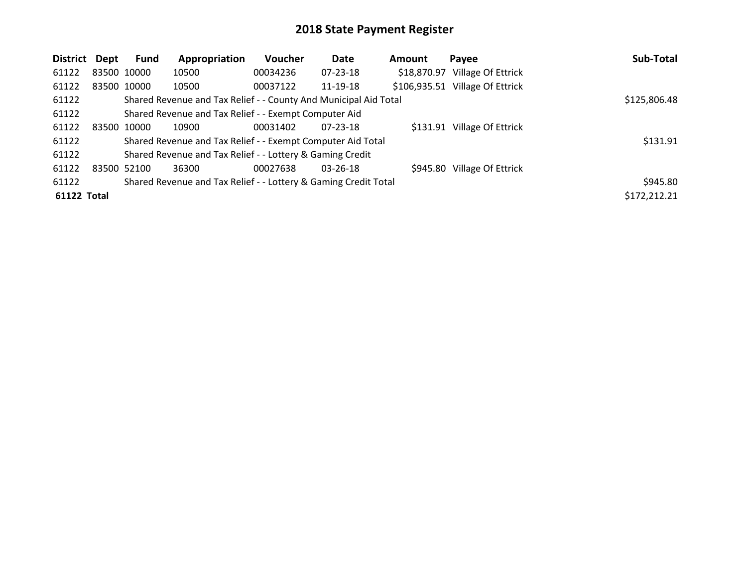# 2018 State Payment Register

| District | Dept | Fund | Appropriation | Voucher | Date | Amount | Payee | Sub-Total |
|---|---|---|---|---|---|---|---|---|
| 61122 | 83500 | 10000 | 10500 | 00034236 | 07-23-18 | $18,870.97 | Village Of Ettrick | |
| 61122 | 83500 | 10000 | 10500 | 00037122 | 11-19-18 | $106,935.51 | Village Of Ettrick | |
| 61122 | | Shared Revenue and Tax Relief - - County And Municipal Aid Total | | | | | | $125,806.48 |
| 61122 | | Shared Revenue and Tax Relief - - Exempt Computer Aid | | | | | | |
| 61122 | 83500 | 10000 | 10900 | 00031402 | 07-23-18 | $131.91 | Village Of Ettrick | |
| 61122 | | Shared Revenue and Tax Relief - - Exempt Computer Aid Total | | | | | | $131.91 |
| 61122 | | Shared Revenue and Tax Relief - - Lottery & Gaming Credit | | | | | | |
| 61122 | 83500 | 52100 | 36300 | 00027638 | 03-26-18 | $945.80 | Village Of Ettrick | |
| 61122 | | Shared Revenue and Tax Relief - - Lottery & Gaming Credit Total | | | | | | $945.80 |
| **61122 Total** | | | | | | | | $172,212.21 |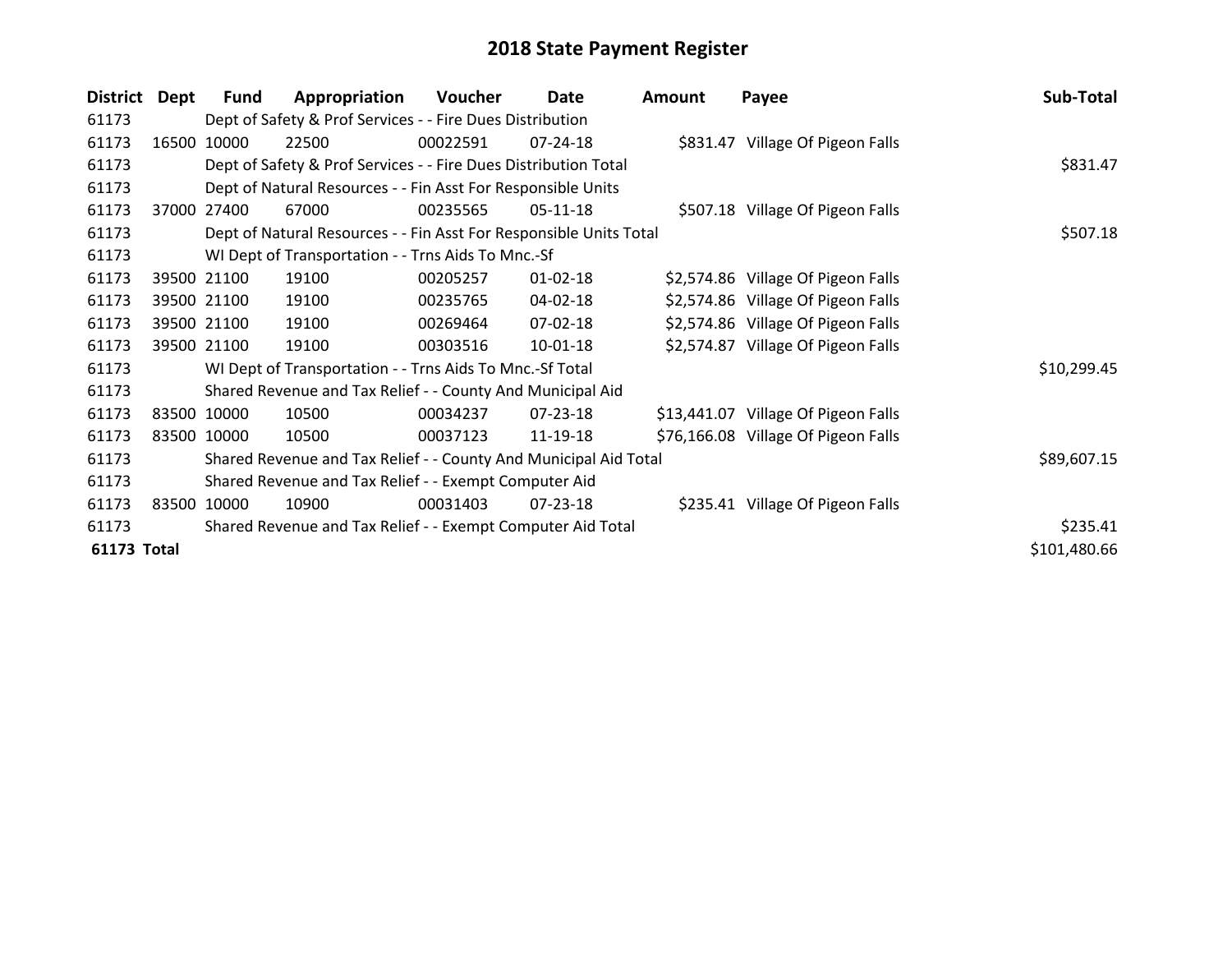# 2018 State Payment Register

| District | Dept | Fund | Appropriation | Voucher | Date | Amount | Payee | Sub-Total |
|---|---|---|---|---|---|---|---|---|
| 61173 | | Dept of Safety & Prof Services - - Fire Dues Distribution | | | | | | |
| 61173 | 16500 | 10000 | 22500 | 00022591 | 07-24-18 | $831.47 | Village Of Pigeon Falls | |
| 61173 | | Dept of Safety & Prof Services - - Fire Dues Distribution Total | | | | | | $831.47 |
| 61173 | | Dept of Natural Resources - - Fin Asst For Responsible Units | | | | | | |
| 61173 | 37000 | 27400 | 67000 | 00235565 | 05-11-18 | $507.18 | Village Of Pigeon Falls | |
| 61173 | | Dept of Natural Resources - - Fin Asst For Responsible Units Total | | | | | | $507.18 |
| 61173 | | WI Dept of Transportation - - Trns Aids To Mnc.-Sf | | | | | | |
| 61173 | 39500 | 21100 | 19100 | 00205257 | 01-02-18 | $2,574.86 | Village Of Pigeon Falls | |
| 61173 | 39500 | 21100 | 19100 | 00235765 | 04-02-18 | $2,574.86 | Village Of Pigeon Falls | |
| 61173 | 39500 | 21100 | 19100 | 00269464 | 07-02-18 | $2,574.86 | Village Of Pigeon Falls | |
| 61173 | 39500 | 21100 | 19100 | 00303516 | 10-01-18 | $2,574.87 | Village Of Pigeon Falls | |
| 61173 | | WI Dept of Transportation - - Trns Aids To Mnc.-Sf Total | | | | | | $10,299.45 |
| 61173 | | Shared Revenue and Tax Relief - - County And Municipal Aid | | | | | | |
| 61173 | 83500 | 10000 | 10500 | 00034237 | 07-23-18 | $13,441.07 | Village Of Pigeon Falls | |
| 61173 | 83500 | 10000 | 10500 | 00037123 | 11-19-18 | $76,166.08 | Village Of Pigeon Falls | |
| 61173 | | Shared Revenue and Tax Relief - - County And Municipal Aid Total | | | | | | $89,607.15 |
| 61173 | | Shared Revenue and Tax Relief - - Exempt Computer Aid | | | | | | |
| 61173 | 83500 | 10000 | 10900 | 00031403 | 07-23-18 | $235.41 | Village Of Pigeon Falls | |
| 61173 | | Shared Revenue and Tax Relief - - Exempt Computer Aid Total | | | | | | $235.41 |
| **61173 Total** | | | | | | | | $101,480.66 |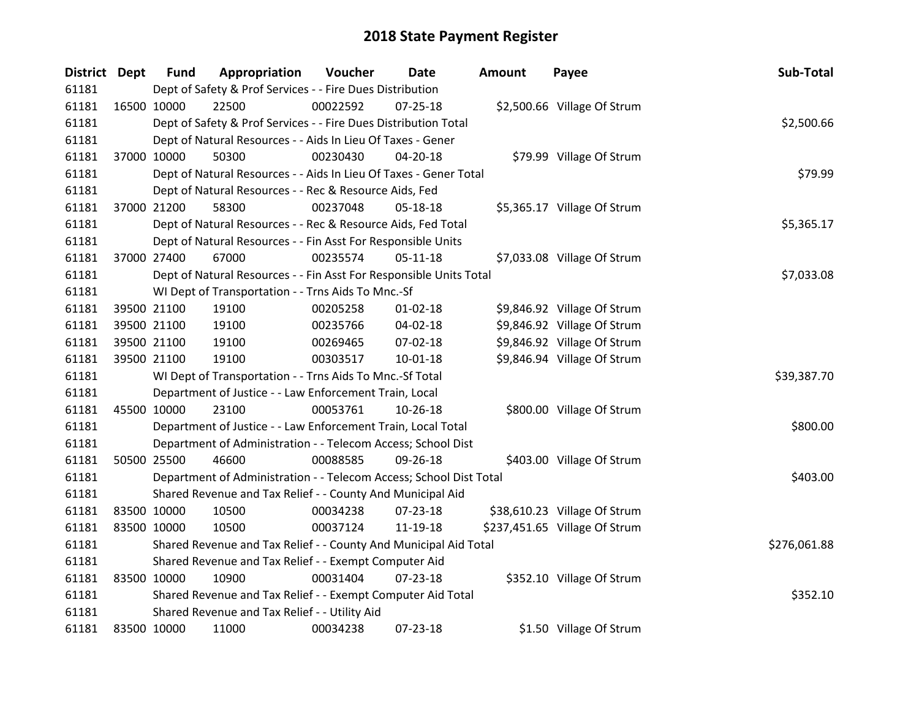# 2018 State Payment Register

| District | Dept | Fund | Appropriation | Voucher | Date | Amount | Payee | Sub-Total |
|---|---|---|---|---|---|---|---|---|
| 61181 | | Dept of Safety & Prof Services - - Fire Dues Distribution | | | | | | |
| 61181 | 16500 | 10000 | 22500 | 00022592 | 07-25-18 | $2,500.66 | Village Of Strum | |
| 61181 | | Dept of Safety & Prof Services - - Fire Dues Distribution Total | | | | | | $2,500.66 |
| 61181 | | Dept of Natural Resources - - Aids In Lieu Of Taxes - Gener | | | | | | |
| 61181 | 37000 | 10000 | 50300 | 00230430 | 04-20-18 | $79.99 | Village Of Strum | |
| 61181 | | Dept of Natural Resources - - Aids In Lieu Of Taxes - Gener Total | | | | | | $79.99 |
| 61181 | | Dept of Natural Resources - - Rec & Resource Aids, Fed | | | | | | |
| 61181 | 37000 | 21200 | 58300 | 00237048 | 05-18-18 | $5,365.17 | Village Of Strum | |
| 61181 | | Dept of Natural Resources - - Rec & Resource Aids, Fed Total | | | | | | $5,365.17 |
| 61181 | | Dept of Natural Resources - - Fin Asst For Responsible Units | | | | | | |
| 61181 | 37000 | 27400 | 67000 | 00235574 | 05-11-18 | $7,033.08 | Village Of Strum | |
| 61181 | | Dept of Natural Resources - - Fin Asst For Responsible Units Total | | | | | | $7,033.08 |
| 61181 | | WI Dept of Transportation - - Trns Aids To Mnc.-Sf | | | | | | |
| 61181 | 39500 | 21100 | 19100 | 00205258 | 01-02-18 | $9,846.92 | Village Of Strum | |
| 61181 | 39500 | 21100 | 19100 | 00235766 | 04-02-18 | $9,846.92 | Village Of Strum | |
| 61181 | 39500 | 21100 | 19100 | 00269465 | 07-02-18 | $9,846.92 | Village Of Strum | |
| 61181 | 39500 | 21100 | 19100 | 00303517 | 10-01-18 | $9,846.94 | Village Of Strum | |
| 61181 | | WI Dept of Transportation - - Trns Aids To Mnc.-Sf Total | | | | | | $39,387.70 |
| 61181 | | Department of Justice - - Law Enforcement Train, Local | | | | | | |
| 61181 | 45500 | 10000 | 23100 | 00053761 | 10-26-18 | $800.00 | Village Of Strum | |
| 61181 | | Department of Justice - - Law Enforcement Train, Local Total | | | | | | $800.00 |
| 61181 | | Department of Administration - - Telecom Access; School Dist | | | | | | |
| 61181 | 50500 | 25500 | 46600 | 00088585 | 09-26-18 | $403.00 | Village Of Strum | |
| 61181 | | Department of Administration - - Telecom Access; School Dist Total | | | | | | $403.00 |
| 61181 | | Shared Revenue and Tax Relief - - County And Municipal Aid | | | | | | |
| 61181 | 83500 | 10000 | 10500 | 00034238 | 07-23-18 | $38,610.23 | Village Of Strum | |
| 61181 | 83500 | 10000 | 10500 | 00037124 | 11-19-18 | $237,451.65 | Village Of Strum | |
| 61181 | | Shared Revenue and Tax Relief - - County And Municipal Aid Total | | | | | | $276,061.88 |
| 61181 | | Shared Revenue and Tax Relief - - Exempt Computer Aid | | | | | | |
| 61181 | 83500 | 10000 | 10900 | 00031404 | 07-23-18 | $352.10 | Village Of Strum | |
| 61181 | | Shared Revenue and Tax Relief - - Exempt Computer Aid Total | | | | | | $352.10 |
| 61181 | | Shared Revenue and Tax Relief - - Utility Aid | | | | | | |
| 61181 | 83500 | 10000 | 11000 | 00034238 | 07-23-18 | $1.50 | Village Of Strum | |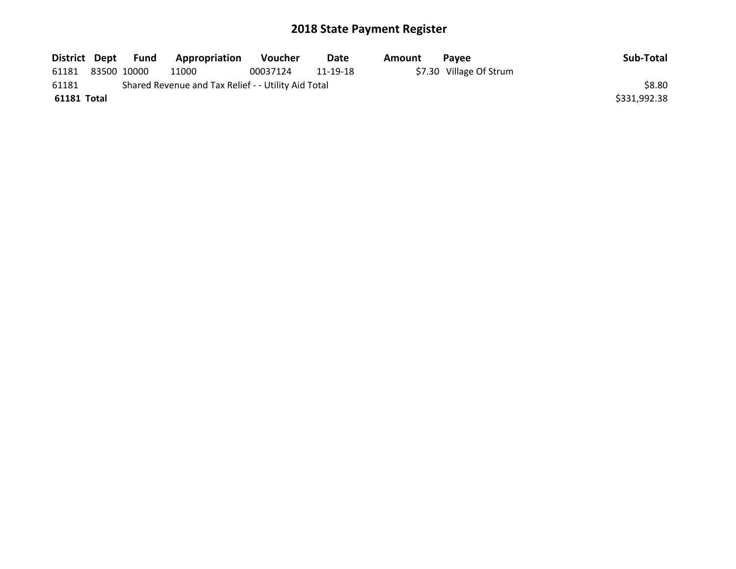# 2018 State Payment Register

| District | Dept | Fund | Appropriation | Voucher | Date | Amount | Payee | Sub-Total |
|---|---|---|---|---|---|---|---|---|
| 61181 | 83500 | 10000 | 11000 | 00037124 | 11-19-18 | $7.30 | Village Of Strum | |
| 61181 | | Shared Revenue and Tax Relief - - Utility Aid Total | | | | | | $8.80 |
| **61181** | **Total** | | | | | | | $331,992.38 |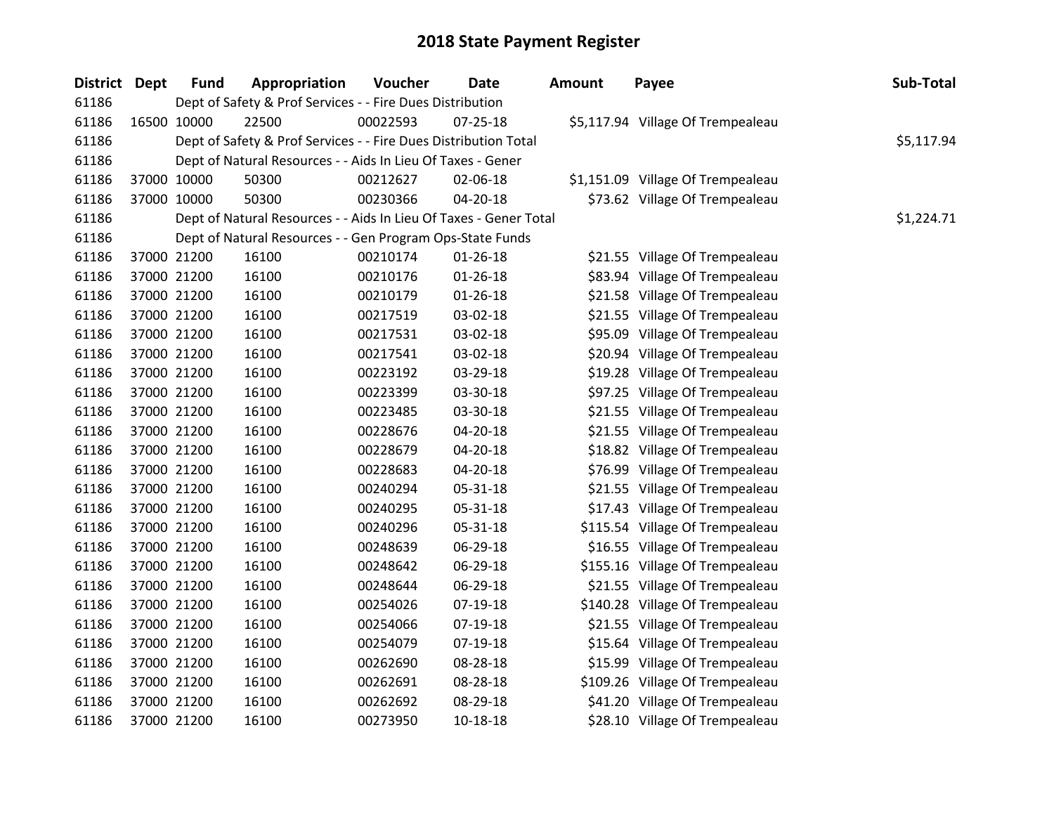# 2018 State Payment Register

| District | Dept | Fund | Appropriation | Voucher | Date | Amount | Payee | Sub-Total |
|---|---|---|---|---|---|---|---|---|
| 61186 | | Dept of Safety & Prof Services - - Fire Dues Distribution | | | | | | |
| 61186 | 16500 | 10000 | 22500 | 00022593 | 07-25-18 | $5,117.94 | Village Of Trempealeau | |
| 61186 | | Dept of Safety & Prof Services - - Fire Dues Distribution Total | | | | | | $5,117.94 |
| 61186 | | Dept of Natural Resources - - Aids In Lieu Of Taxes - Gener | | | | | | |
| 61186 | 37000 | 10000 | 50300 | 00212627 | 02-06-18 | $1,151.09 | Village Of Trempealeau | |
| 61186 | 37000 | 10000 | 50300 | 00230366 | 04-20-18 | $73.62 | Village Of Trempealeau | |
| 61186 | | Dept of Natural Resources - - Aids In Lieu Of Taxes - Gener Total | | | | | | $1,224.71 |
| 61186 | | Dept of Natural Resources - - Gen Program Ops-State Funds | | | | | | |
| 61186 | 37000 | 21200 | 16100 | 00210174 | 01-26-18 | $21.55 | Village Of Trempealeau | |
| 61186 | 37000 | 21200 | 16100 | 00210176 | 01-26-18 | $83.94 | Village Of Trempealeau | |
| 61186 | 37000 | 21200 | 16100 | 00210179 | 01-26-18 | $21.58 | Village Of Trempealeau | |
| 61186 | 37000 | 21200 | 16100 | 00217519 | 03-02-18 | $21.55 | Village Of Trempealeau | |
| 61186 | 37000 | 21200 | 16100 | 00217531 | 03-02-18 | $95.09 | Village Of Trempealeau | |
| 61186 | 37000 | 21200 | 16100 | 00217541 | 03-02-18 | $20.94 | Village Of Trempealeau | |
| 61186 | 37000 | 21200 | 16100 | 00223192 | 03-29-18 | $19.28 | Village Of Trempealeau | |
| 61186 | 37000 | 21200 | 16100 | 00223399 | 03-30-18 | $97.25 | Village Of Trempealeau | |
| 61186 | 37000 | 21200 | 16100 | 00223485 | 03-30-18 | $21.55 | Village Of Trempealeau | |
| 61186 | 37000 | 21200 | 16100 | 00228676 | 04-20-18 | $21.55 | Village Of Trempealeau | |
| 61186 | 37000 | 21200 | 16100 | 00228679 | 04-20-18 | $18.82 | Village Of Trempealeau | |
| 61186 | 37000 | 21200 | 16100 | 00228683 | 04-20-18 | $76.99 | Village Of Trempealeau | |
| 61186 | 37000 | 21200 | 16100 | 00240294 | 05-31-18 | $21.55 | Village Of Trempealeau | |
| 61186 | 37000 | 21200 | 16100 | 00240295 | 05-31-18 | $17.43 | Village Of Trempealeau | |
| 61186 | 37000 | 21200 | 16100 | 00240296 | 05-31-18 | $115.54 | Village Of Trempealeau | |
| 61186 | 37000 | 21200 | 16100 | 00248639 | 06-29-18 | $16.55 | Village Of Trempealeau | |
| 61186 | 37000 | 21200 | 16100 | 00248642 | 06-29-18 | $155.16 | Village Of Trempealeau | |
| 61186 | 37000 | 21200 | 16100 | 00248644 | 06-29-18 | $21.55 | Village Of Trempealeau | |
| 61186 | 37000 | 21200 | 16100 | 00254026 | 07-19-18 | $140.28 | Village Of Trempealeau | |
| 61186 | 37000 | 21200 | 16100 | 00254066 | 07-19-18 | $21.55 | Village Of Trempealeau | |
| 61186 | 37000 | 21200 | 16100 | 00254079 | 07-19-18 | $15.64 | Village Of Trempealeau | |
| 61186 | 37000 | 21200 | 16100 | 00262690 | 08-28-18 | $15.99 | Village Of Trempealeau | |
| 61186 | 37000 | 21200 | 16100 | 00262691 | 08-28-18 | $109.26 | Village Of Trempealeau | |
| 61186 | 37000 | 21200 | 16100 | 00262692 | 08-29-18 | $41.20 | Village Of Trempealeau | |
| 61186 | 37000 | 21200 | 16100 | 00273950 | 10-18-18 | $28.10 | Village Of Trempealeau | |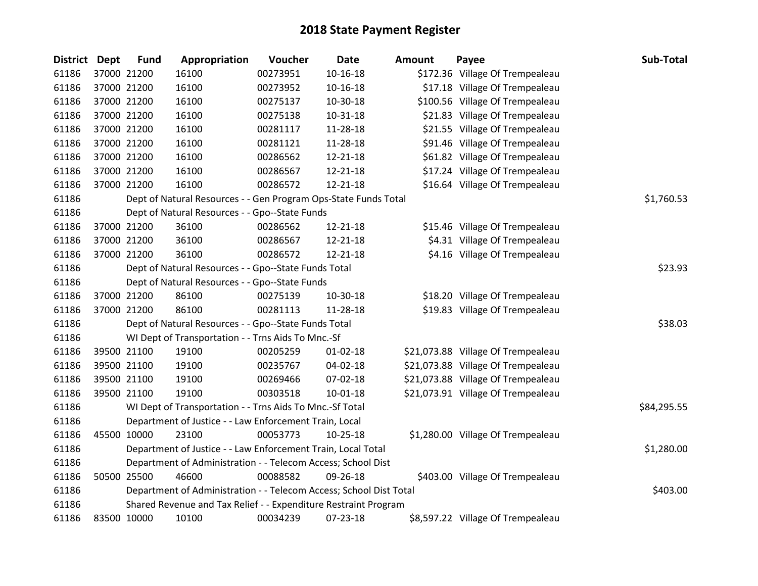# 2018 State Payment Register

| District | Dept | Fund | Appropriation | Voucher | Date | Amount | Payee | Sub-Total |
|---|---|---|---|---|---|---|---|---|
| 61186 | 37000 | 21200 | 16100 | 00273951 | 10-16-18 | $172.36 | Village Of Trempealeau | |
| 61186 | 37000 | 21200 | 16100 | 00273952 | 10-16-18 | $17.18 | Village Of Trempealeau | |
| 61186 | 37000 | 21200 | 16100 | 00275137 | 10-30-18 | $100.56 | Village Of Trempealeau | |
| 61186 | 37000 | 21200 | 16100 | 00275138 | 10-31-18 | $21.83 | Village Of Trempealeau | |
| 61186 | 37000 | 21200 | 16100 | 00281117 | 11-28-18 | $21.55 | Village Of Trempealeau | |
| 61186 | 37000 | 21200 | 16100 | 00281121 | 11-28-18 | $91.46 | Village Of Trempealeau | |
| 61186 | 37000 | 21200 | 16100 | 00286562 | 12-21-18 | $61.82 | Village Of Trempealeau | |
| 61186 | 37000 | 21200 | 16100 | 00286567 | 12-21-18 | $17.24 | Village Of Trempealeau | |
| 61186 | 37000 | 21200 | 16100 | 00286572 | 12-21-18 | $16.64 | Village Of Trempealeau | |
| 61186 | | Dept of Natural Resources - - Gen Program Ops-State Funds Total | | | | | | $1,760.53 |
| 61186 | | Dept of Natural Resources - - Gpo--State Funds | | | | | | |
| 61186 | 37000 | 21200 | 36100 | 00286562 | 12-21-18 | $15.46 | Village Of Trempealeau | |
| 61186 | 37000 | 21200 | 36100 | 00286567 | 12-21-18 | $4.31 | Village Of Trempealeau | |
| 61186 | 37000 | 21200 | 36100 | 00286572 | 12-21-18 | $4.16 | Village Of Trempealeau | |
| 61186 | | Dept of Natural Resources - - Gpo--State Funds Total | | | | | | $23.93 |
| 61186 | | Dept of Natural Resources - - Gpo--State Funds | | | | | | |
| 61186 | 37000 | 21200 | 86100 | 00275139 | 10-30-18 | $18.20 | Village Of Trempealeau | |
| 61186 | 37000 | 21200 | 86100 | 00281113 | 11-28-18 | $19.83 | Village Of Trempealeau | |
| 61186 | | Dept of Natural Resources - - Gpo--State Funds Total | | | | | | $38.03 |
| 61186 | | WI Dept of Transportation - - Trns Aids To Mnc.-Sf | | | | | | |
| 61186 | 39500 | 21100 | 19100 | 00205259 | 01-02-18 | $21,073.88 | Village Of Trempealeau | |
| 61186 | 39500 | 21100 | 19100 | 00235767 | 04-02-18 | $21,073.88 | Village Of Trempealeau | |
| 61186 | 39500 | 21100 | 19100 | 00269466 | 07-02-18 | $21,073.88 | Village Of Trempealeau | |
| 61186 | 39500 | 21100 | 19100 | 00303518 | 10-01-18 | $21,073.91 | Village Of Trempealeau | |
| 61186 | | WI Dept of Transportation - - Trns Aids To Mnc.-Sf Total | | | | | | $84,295.55 |
| 61186 | | Department of Justice - - Law Enforcement Train, Local | | | | | | |
| 61186 | 45500 | 10000 | 23100 | 00053773 | 10-25-18 | $1,280.00 | Village Of Trempealeau | |
| 61186 | | Department of Justice - - Law Enforcement Train, Local Total | | | | | | $1,280.00 |
| 61186 | | Department of Administration - - Telecom Access; School Dist | | | | | | |
| 61186 | 50500 | 25500 | 46600 | 00088582 | 09-26-18 | $403.00 | Village Of Trempealeau | |
| 61186 | | Department of Administration - - Telecom Access; School Dist Total | | | | | | $403.00 |
| 61186 | | Shared Revenue and Tax Relief - - Expenditure Restraint Program | | | | | | |
| 61186 | 83500 | 10000 | 10100 | 00034239 | 07-23-18 | $8,597.22 | Village Of Trempealeau | |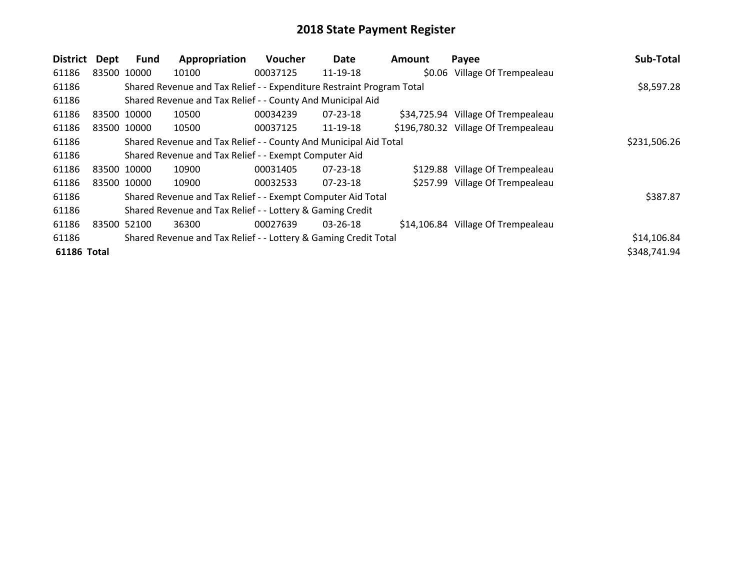# 2018 State Payment Register

| District | Dept | Fund | Appropriation | Voucher | Date | Amount | Payee | Sub-Total |
|---|---|---|---|---|---|---|---|---|
| 61186 | 83500 | 10000 | 10100 | 00037125 | 11-19-18 | $0.06 | Village Of Trempealeau | |
| 61186 | | Shared Revenue and Tax Relief - - Expenditure Restraint Program Total | | | | | | $8,597.28 |
| 61186 | | Shared Revenue and Tax Relief - - County And Municipal Aid | | | | | | |
| 61186 | 83500 | 10000 | 10500 | 00034239 | 07-23-18 | $34,725.94 | Village Of Trempealeau | |
| 61186 | 83500 | 10000 | 10500 | 00037125 | 11-19-18 | $196,780.32 | Village Of Trempealeau | |
| 61186 | | Shared Revenue and Tax Relief - - County And Municipal Aid Total | | | | | | $231,506.26 |
| 61186 | | Shared Revenue and Tax Relief - - Exempt Computer Aid | | | | | | |
| 61186 | 83500 | 10000 | 10900 | 00031405 | 07-23-18 | $129.88 | Village Of Trempealeau | |
| 61186 | 83500 | 10000 | 10900 | 00032533 | 07-23-18 | $257.99 | Village Of Trempealeau | |
| 61186 | | Shared Revenue and Tax Relief - - Exempt Computer Aid Total | | | | | | $387.87 |
| 61186 | | Shared Revenue and Tax Relief - - Lottery & Gaming Credit | | | | | | |
| 61186 | 83500 | 52100 | 36300 | 00027639 | 03-26-18 | $14,106.84 | Village Of Trempealeau | |
| 61186 | | Shared Revenue and Tax Relief - - Lottery & Gaming Credit Total | | | | | | $14,106.84 |
| **61186 Total** | | | | | | | | $348,741.94 |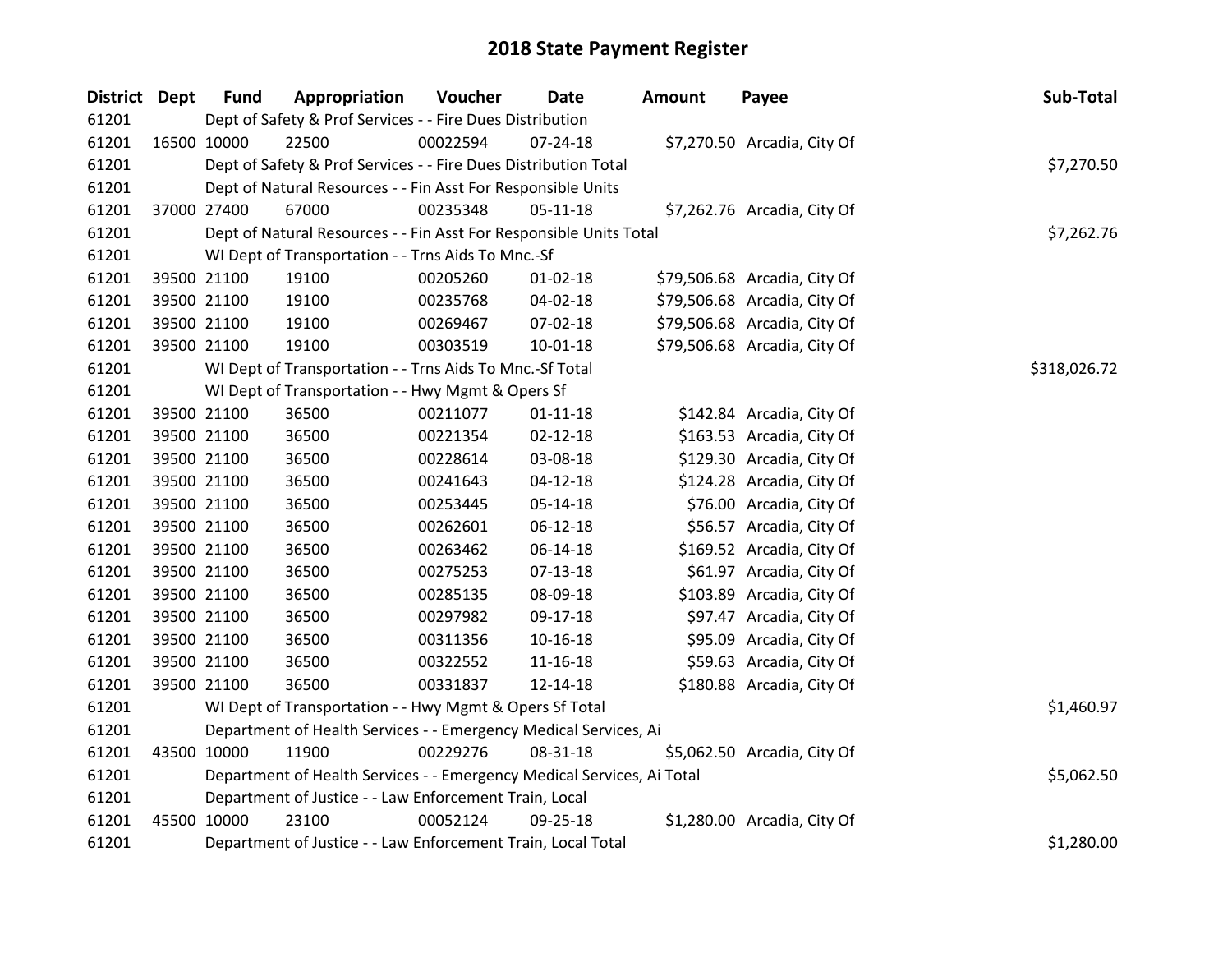# 2018 State Payment Register

| District | Dept | Fund | Appropriation | Voucher | Date | Amount | Payee | Sub-Total |
|---|---|---|---|---|---|---|---|---|
| 61201 | | Dept of Safety & Prof Services - - Fire Dues Distribution | | | | | | |
| 61201 | 16500 | 10000 | 22500 | 00022594 | 07-24-18 | $7,270.50 | Arcadia, City Of | |
| 61201 | | Dept of Safety & Prof Services - - Fire Dues Distribution Total | | | | | | $7,270.50 |
| 61201 | | Dept of Natural Resources - - Fin Asst For Responsible Units | | | | | | |
| 61201 | 37000 | 27400 | 67000 | 00235348 | 05-11-18 | $7,262.76 | Arcadia, City Of | |
| 61201 | | Dept of Natural Resources - - Fin Asst For Responsible Units Total | | | | | | $7,262.76 |
| 61201 | | WI Dept of Transportation - - Trns Aids To Mnc.-Sf | | | | | | |
| 61201 | 39500 | 21100 | 19100 | 00205260 | 01-02-18 | $79,506.68 | Arcadia, City Of | |
| 61201 | 39500 | 21100 | 19100 | 00235768 | 04-02-18 | $79,506.68 | Arcadia, City Of | |
| 61201 | 39500 | 21100 | 19100 | 00269467 | 07-02-18 | $79,506.68 | Arcadia, City Of | |
| 61201 | 39500 | 21100 | 19100 | 00303519 | 10-01-18 | $79,506.68 | Arcadia, City Of | |
| 61201 | | WI Dept of Transportation - - Trns Aids To Mnc.-Sf Total | | | | | | $318,026.72 |
| 61201 | | WI Dept of Transportation - - Hwy Mgmt & Opers Sf | | | | | | |
| 61201 | 39500 | 21100 | 36500 | 00211077 | 01-11-18 | $142.84 | Arcadia, City Of | |
| 61201 | 39500 | 21100 | 36500 | 00221354 | 02-12-18 | $163.53 | Arcadia, City Of | |
| 61201 | 39500 | 21100 | 36500 | 00228614 | 03-08-18 | $129.30 | Arcadia, City Of | |
| 61201 | 39500 | 21100 | 36500 | 00241643 | 04-12-18 | $124.28 | Arcadia, City Of | |
| 61201 | 39500 | 21100 | 36500 | 00253445 | 05-14-18 | $76.00 | Arcadia, City Of | |
| 61201 | 39500 | 21100 | 36500 | 00262601 | 06-12-18 | $56.57 | Arcadia, City Of | |
| 61201 | 39500 | 21100 | 36500 | 00263462 | 06-14-18 | $169.52 | Arcadia, City Of | |
| 61201 | 39500 | 21100 | 36500 | 00275253 | 07-13-18 | $61.97 | Arcadia, City Of | |
| 61201 | 39500 | 21100 | 36500 | 00285135 | 08-09-18 | $103.89 | Arcadia, City Of | |
| 61201 | 39500 | 21100 | 36500 | 00297982 | 09-17-18 | $97.47 | Arcadia, City Of | |
| 61201 | 39500 | 21100 | 36500 | 00311356 | 10-16-18 | $95.09 | Arcadia, City Of | |
| 61201 | 39500 | 21100 | 36500 | 00322552 | 11-16-18 | $59.63 | Arcadia, City Of | |
| 61201 | 39500 | 21100 | 36500 | 00331837 | 12-14-18 | $180.88 | Arcadia, City Of | |
| 61201 | | WI Dept of Transportation - - Hwy Mgmt & Opers Sf Total | | | | | | $1,460.97 |
| 61201 | | Department of Health Services - - Emergency Medical Services, Ai | | | | | | |
| 61201 | 43500 | 10000 | 11900 | 00229276 | 08-31-18 | $5,062.50 | Arcadia, City Of | |
| 61201 | | Department of Health Services - - Emergency Medical Services, Ai Total | | | | | | $5,062.50 |
| 61201 | | Department of Justice - - Law Enforcement Train, Local | | | | | | |
| 61201 | 45500 | 10000 | 23100 | 00052124 | 09-25-18 | $1,280.00 | Arcadia, City Of | |
| 61201 | | Department of Justice - - Law Enforcement Train, Local Total | | | | | | $1,280.00 |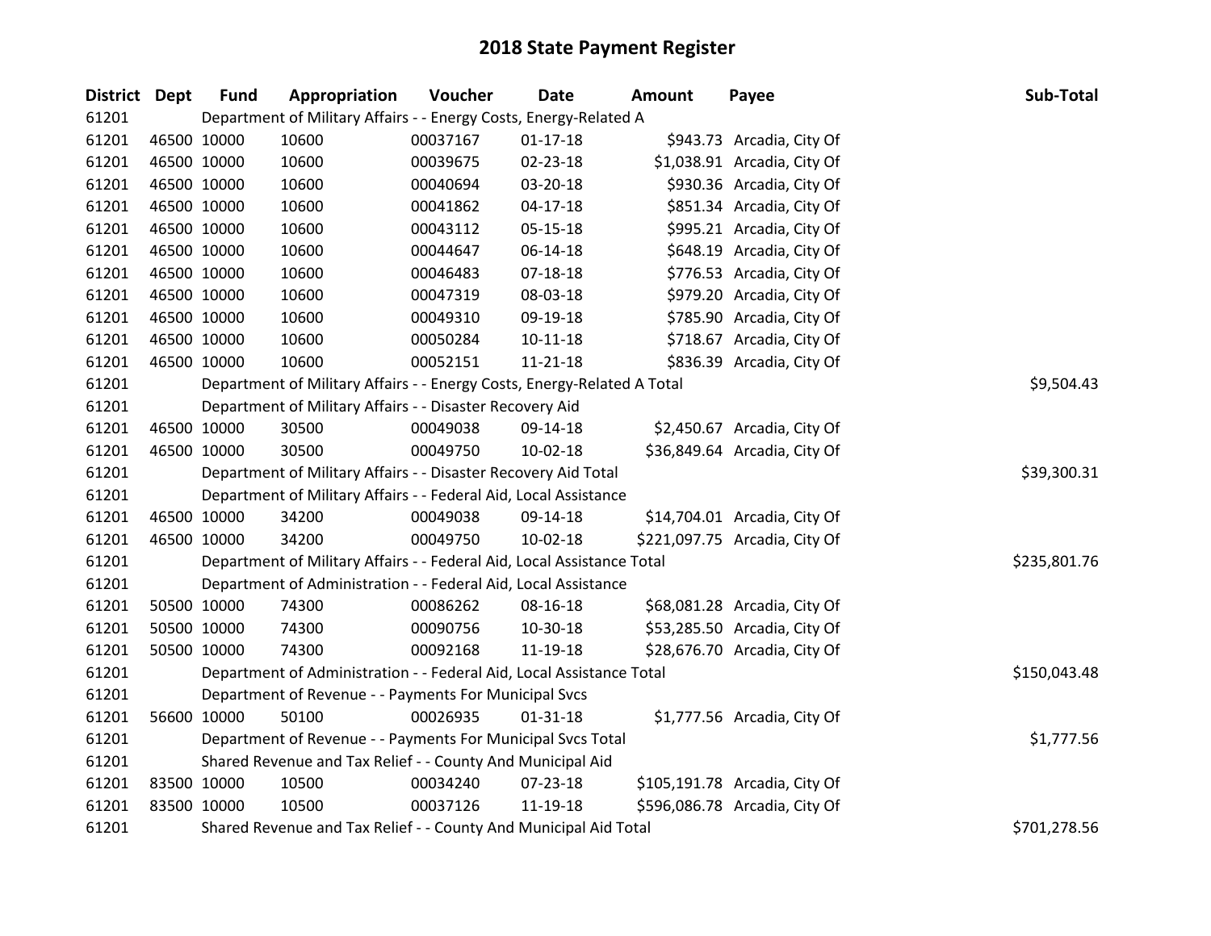# 2018 State Payment Register

| District | Dept | Fund | Appropriation | Voucher | Date | Amount | Payee | Sub-Total |
|---|---|---|---|---|---|---|---|---|
| 61201 | | | Department of Military Affairs - - Energy Costs, Energy-Related A | | | | | |
| 61201 | 46500 | 10000 | 10600 | 00037167 | 01-17-18 | $943.73 | Arcadia, City Of | |
| 61201 | 46500 | 10000 | 10600 | 00039675 | 02-23-18 | $1,038.91 | Arcadia, City Of | |
| 61201 | 46500 | 10000 | 10600 | 00040694 | 03-20-18 | $930.36 | Arcadia, City Of | |
| 61201 | 46500 | 10000 | 10600 | 00041862 | 04-17-18 | $851.34 | Arcadia, City Of | |
| 61201 | 46500 | 10000 | 10600 | 00043112 | 05-15-18 | $995.21 | Arcadia, City Of | |
| 61201 | 46500 | 10000 | 10600 | 00044647 | 06-14-18 | $648.19 | Arcadia, City Of | |
| 61201 | 46500 | 10000 | 10600 | 00046483 | 07-18-18 | $776.53 | Arcadia, City Of | |
| 61201 | 46500 | 10000 | 10600 | 00047319 | 08-03-18 | $979.20 | Arcadia, City Of | |
| 61201 | 46500 | 10000 | 10600 | 00049310 | 09-19-18 | $785.90 | Arcadia, City Of | |
| 61201 | 46500 | 10000 | 10600 | 00050284 | 10-11-18 | $718.67 | Arcadia, City Of | |
| 61201 | 46500 | 10000 | 10600 | 00052151 | 11-21-18 | $836.39 | Arcadia, City Of | |
| 61201 | | | Department of Military Affairs - - Energy Costs, Energy-Related A Total | | | | | $9,504.43 |
| 61201 | | | Department of Military Affairs - - Disaster Recovery Aid | | | | | |
| 61201 | 46500 | 10000 | 30500 | 00049038 | 09-14-18 | $2,450.67 | Arcadia, City Of | |
| 61201 | 46500 | 10000 | 30500 | 00049750 | 10-02-18 | $36,849.64 | Arcadia, City Of | |
| 61201 | | | Department of Military Affairs - - Disaster Recovery Aid Total | | | | | $39,300.31 |
| 61201 | | | Department of Military Affairs - - Federal Aid, Local Assistance | | | | | |
| 61201 | 46500 | 10000 | 34200 | 00049038 | 09-14-18 | $14,704.01 | Arcadia, City Of | |
| 61201 | 46500 | 10000 | 34200 | 00049750 | 10-02-18 | $221,097.75 | Arcadia, City Of | |
| 61201 | | | Department of Military Affairs - - Federal Aid, Local Assistance Total | | | | | $235,801.76 |
| 61201 | | | Department of Administration - - Federal Aid, Local Assistance | | | | | |
| 61201 | 50500 | 10000 | 74300 | 00086262 | 08-16-18 | $68,081.28 | Arcadia, City Of | |
| 61201 | 50500 | 10000 | 74300 | 00090756 | 10-30-18 | $53,285.50 | Arcadia, City Of | |
| 61201 | 50500 | 10000 | 74300 | 00092168 | 11-19-18 | $28,676.70 | Arcadia, City Of | |
| 61201 | | | Department of Administration - - Federal Aid, Local Assistance Total | | | | | $150,043.48 |
| 61201 | | | Department of Revenue - - Payments For Municipal Svcs | | | | | |
| 61201 | 56600 | 10000 | 50100 | 00026935 | 01-31-18 | $1,777.56 | Arcadia, City Of | |
| 61201 | | | Department of Revenue - - Payments For Municipal Svcs Total | | | | | $1,777.56 |
| 61201 | | | Shared Revenue and Tax Relief - - County And Municipal Aid | | | | | |
| 61201 | 83500 | 10000 | 10500 | 00034240 | 07-23-18 | $105,191.78 | Arcadia, City Of | |
| 61201 | 83500 | 10000 | 10500 | 00037126 | 11-19-18 | $596,086.78 | Arcadia, City Of | |
| 61201 | | | Shared Revenue and Tax Relief - - County And Municipal Aid Total | | | | | $701,278.56 |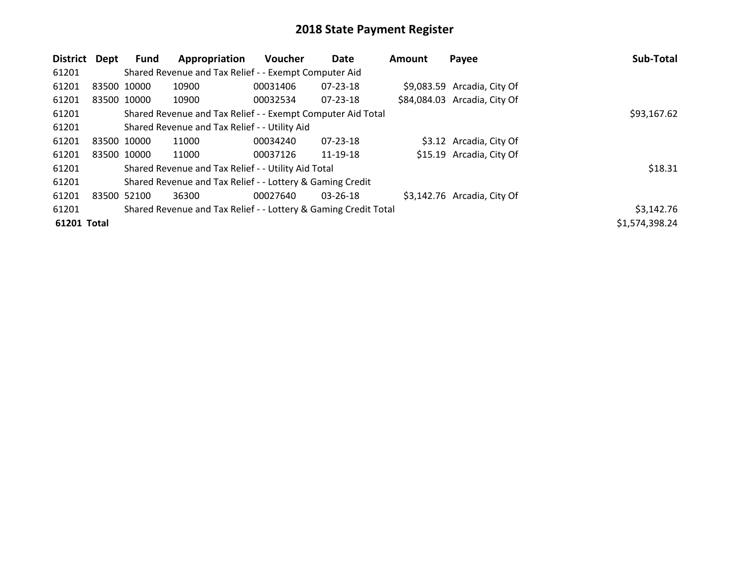# 2018 State Payment Register

| District | Dept | Fund | Appropriation | Voucher | Date | Amount | Payee | Sub-Total |
|---|---|---|---|---|---|---|---|---|
| 61201 | | Shared Revenue and Tax Relief - - Exempt Computer Aid | | | | | | |
| 61201 | 83500 | 10000 | 10900 | 00031406 | 07-23-18 | $9,083.59 | Arcadia, City Of | |
| 61201 | 83500 | 10000 | 10900 | 00032534 | 07-23-18 | $84,084.03 | Arcadia, City Of | |
| 61201 | | Shared Revenue and Tax Relief - - Exempt Computer Aid Total | | | | | | $93,167.62 |
| 61201 | | Shared Revenue and Tax Relief - - Utility Aid | | | | | | |
| 61201 | 83500 | 10000 | 11000 | 00034240 | 07-23-18 | $3.12 | Arcadia, City Of | |
| 61201 | 83500 | 10000 | 11000 | 00037126 | 11-19-18 | $15.19 | Arcadia, City Of | |
| 61201 | | Shared Revenue and Tax Relief - - Utility Aid Total | | | | | | $18.31 |
| 61201 | | Shared Revenue and Tax Relief - - Lottery & Gaming Credit | | | | | | |
| 61201 | 83500 | 52100 | 36300 | 00027640 | 03-26-18 | $3,142.76 | Arcadia, City Of | |
| 61201 | | Shared Revenue and Tax Relief - - Lottery & Gaming Credit Total | | | | | | $3,142.76 |
| **61201 Total** | | | | | | | | $1,574,398.24 |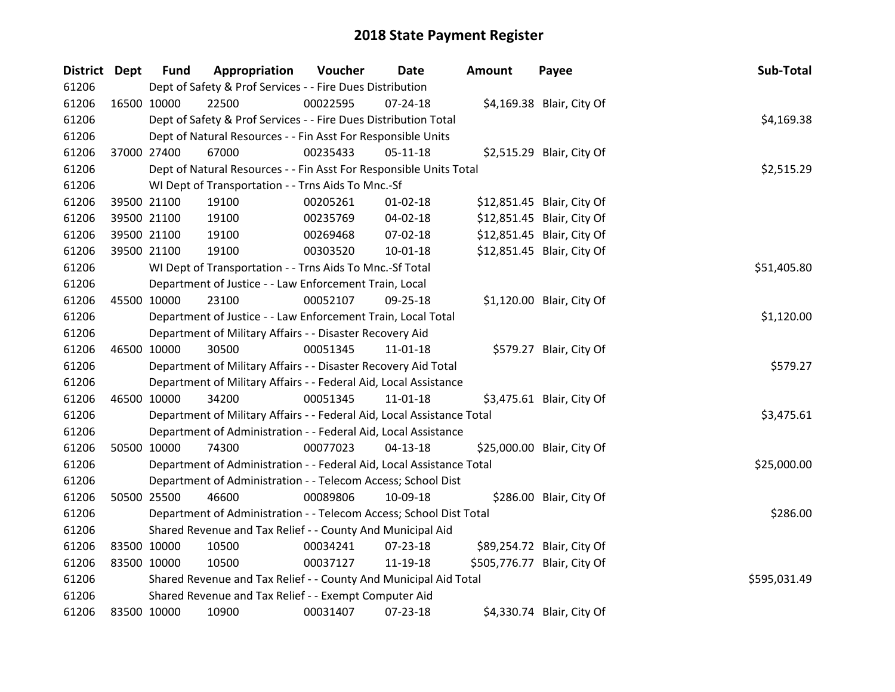# 2018 State Payment Register

| District | Dept | Fund | Appropriation | Voucher | Date | Amount | Payee | Sub-Total |
|---|---|---|---|---|---|---|---|---|
| 61206 | | Dept of Safety & Prof Services - - Fire Dues Distribution | | | | | | |
| 61206 | 16500 | 10000 | 22500 | 00022595 | 07-24-18 | $4,169.38 | Blair, City Of | |
| 61206 | | Dept of Safety & Prof Services - - Fire Dues Distribution Total | | | | | | $4,169.38 |
| 61206 | | Dept of Natural Resources - - Fin Asst For Responsible Units | | | | | | |
| 61206 | 37000 | 27400 | 67000 | 00235433 | 05-11-18 | $2,515.29 | Blair, City Of | |
| 61206 | | Dept of Natural Resources - - Fin Asst For Responsible Units Total | | | | | | $2,515.29 |
| 61206 | | WI Dept of Transportation - - Trns Aids To Mnc.-Sf | | | | | | |
| 61206 | 39500 | 21100 | 19100 | 00205261 | 01-02-18 | $12,851.45 | Blair, City Of | |
| 61206 | 39500 | 21100 | 19100 | 00235769 | 04-02-18 | $12,851.45 | Blair, City Of | |
| 61206 | 39500 | 21100 | 19100 | 00269468 | 07-02-18 | $12,851.45 | Blair, City Of | |
| 61206 | 39500 | 21100 | 19100 | 00303520 | 10-01-18 | $12,851.45 | Blair, City Of | |
| 61206 | | WI Dept of Transportation - - Trns Aids To Mnc.-Sf Total | | | | | | $51,405.80 |
| 61206 | | Department of Justice - - Law Enforcement Train, Local | | | | | | |
| 61206 | 45500 | 10000 | 23100 | 00052107 | 09-25-18 | $1,120.00 | Blair, City Of | |
| 61206 | | Department of Justice - - Law Enforcement Train, Local Total | | | | | | $1,120.00 |
| 61206 | | Department of Military Affairs - - Disaster Recovery Aid | | | | | | |
| 61206 | 46500 | 10000 | 30500 | 00051345 | 11-01-18 | $579.27 | Blair, City Of | |
| 61206 | | Department of Military Affairs - - Disaster Recovery Aid Total | | | | | | $579.27 |
| 61206 | | Department of Military Affairs - - Federal Aid, Local Assistance | | | | | | |
| 61206 | 46500 | 10000 | 34200 | 00051345 | 11-01-18 | $3,475.61 | Blair, City Of | |
| 61206 | | Department of Military Affairs - - Federal Aid, Local Assistance Total | | | | | | $3,475.61 |
| 61206 | | Department of Administration - - Federal Aid, Local Assistance | | | | | | |
| 61206 | 50500 | 10000 | 74300 | 00077023 | 04-13-18 | $25,000.00 | Blair, City Of | |
| 61206 | | Department of Administration - - Federal Aid, Local Assistance Total | | | | | | $25,000.00 |
| 61206 | | Department of Administration - - Telecom Access; School Dist | | | | | | |
| 61206 | 50500 | 25500 | 46600 | 00089806 | 10-09-18 | $286.00 | Blair, City Of | |
| 61206 | | Department of Administration - - Telecom Access; School Dist Total | | | | | | $286.00 |
| 61206 | | Shared Revenue and Tax Relief - - County And Municipal Aid | | | | | | |
| 61206 | 83500 | 10000 | 10500 | 00034241 | 07-23-18 | $89,254.72 | Blair, City Of | |
| 61206 | 83500 | 10000 | 10500 | 00037127 | 11-19-18 | $505,776.77 | Blair, City Of | |
| 61206 | | Shared Revenue and Tax Relief - - County And Municipal Aid Total | | | | | | $595,031.49 |
| 61206 | | Shared Revenue and Tax Relief - - Exempt Computer Aid | | | | | | |
| 61206 | 83500 | 10000 | 10900 | 00031407 | 07-23-18 | $4,330.74 | Blair, City Of | |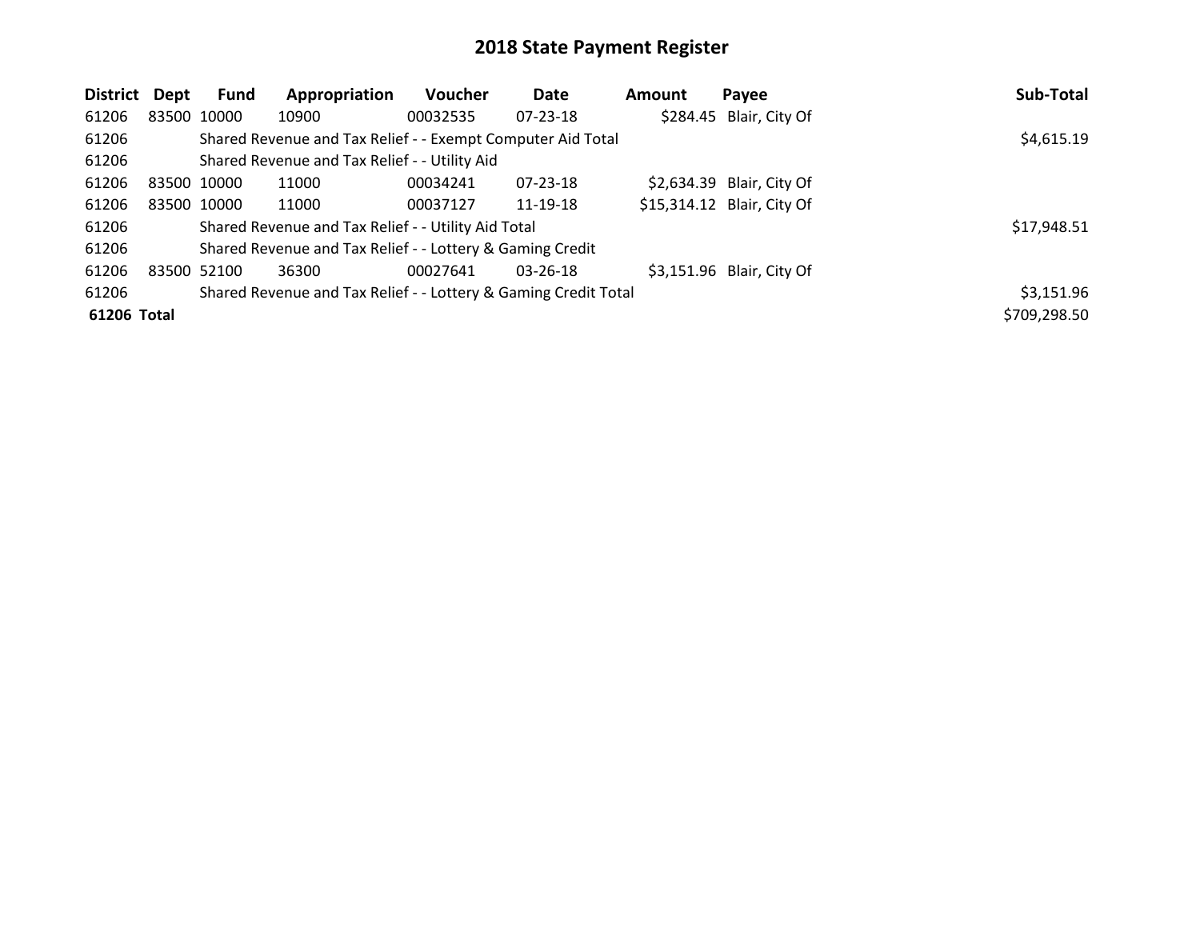# 2018 State Payment Register

| District | Dept | Fund | Appropriation | Voucher | Date | Amount | Payee | Sub-Total |
|---|---|---|---|---|---|---|---|---|
| 61206 | 83500 | 10000 | 10900 | 00032535 | 07-23-18 | $284.45 | Blair, City Of | |
| 61206 | | Shared Revenue and Tax Relief - - Exempt Computer Aid Total | | | | | | $4,615.19 |
| 61206 | | Shared Revenue and Tax Relief - - Utility Aid | | | | | | |
| 61206 | 83500 | 10000 | 11000 | 00034241 | 07-23-18 | $2,634.39 | Blair, City Of | |
| 61206 | 83500 | 10000 | 11000 | 00037127 | 11-19-18 | $15,314.12 | Blair, City Of | |
| 61206 | | Shared Revenue and Tax Relief - - Utility Aid Total | | | | | | $17,948.51 |
| 61206 | | Shared Revenue and Tax Relief - - Lottery & Gaming Credit | | | | | | |
| 61206 | 83500 | 52100 | 36300 | 00027641 | 03-26-18 | $3,151.96 | Blair, City Of | |
| 61206 | | Shared Revenue and Tax Relief - - Lottery & Gaming Credit Total | | | | | | $3,151.96 |
| **61206** | **Total** | | | | | | | $709,298.50 |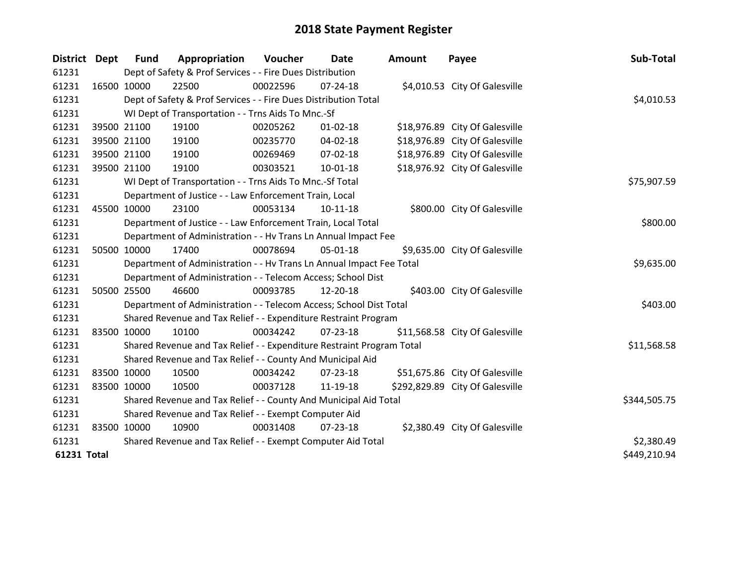# 2018 State Payment Register

| District | Dept | Fund | Appropriation | Voucher | Date | Amount | Payee | Sub-Total |
|---|---|---|---|---|---|---|---|---|
| 61231 | | Dept of Safety & Prof Services - - Fire Dues Distribution | | | | | | |
| 61231 | 16500 | 10000 | 22500 | 00022596 | 07-24-18 | $4,010.53 | City Of Galesville | |
| 61231 | | Dept of Safety & Prof Services - - Fire Dues Distribution Total | | | | | | $4,010.53 |
| 61231 | | WI Dept of Transportation - - Trns Aids To Mnc.-Sf | | | | | | |
| 61231 | 39500 | 21100 | 19100 | 00205262 | 01-02-18 | $18,976.89 | City Of Galesville | |
| 61231 | 39500 | 21100 | 19100 | 00235770 | 04-02-18 | $18,976.89 | City Of Galesville | |
| 61231 | 39500 | 21100 | 19100 | 00269469 | 07-02-18 | $18,976.89 | City Of Galesville | |
| 61231 | 39500 | 21100 | 19100 | 00303521 | 10-01-18 | $18,976.92 | City Of Galesville | |
| 61231 | | WI Dept of Transportation - - Trns Aids To Mnc.-Sf Total | | | | | | $75,907.59 |
| 61231 | | Department of Justice - - Law Enforcement Train, Local | | | | | | |
| 61231 | 45500 | 10000 | 23100 | 00053134 | 10-11-18 | $800.00 | City Of Galesville | |
| 61231 | | Department of Justice - - Law Enforcement Train, Local Total | | | | | | $800.00 |
| 61231 | | Department of Administration - - Hv Trans Ln Annual Impact Fee | | | | | | |
| 61231 | 50500 | 10000 | 17400 | 00078694 | 05-01-18 | $9,635.00 | City Of Galesville | |
| 61231 | | Department of Administration - - Hv Trans Ln Annual Impact Fee Total | | | | | | $9,635.00 |
| 61231 | | Department of Administration - - Telecom Access; School Dist | | | | | | |
| 61231 | 50500 | 25500 | 46600 | 00093785 | 12-20-18 | $403.00 | City Of Galesville | |
| 61231 | | Department of Administration - - Telecom Access; School Dist Total | | | | | | $403.00 |
| 61231 | | Shared Revenue and Tax Relief - - Expenditure Restraint Program | | | | | | |
| 61231 | 83500 | 10000 | 10100 | 00034242 | 07-23-18 | $11,568.58 | City Of Galesville | |
| 61231 | | Shared Revenue and Tax Relief - - Expenditure Restraint Program Total | | | | | | $11,568.58 |
| 61231 | | Shared Revenue and Tax Relief - - County And Municipal Aid | | | | | | |
| 61231 | 83500 | 10000 | 10500 | 00034242 | 07-23-18 | $51,675.86 | City Of Galesville | |
| 61231 | 83500 | 10000 | 10500 | 00037128 | 11-19-18 | $292,829.89 | City Of Galesville | |
| 61231 | | Shared Revenue and Tax Relief - - County And Municipal Aid Total | | | | | | $344,505.75 |
| 61231 | | Shared Revenue and Tax Relief - - Exempt Computer Aid | | | | | | |
| 61231 | 83500 | 10000 | 10900 | 00031408 | 07-23-18 | $2,380.49 | City Of Galesville | |
| 61231 | | Shared Revenue and Tax Relief - - Exempt Computer Aid Total | | | | | | $2,380.49 |
| **61231 Total** | | | | | | | | $449,210.94 |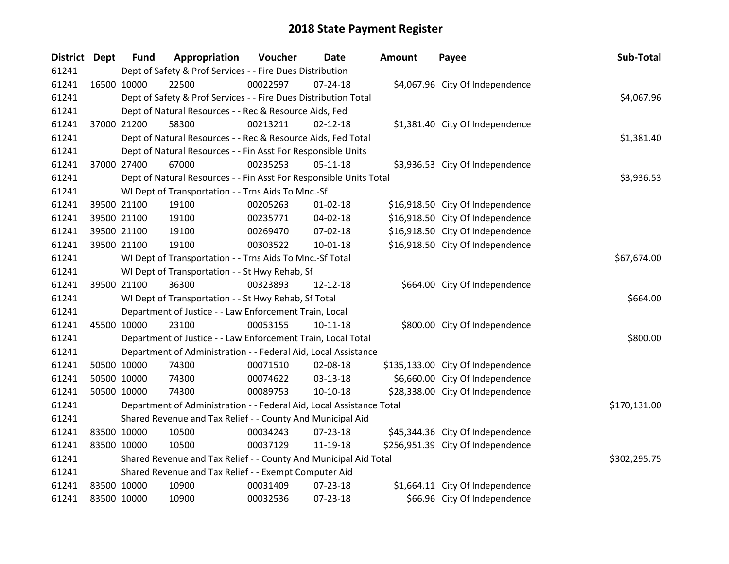# 2018 State Payment Register

| District | Dept | Fund | Appropriation | Voucher | Date | Amount | Payee | Sub-Total |
|---|---|---|---|---|---|---|---|---|
| 61241 | | Dept of Safety & Prof Services - - Fire Dues Distribution | | | | | | |
| 61241 | 16500 | 10000 | 22500 | 00022597 | 07-24-18 | $4,067.96 | City Of Independence | |
| 61241 | | Dept of Safety & Prof Services - - Fire Dues Distribution Total | | | | | | $4,067.96 |
| 61241 | | Dept of Natural Resources - - Rec & Resource Aids, Fed | | | | | | |
| 61241 | 37000 | 21200 | 58300 | 00213211 | 02-12-18 | $1,381.40 | City Of Independence | |
| 61241 | | Dept of Natural Resources - - Rec & Resource Aids, Fed Total | | | | | | $1,381.40 |
| 61241 | | Dept of Natural Resources - - Fin Asst For Responsible Units | | | | | | |
| 61241 | 37000 | 27400 | 67000 | 00235253 | 05-11-18 | $3,936.53 | City Of Independence | |
| 61241 | | Dept of Natural Resources - - Fin Asst For Responsible Units Total | | | | | | $3,936.53 |
| 61241 | | WI Dept of Transportation - - Trns Aids To Mnc.-Sf | | | | | | |
| 61241 | 39500 | 21100 | 19100 | 00205263 | 01-02-18 | $16,918.50 | City Of Independence | |
| 61241 | 39500 | 21100 | 19100 | 00235771 | 04-02-18 | $16,918.50 | City Of Independence | |
| 61241 | 39500 | 21100 | 19100 | 00269470 | 07-02-18 | $16,918.50 | City Of Independence | |
| 61241 | 39500 | 21100 | 19100 | 00303522 | 10-01-18 | $16,918.50 | City Of Independence | |
| 61241 | | WI Dept of Transportation - - Trns Aids To Mnc.-Sf Total | | | | | | $67,674.00 |
| 61241 | | WI Dept of Transportation - - St Hwy Rehab, Sf | | | | | | |
| 61241 | 39500 | 21100 | 36300 | 00323893 | 12-12-18 | $664.00 | City Of Independence | |
| 61241 | | WI Dept of Transportation - - St Hwy Rehab, Sf Total | | | | | | $664.00 |
| 61241 | | Department of Justice - - Law Enforcement Train, Local | | | | | | |
| 61241 | 45500 | 10000 | 23100 | 00053155 | 10-11-18 | $800.00 | City Of Independence | |
| 61241 | | Department of Justice - - Law Enforcement Train, Local Total | | | | | | $800.00 |
| 61241 | | Department of Administration - - Federal Aid, Local Assistance | | | | | | |
| 61241 | 50500 | 10000 | 74300 | 00071510 | 02-08-18 | $135,133.00 | City Of Independence | |
| 61241 | 50500 | 10000 | 74300 | 00074622 | 03-13-18 | $6,660.00 | City Of Independence | |
| 61241 | 50500 | 10000 | 74300 | 00089753 | 10-10-18 | $28,338.00 | City Of Independence | |
| 61241 | | Department of Administration - - Federal Aid, Local Assistance Total | | | | | | $170,131.00 |
| 61241 | | Shared Revenue and Tax Relief - - County And Municipal Aid | | | | | | |
| 61241 | 83500 | 10000 | 10500 | 00034243 | 07-23-18 | $45,344.36 | City Of Independence | |
| 61241 | 83500 | 10000 | 10500 | 00037129 | 11-19-18 | $256,951.39 | City Of Independence | |
| 61241 | | Shared Revenue and Tax Relief - - County And Municipal Aid Total | | | | | | $302,295.75 |
| 61241 | | Shared Revenue and Tax Relief - - Exempt Computer Aid | | | | | | |
| 61241 | 83500 | 10000 | 10900 | 00031409 | 07-23-18 | $1,664.11 | City Of Independence | |
| 61241 | 83500 | 10000 | 10900 | 00032536 | 07-23-18 | $66.96 | City Of Independence | |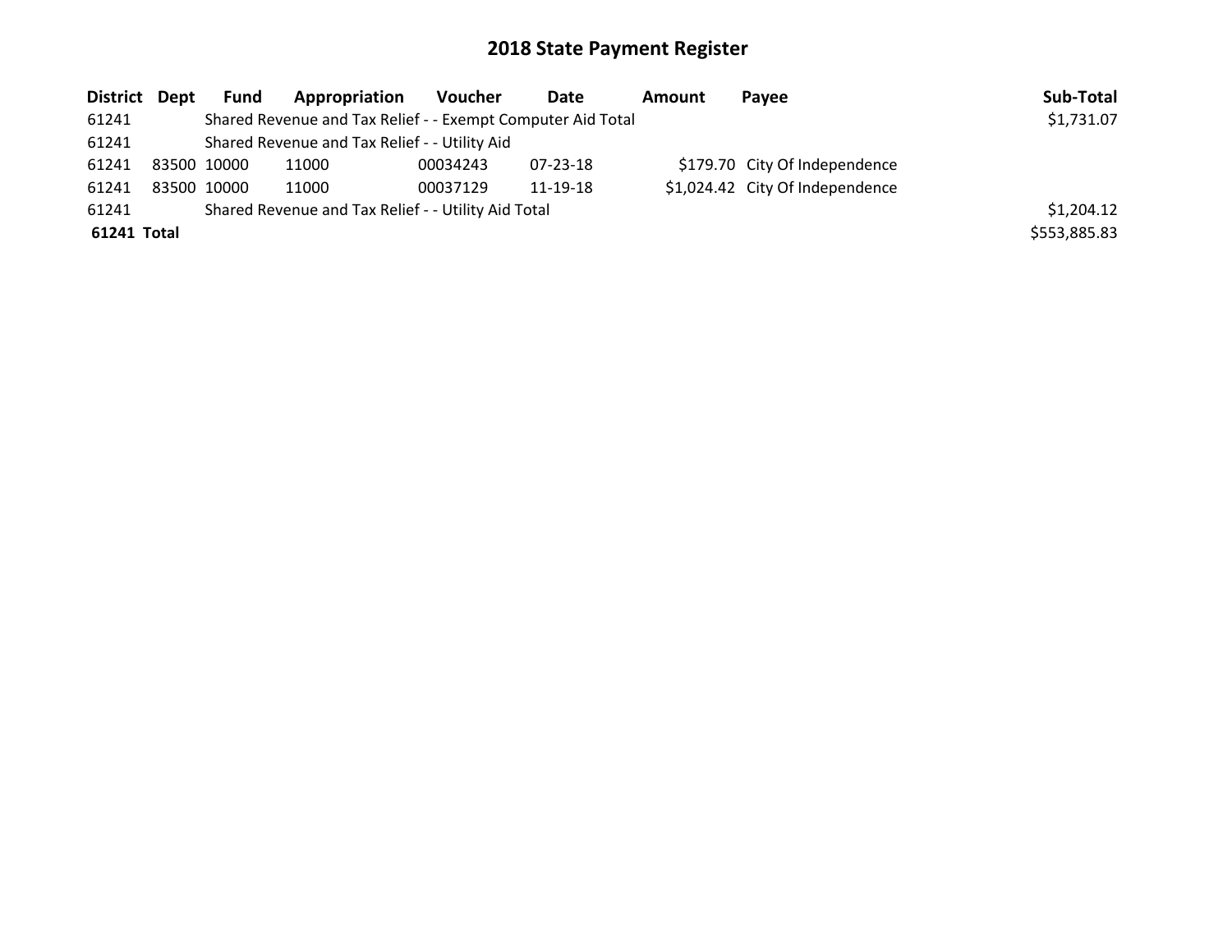# 2018 State Payment Register

| District | Dept | Fund | Appropriation | Voucher | Date | Amount | Payee | Sub-Total |
|---|---|---|---|---|---|---|---|---|
| 61241 | | Shared Revenue and Tax Relief - - Exempt Computer Aid Total | | | | | | $1,731.07 |
| 61241 | | Shared Revenue and Tax Relief - - Utility Aid | | | | | | |
| 61241 | 83500 | 10000 | 11000 | 00034243 | 07-23-18 | $179.70 | City Of Independence | |
| 61241 | 83500 | 10000 | 11000 | 00037129 | 11-19-18 | $1,024.42 | City Of Independence | |
| 61241 | | Shared Revenue and Tax Relief - - Utility Aid Total | | | | | | $1,204.12 |
| **61241 Total** | | | | | | | | $553,885.83 |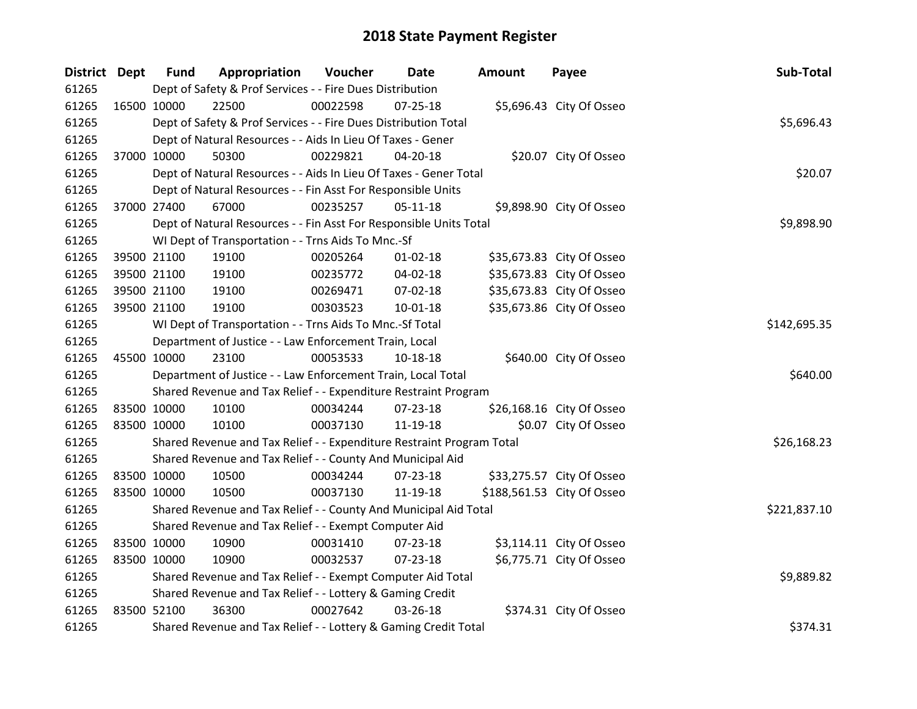# 2018 State Payment Register

| District | Dept | Fund | Appropriation | Voucher | Date | Amount | Payee | Sub-Total |
|---|---|---|---|---|---|---|---|---|
| 61265 | | Dept of Safety & Prof Services - - Fire Dues Distribution | | | | | | |
| 61265 | 16500 | 10000 | 22500 | 00022598 | 07-25-18 | $5,696.43 | City Of Osseo | |
| 61265 | | Dept of Safety & Prof Services - - Fire Dues Distribution Total | | | | | | $5,696.43 |
| 61265 | | Dept of Natural Resources - - Aids In Lieu Of Taxes - Gener | | | | | | |
| 61265 | 37000 | 10000 | 50300 | 00229821 | 04-20-18 | $20.07 | City Of Osseo | |
| 61265 | | Dept of Natural Resources - - Aids In Lieu Of Taxes - Gener Total | | | | | | $20.07 |
| 61265 | | Dept of Natural Resources - - Fin Asst For Responsible Units | | | | | | |
| 61265 | 37000 | 27400 | 67000 | 00235257 | 05-11-18 | $9,898.90 | City Of Osseo | |
| 61265 | | Dept of Natural Resources - - Fin Asst For Responsible Units Total | | | | | | $9,898.90 |
| 61265 | | WI Dept of Transportation - - Trns Aids To Mnc.-Sf | | | | | | |
| 61265 | 39500 | 21100 | 19100 | 00205264 | 01-02-18 | $35,673.83 | City Of Osseo | |
| 61265 | 39500 | 21100 | 19100 | 00235772 | 04-02-18 | $35,673.83 | City Of Osseo | |
| 61265 | 39500 | 21100 | 19100 | 00269471 | 07-02-18 | $35,673.83 | City Of Osseo | |
| 61265 | 39500 | 21100 | 19100 | 00303523 | 10-01-18 | $35,673.86 | City Of Osseo | |
| 61265 | | WI Dept of Transportation - - Trns Aids To Mnc.-Sf Total | | | | | | $142,695.35 |
| 61265 | | Department of Justice - - Law Enforcement Train, Local | | | | | | |
| 61265 | 45500 | 10000 | 23100 | 00053533 | 10-18-18 | $640.00 | City Of Osseo | |
| 61265 | | Department of Justice - - Law Enforcement Train, Local Total | | | | | | $640.00 |
| 61265 | | Shared Revenue and Tax Relief - - Expenditure Restraint Program | | | | | | |
| 61265 | 83500 | 10000 | 10100 | 00034244 | 07-23-18 | $26,168.16 | City Of Osseo | |
| 61265 | 83500 | 10000 | 10100 | 00037130 | 11-19-18 | $0.07 | City Of Osseo | |
| 61265 | | Shared Revenue and Tax Relief - - Expenditure Restraint Program Total | | | | | | $26,168.23 |
| 61265 | | Shared Revenue and Tax Relief - - County And Municipal Aid | | | | | | |
| 61265 | 83500 | 10000 | 10500 | 00034244 | 07-23-18 | $33,275.57 | City Of Osseo | |
| 61265 | 83500 | 10000 | 10500 | 00037130 | 11-19-18 | $188,561.53 | City Of Osseo | |
| 61265 | | Shared Revenue and Tax Relief - - County And Municipal Aid Total | | | | | | $221,837.10 |
| 61265 | | Shared Revenue and Tax Relief - - Exempt Computer Aid | | | | | | |
| 61265 | 83500 | 10000 | 10900 | 00031410 | 07-23-18 | $3,114.11 | City Of Osseo | |
| 61265 | 83500 | 10000 | 10900 | 00032537 | 07-23-18 | $6,775.71 | City Of Osseo | |
| 61265 | | Shared Revenue and Tax Relief - - Exempt Computer Aid Total | | | | | | $9,889.82 |
| 61265 | | Shared Revenue and Tax Relief - - Lottery & Gaming Credit | | | | | | |
| 61265 | 83500 | 52100 | 36300 | 00027642 | 03-26-18 | $374.31 | City Of Osseo | |
| 61265 | | Shared Revenue and Tax Relief - - Lottery & Gaming Credit Total | | | | | | $374.31 |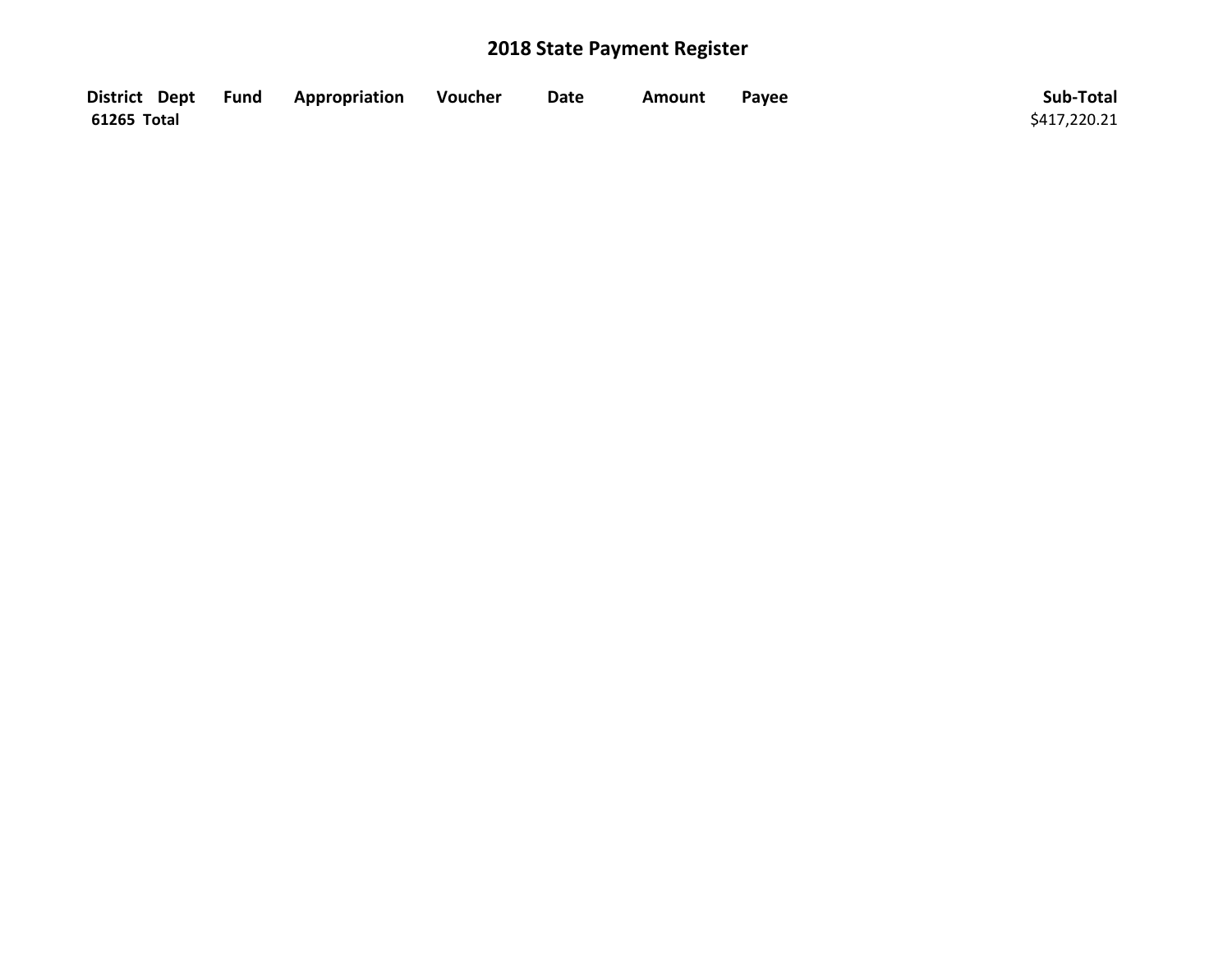# 2018 State Payment Register

| District | Dept | Fund | Appropriation | Voucher | Date | Amount | Payee | Sub-Total |
|---|---|---|---|---|---|---|---|---|
| **61265 Total** | | | | | | | | $417,220.21 |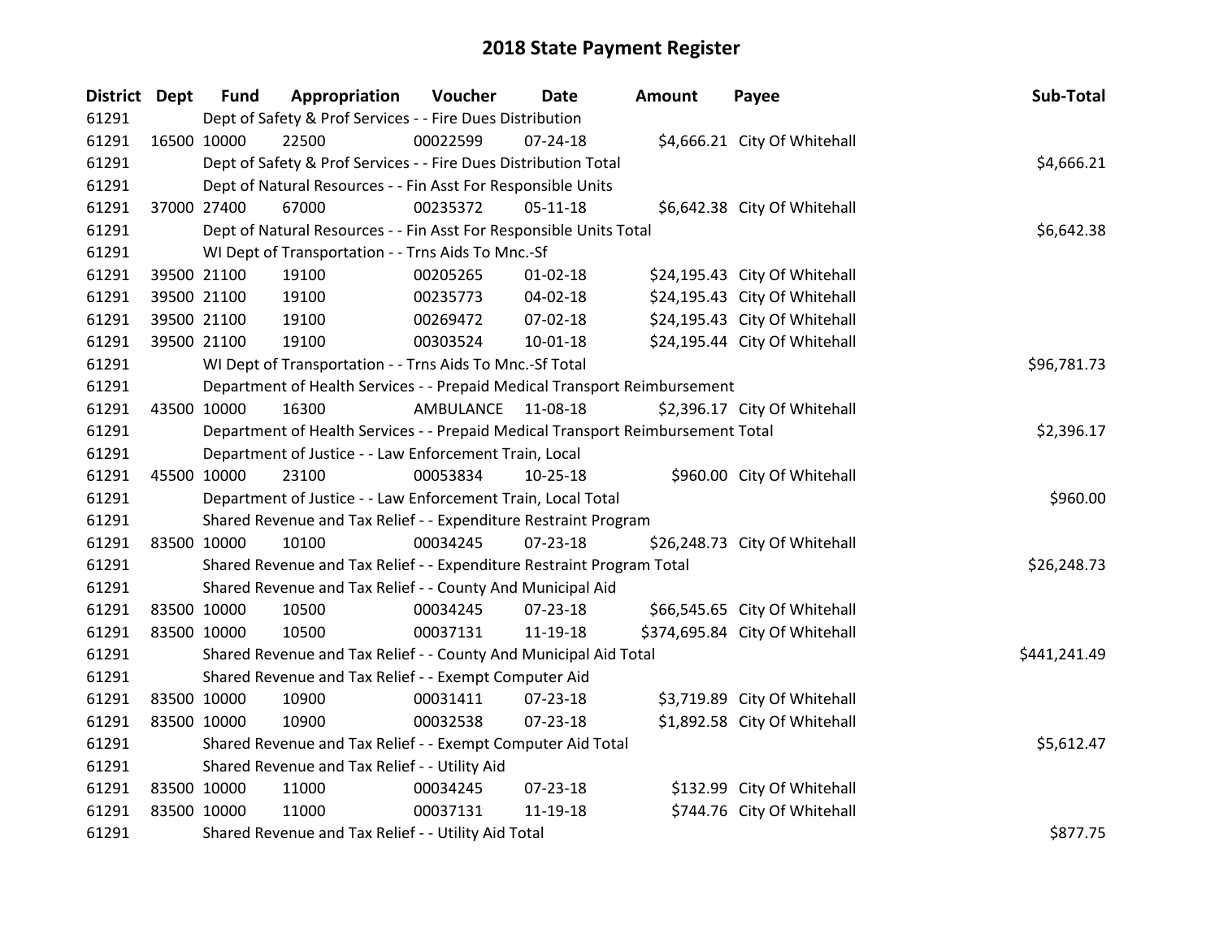# 2018 State Payment Register

| District | Dept | Fund | Appropriation | Voucher | Date | Amount | Payee | Sub-Total |
|---|---|---|---|---|---|---|---|---|
| 61291 | | Dept of Safety & Prof Services - - Fire Dues Distribution | | | | | | |
| 61291 | 16500 | 10000 | 22500 | 00022599 | 07-24-18 | $4,666.21 | City Of Whitehall | |
| 61291 | | Dept of Safety & Prof Services - - Fire Dues Distribution Total | | | | | | $4,666.21 |
| 61291 | | Dept of Natural Resources - - Fin Asst For Responsible Units | | | | | | |
| 61291 | 37000 | 27400 | 67000 | 00235372 | 05-11-18 | $6,642.38 | City Of Whitehall | |
| 61291 | | Dept of Natural Resources - - Fin Asst For Responsible Units Total | | | | | | $6,642.38 |
| 61291 | | WI Dept of Transportation - - Trns Aids To Mnc.-Sf | | | | | | |
| 61291 | 39500 | 21100 | 19100 | 00205265 | 01-02-18 | $24,195.43 | City Of Whitehall | |
| 61291 | 39500 | 21100 | 19100 | 00235773 | 04-02-18 | $24,195.43 | City Of Whitehall | |
| 61291 | 39500 | 21100 | 19100 | 00269472 | 07-02-18 | $24,195.43 | City Of Whitehall | |
| 61291 | 39500 | 21100 | 19100 | 00303524 | 10-01-18 | $24,195.44 | City Of Whitehall | |
| 61291 | | WI Dept of Transportation - - Trns Aids To Mnc.-Sf Total | | | | | | $96,781.73 |
| 61291 | | Department of Health Services - - Prepaid Medical Transport Reimbursement | | | | | | |
| 61291 | 43500 | 10000 | 16300 | AMBULANCE | 11-08-18 | $2,396.17 | City Of Whitehall | |
| 61291 | | Department of Health Services - - Prepaid Medical Transport Reimbursement Total | | | | | | $2,396.17 |
| 61291 | | Department of Justice - - Law Enforcement Train, Local | | | | | | |
| 61291 | 45500 | 10000 | 23100 | 00053834 | 10-25-18 | $960.00 | City Of Whitehall | |
| 61291 | | Department of Justice - - Law Enforcement Train, Local Total | | | | | | $960.00 |
| 61291 | | Shared Revenue and Tax Relief - - Expenditure Restraint Program | | | | | | |
| 61291 | 83500 | 10000 | 10100 | 00034245 | 07-23-18 | $26,248.73 | City Of Whitehall | |
| 61291 | | Shared Revenue and Tax Relief - - Expenditure Restraint Program Total | | | | | | $26,248.73 |
| 61291 | | Shared Revenue and Tax Relief - - County And Municipal Aid | | | | | | |
| 61291 | 83500 | 10000 | 10500 | 00034245 | 07-23-18 | $66,545.65 | City Of Whitehall | |
| 61291 | 83500 | 10000 | 10500 | 00037131 | 11-19-18 | $374,695.84 | City Of Whitehall | |
| 61291 | | Shared Revenue and Tax Relief - - County And Municipal Aid Total | | | | | | $441,241.49 |
| 61291 | | Shared Revenue and Tax Relief - - Exempt Computer Aid | | | | | | |
| 61291 | 83500 | 10000 | 10900 | 00031411 | 07-23-18 | $3,719.89 | City Of Whitehall | |
| 61291 | 83500 | 10000 | 10900 | 00032538 | 07-23-18 | $1,892.58 | City Of Whitehall | |
| 61291 | | Shared Revenue and Tax Relief - - Exempt Computer Aid Total | | | | | | $5,612.47 |
| 61291 | | Shared Revenue and Tax Relief - - Utility Aid | | | | | | |
| 61291 | 83500 | 10000 | 11000 | 00034245 | 07-23-18 | $132.99 | City Of Whitehall | |
| 61291 | 83500 | 10000 | 11000 | 00037131 | 11-19-18 | $744.76 | City Of Whitehall | |
| 61291 | | Shared Revenue and Tax Relief - - Utility Aid Total | | | | | | $877.75 |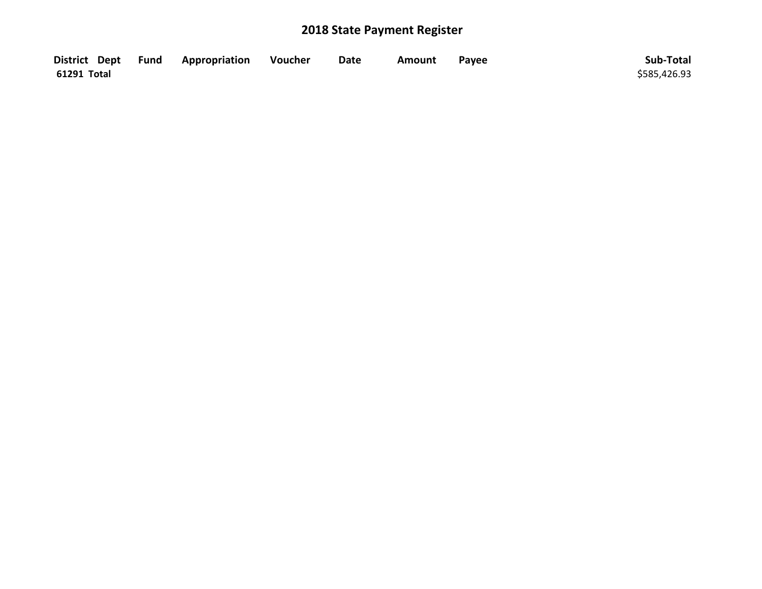## 2018 State Payment Register

| District | Dept | Fund | Appropriation | Voucher | Date | Amount | Payee | Sub-Total |
|---|---|---|---|---|---|---|---|---|
| **61291 Total** | | | | | | | | $585,426.93 |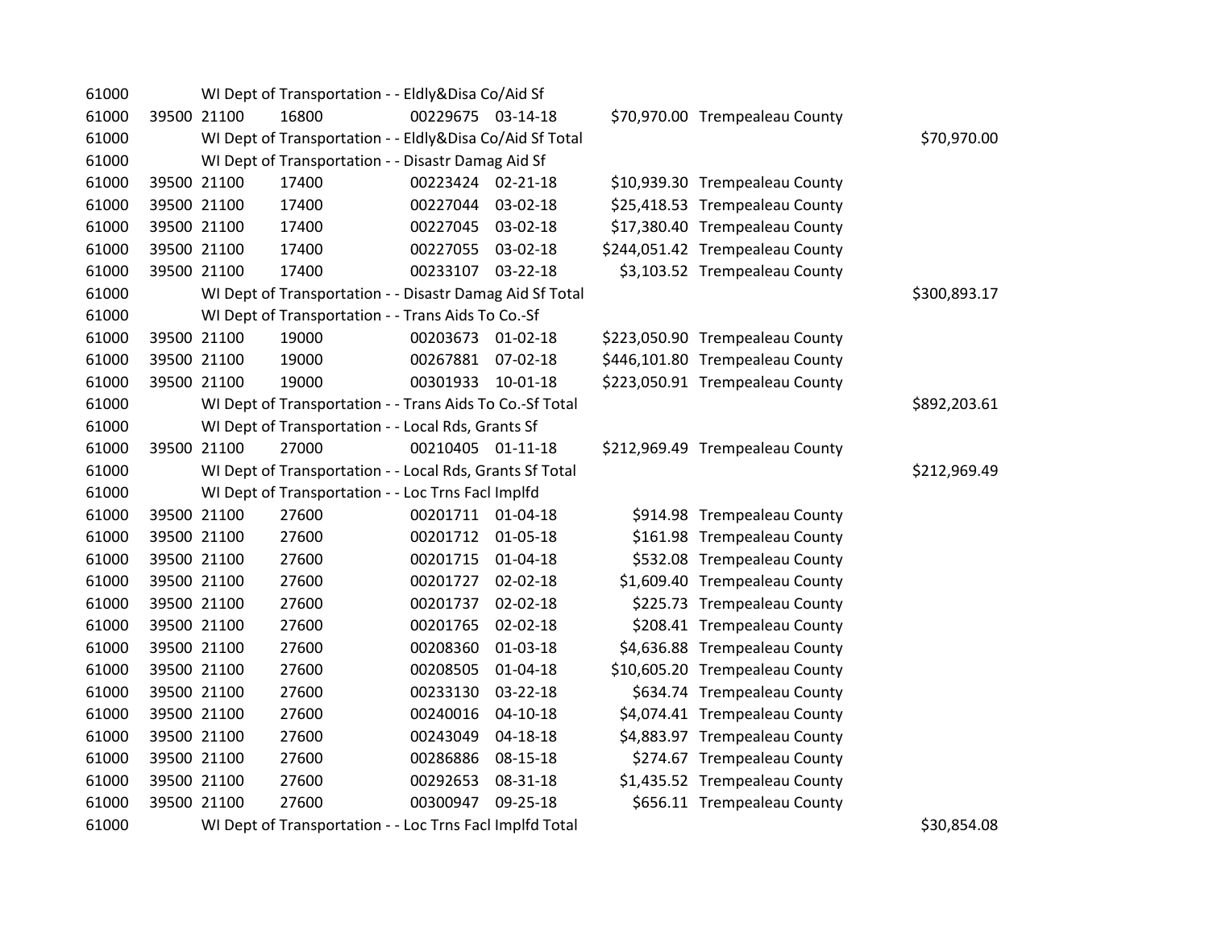| | | | | | | | | |
|---|---|---|---|---|---|---|---|---|
| 61000 | | WI Dept of Transportation - - Eldly&Disa Co/Aid Sf | | | | | | |
| 61000 | 39500 | 21100 | 16800 | 00229675 | 03-14-18 | $70,970.00 | Trempealeau County | |
| 61000 | | WI Dept of Transportation - - Eldly&Disa Co/Aid Sf Total | | | | | | $70,970.00 |
| 61000 | | WI Dept of Transportation - - Disastr Damag Aid Sf | | | | | | |
| 61000 | 39500 | 21100 | 17400 | 00223424 | 02-21-18 | $10,939.30 | Trempealeau County | |
| 61000 | 39500 | 21100 | 17400 | 00227044 | 03-02-18 | $25,418.53 | Trempealeau County | |
| 61000 | 39500 | 21100 | 17400 | 00227045 | 03-02-18 | $17,380.40 | Trempealeau County | |
| 61000 | 39500 | 21100 | 17400 | 00227055 | 03-02-18 | $244,051.42 | Trempealeau County | |
| 61000 | 39500 | 21100 | 17400 | 00233107 | 03-22-18 | $3,103.52 | Trempealeau County | |
| 61000 | | WI Dept of Transportation - - Disastr Damag Aid Sf Total | | | | | | $300,893.17 |
| 61000 | | WI Dept of Transportation - - Trans Aids To Co.-Sf | | | | | | |
| 61000 | 39500 | 21100 | 19000 | 00203673 | 01-02-18 | $223,050.90 | Trempealeau County | |
| 61000 | 39500 | 21100 | 19000 | 00267881 | 07-02-18 | $446,101.80 | Trempealeau County | |
| 61000 | 39500 | 21100 | 19000 | 00301933 | 10-01-18 | $223,050.91 | Trempealeau County | |
| 61000 | | WI Dept of Transportation - - Trans Aids To Co.-Sf Total | | | | | | $892,203.61 |
| 61000 | | WI Dept of Transportation - - Local Rds, Grants Sf | | | | | | |
| 61000 | 39500 | 21100 | 27000 | 00210405 | 01-11-18 | $212,969.49 | Trempealeau County | |
| 61000 | | WI Dept of Transportation - - Local Rds, Grants Sf Total | | | | | | $212,969.49 |
| 61000 | | WI Dept of Transportation - - Loc Trns Facl Implfd | | | | | | |
| 61000 | 39500 | 21100 | 27600 | 00201711 | 01-04-18 | $914.98 | Trempealeau County | |
| 61000 | 39500 | 21100 | 27600 | 00201712 | 01-05-18 | $161.98 | Trempealeau County | |
| 61000 | 39500 | 21100 | 27600 | 00201715 | 01-04-18 | $532.08 | Trempealeau County | |
| 61000 | 39500 | 21100 | 27600 | 00201727 | 02-02-18 | $1,609.40 | Trempealeau County | |
| 61000 | 39500 | 21100 | 27600 | 00201737 | 02-02-18 | $225.73 | Trempealeau County | |
| 61000 | 39500 | 21100 | 27600 | 00201765 | 02-02-18 | $208.41 | Trempealeau County | |
| 61000 | 39500 | 21100 | 27600 | 00208360 | 01-03-18 | $4,636.88 | Trempealeau County | |
| 61000 | 39500 | 21100 | 27600 | 00208505 | 01-04-18 | $10,605.20 | Trempealeau County | |
| 61000 | 39500 | 21100 | 27600 | 00233130 | 03-22-18 | $634.74 | Trempealeau County | |
| 61000 | 39500 | 21100 | 27600 | 00240016 | 04-10-18 | $4,074.41 | Trempealeau County | |
| 61000 | 39500 | 21100 | 27600 | 00243049 | 04-18-18 | $4,883.97 | Trempealeau County | |
| 61000 | 39500 | 21100 | 27600 | 00286886 | 08-15-18 | $274.67 | Trempealeau County | |
| 61000 | 39500 | 21100 | 27600 | 00292653 | 08-31-18 | $1,435.52 | Trempealeau County | |
| 61000 | 39500 | 21100 | 27600 | 00300947 | 09-25-18 | $656.11 | Trempealeau County | |
| 61000 | | WI Dept of Transportation - - Loc Trns Facl Implfd Total | | | | | | $30,854.08 |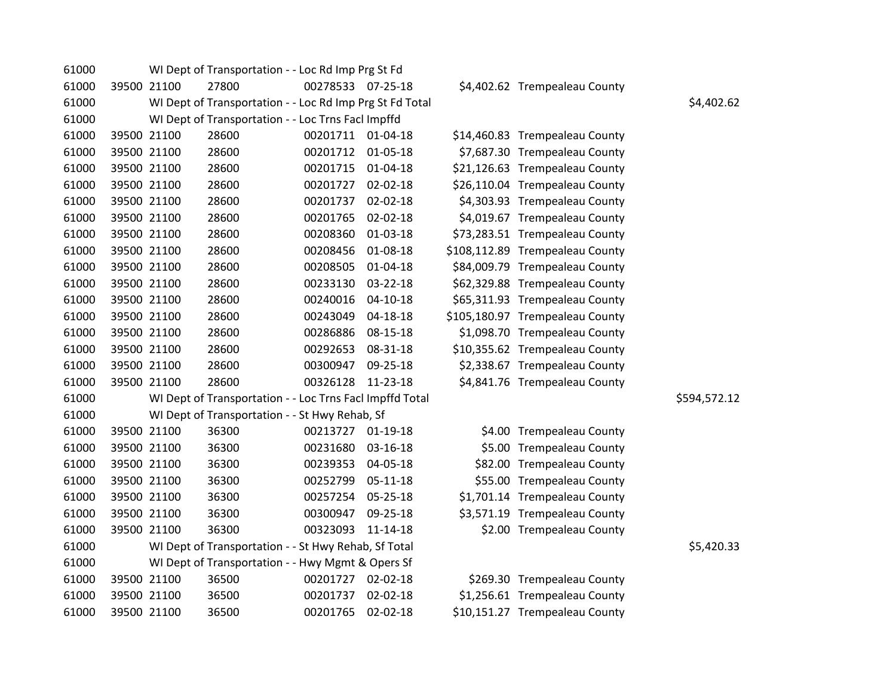| | | | | | | | | |
|---|---|---|---|---|---|---|---|---|
| 61000 | | WI Dept of Transportation - - Loc Rd Imp Prg St Fd | | | | | | |
| 61000 | 39500 | 21100 | 27800 | 00278533 | 07-25-18 | $4,402.62 | Trempealeau County | |
| 61000 | | WI Dept of Transportation - - Loc Rd Imp Prg St Fd Total | | | | | | $4,402.62 |
| 61000 | | WI Dept of Transportation - - Loc Trns Facl Impffd | | | | | | |
| 61000 | 39500 | 21100 | 28600 | 00201711 | 01-04-18 | $14,460.83 | Trempealeau County | |
| 61000 | 39500 | 21100 | 28600 | 00201712 | 01-05-18 | $7,687.30 | Trempealeau County | |
| 61000 | 39500 | 21100 | 28600 | 00201715 | 01-04-18 | $21,126.63 | Trempealeau County | |
| 61000 | 39500 | 21100 | 28600 | 00201727 | 02-02-18 | $26,110.04 | Trempealeau County | |
| 61000 | 39500 | 21100 | 28600 | 00201737 | 02-02-18 | $4,303.93 | Trempealeau County | |
| 61000 | 39500 | 21100 | 28600 | 00201765 | 02-02-18 | $4,019.67 | Trempealeau County | |
| 61000 | 39500 | 21100 | 28600 | 00208360 | 01-03-18 | $73,283.51 | Trempealeau County | |
| 61000 | 39500 | 21100 | 28600 | 00208456 | 01-08-18 | $108,112.89 | Trempealeau County | |
| 61000 | 39500 | 21100 | 28600 | 00208505 | 01-04-18 | $84,009.79 | Trempealeau County | |
| 61000 | 39500 | 21100 | 28600 | 00233130 | 03-22-18 | $62,329.88 | Trempealeau County | |
| 61000 | 39500 | 21100 | 28600 | 00240016 | 04-10-18 | $65,311.93 | Trempealeau County | |
| 61000 | 39500 | 21100 | 28600 | 00243049 | 04-18-18 | $105,180.97 | Trempealeau County | |
| 61000 | 39500 | 21100 | 28600 | 00286886 | 08-15-18 | $1,098.70 | Trempealeau County | |
| 61000 | 39500 | 21100 | 28600 | 00292653 | 08-31-18 | $10,355.62 | Trempealeau County | |
| 61000 | 39500 | 21100 | 28600 | 00300947 | 09-25-18 | $2,338.67 | Trempealeau County | |
| 61000 | 39500 | 21100 | 28600 | 00326128 | 11-23-18 | $4,841.76 | Trempealeau County | |
| 61000 | | WI Dept of Transportation - - Loc Trns Facl Impffd Total | | | | | | $594,572.12 |
| 61000 | | WI Dept of Transportation - - St Hwy Rehab, Sf | | | | | | |
| 61000 | 39500 | 21100 | 36300 | 00213727 | 01-19-18 | $4.00 | Trempealeau County | |
| 61000 | 39500 | 21100 | 36300 | 00231680 | 03-16-18 | $5.00 | Trempealeau County | |
| 61000 | 39500 | 21100 | 36300 | 00239353 | 04-05-18 | $82.00 | Trempealeau County | |
| 61000 | 39500 | 21100 | 36300 | 00252799 | 05-11-18 | $55.00 | Trempealeau County | |
| 61000 | 39500 | 21100 | 36300 | 00257254 | 05-25-18 | $1,701.14 | Trempealeau County | |
| 61000 | 39500 | 21100 | 36300 | 00300947 | 09-25-18 | $3,571.19 | Trempealeau County | |
| 61000 | 39500 | 21100 | 36300 | 00323093 | 11-14-18 | $2.00 | Trempealeau County | |
| 61000 | | WI Dept of Transportation - - St Hwy Rehab, Sf Total | | | | | | $5,420.33 |
| 61000 | | WI Dept of Transportation - - Hwy Mgmt & Opers Sf | | | | | | |
| 61000 | 39500 | 21100 | 36500 | 00201727 | 02-02-18 | $269.30 | Trempealeau County | |
| 61000 | 39500 | 21100 | 36500 | 00201737 | 02-02-18 | $1,256.61 | Trempealeau County | |
| 61000 | 39500 | 21100 | 36500 | 00201765 | 02-02-18 | $10,151.27 | Trempealeau County | |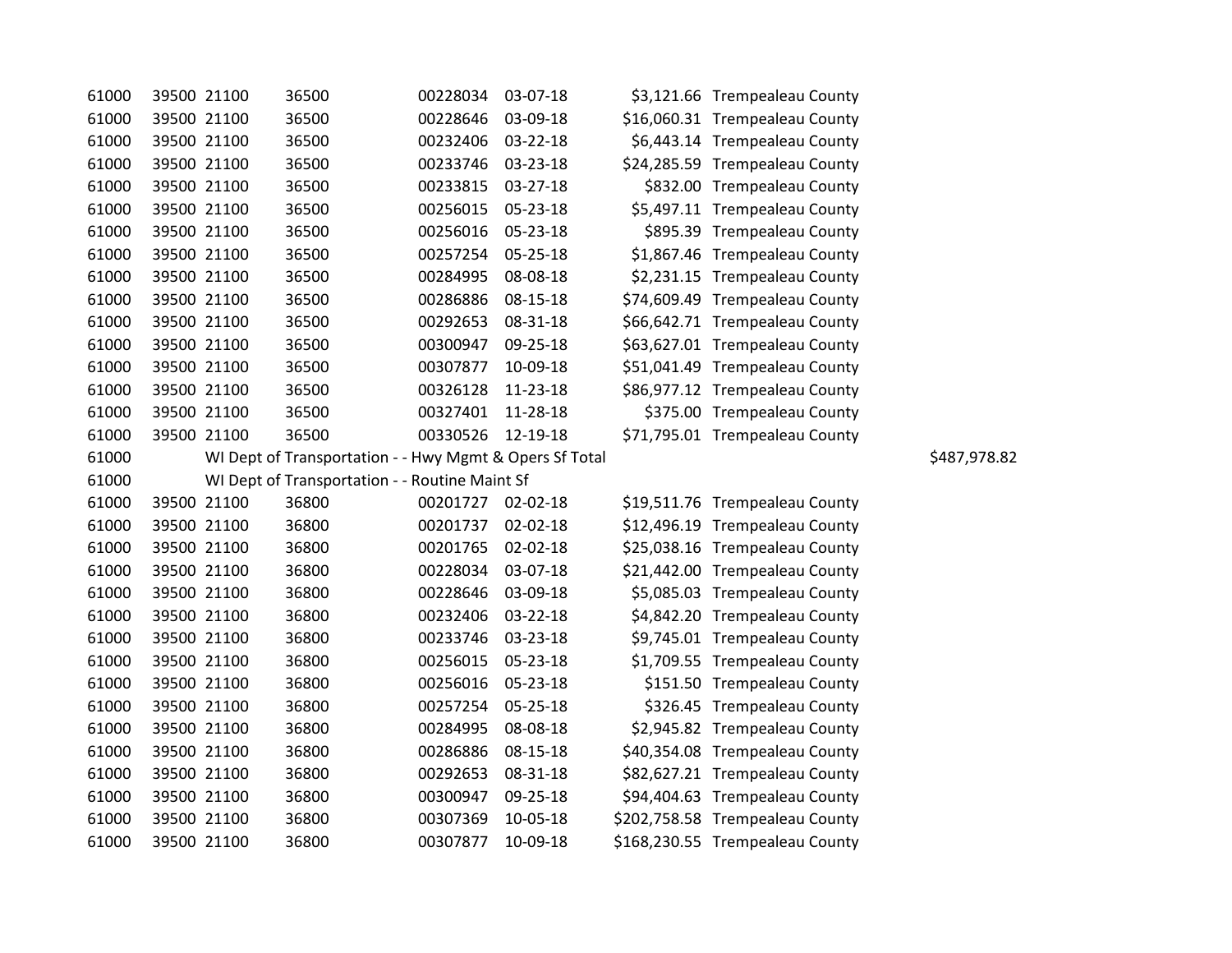| | | | | | | | | |
|---|---|---|---|---|---|---|---|---|
| 61000 | 39500 | 21100 | 36500 | 00228034 | 03-07-18 | $3,121.66 | Trempealeau County | |
| 61000 | 39500 | 21100 | 36500 | 00228646 | 03-09-18 | $16,060.31 | Trempealeau County | |
| 61000 | 39500 | 21100 | 36500 | 00232406 | 03-22-18 | $6,443.14 | Trempealeau County | |
| 61000 | 39500 | 21100 | 36500 | 00233746 | 03-23-18 | $24,285.59 | Trempealeau County | |
| 61000 | 39500 | 21100 | 36500 | 00233815 | 03-27-18 | $832.00 | Trempealeau County | |
| 61000 | 39500 | 21100 | 36500 | 00256015 | 05-23-18 | $5,497.11 | Trempealeau County | |
| 61000 | 39500 | 21100 | 36500 | 00256016 | 05-23-18 | $895.39 | Trempealeau County | |
| 61000 | 39500 | 21100 | 36500 | 00257254 | 05-25-18 | $1,867.46 | Trempealeau County | |
| 61000 | 39500 | 21100 | 36500 | 00284995 | 08-08-18 | $2,231.15 | Trempealeau County | |
| 61000 | 39500 | 21100 | 36500 | 00286886 | 08-15-18 | $74,609.49 | Trempealeau County | |
| 61000 | 39500 | 21100 | 36500 | 00292653 | 08-31-18 | $66,642.71 | Trempealeau County | |
| 61000 | 39500 | 21100 | 36500 | 00300947 | 09-25-18 | $63,627.01 | Trempealeau County | |
| 61000 | 39500 | 21100 | 36500 | 00307877 | 10-09-18 | $51,041.49 | Trempealeau County | |
| 61000 | 39500 | 21100 | 36500 | 00326128 | 11-23-18 | $86,977.12 | Trempealeau County | |
| 61000 | 39500 | 21100 | 36500 | 00327401 | 11-28-18 | $375.00 | Trempealeau County | |
| 61000 | 39500 | 21100 | 36500 | 00330526 | 12-19-18 | $71,795.01 | Trempealeau County | |
| 61000 | | WI Dept of Transportation - - Hwy Mgmt & Opers Sf Total | | | | | | $487,978.82 |
| 61000 | | WI Dept of Transportation - - Routine Maint Sf | | | | | | |
| 61000 | 39500 | 21100 | 36800 | 00201727 | 02-02-18 | $19,511.76 | Trempealeau County | |
| 61000 | 39500 | 21100 | 36800 | 00201737 | 02-02-18 | $12,496.19 | Trempealeau County | |
| 61000 | 39500 | 21100 | 36800 | 00201765 | 02-02-18 | $25,038.16 | Trempealeau County | |
| 61000 | 39500 | 21100 | 36800 | 00228034 | 03-07-18 | $21,442.00 | Trempealeau County | |
| 61000 | 39500 | 21100 | 36800 | 00228646 | 03-09-18 | $5,085.03 | Trempealeau County | |
| 61000 | 39500 | 21100 | 36800 | 00232406 | 03-22-18 | $4,842.20 | Trempealeau County | |
| 61000 | 39500 | 21100 | 36800 | 00233746 | 03-23-18 | $9,745.01 | Trempealeau County | |
| 61000 | 39500 | 21100 | 36800 | 00256015 | 05-23-18 | $1,709.55 | Trempealeau County | |
| 61000 | 39500 | 21100 | 36800 | 00256016 | 05-23-18 | $151.50 | Trempealeau County | |
| 61000 | 39500 | 21100 | 36800 | 00257254 | 05-25-18 | $326.45 | Trempealeau County | |
| 61000 | 39500 | 21100 | 36800 | 00284995 | 08-08-18 | $2,945.82 | Trempealeau County | |
| 61000 | 39500 | 21100 | 36800 | 00286886 | 08-15-18 | $40,354.08 | Trempealeau County | |
| 61000 | 39500 | 21100 | 36800 | 00292653 | 08-31-18 | $82,627.21 | Trempealeau County | |
| 61000 | 39500 | 21100 | 36800 | 00300947 | 09-25-18 | $94,404.63 | Trempealeau County | |
| 61000 | 39500 | 21100 | 36800 | 00307369 | 10-05-18 | $202,758.58 | Trempealeau County | |
| 61000 | 39500 | 21100 | 36800 | 00307877 | 10-09-18 | $168,230.55 | Trempealeau County | |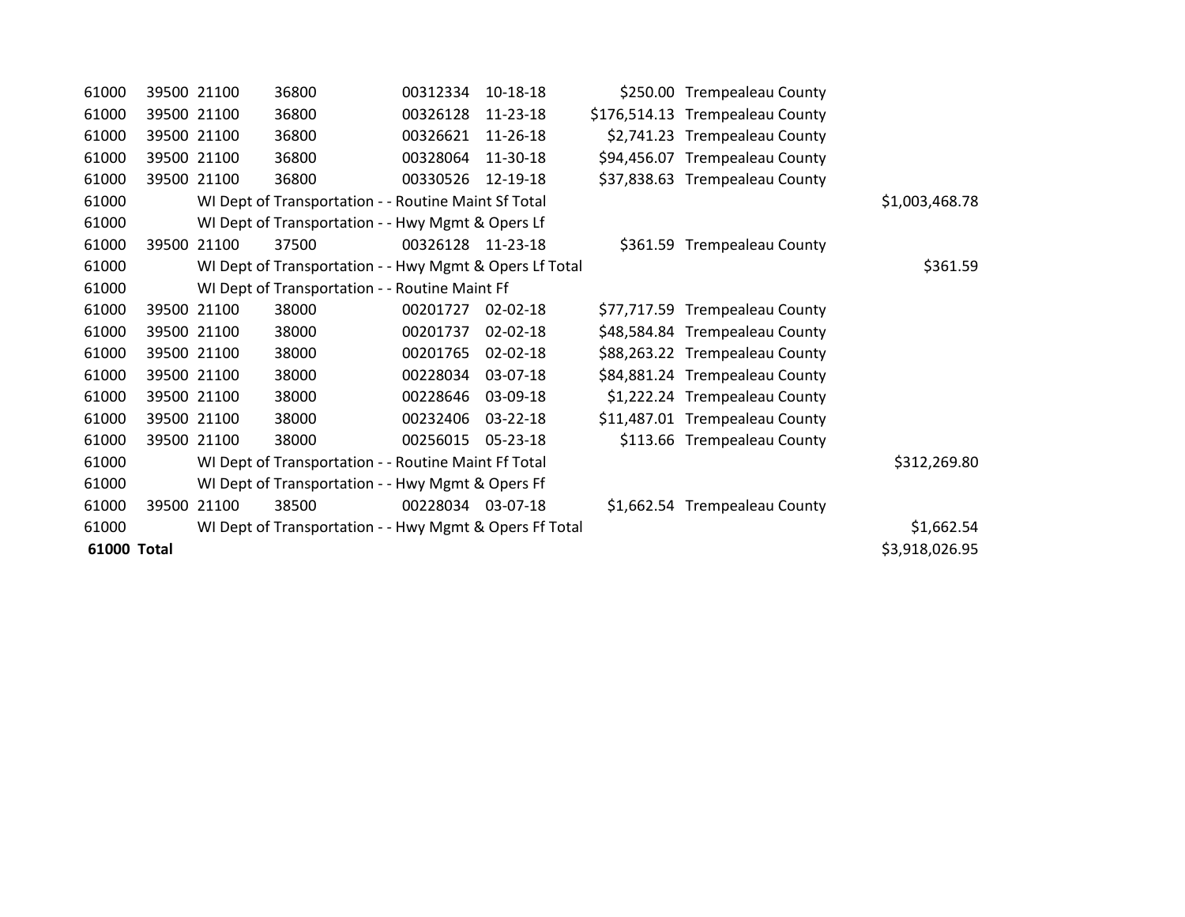| | | | | | | | | |
|---|---|---|---|---|---|---|---|---|
| 61000 | 39500 | 21100 | 36800 | 00312334 | 10-18-18 | $250.00 | Trempealeau County | |
| 61000 | 39500 | 21100 | 36800 | 00326128 | 11-23-18 | $176,514.13 | Trempealeau County | |
| 61000 | 39500 | 21100 | 36800 | 00326621 | 11-26-18 | $2,741.23 | Trempealeau County | |
| 61000 | 39500 | 21100 | 36800 | 00328064 | 11-30-18 | $94,456.07 | Trempealeau County | |
| 61000 | 39500 | 21100 | 36800 | 00330526 | 12-19-18 | $37,838.63 | Trempealeau County | |
| 61000 | | WI Dept of Transportation - - Routine Maint Sf Total | | | | | | $1,003,468.78 |
| 61000 | | WI Dept of Transportation - - Hwy Mgmt & Opers Lf | | | | | | |
| 61000 | 39500 | 21100 | 37500 | 00326128 | 11-23-18 | $361.59 | Trempealeau County | |
| 61000 | | WI Dept of Transportation - - Hwy Mgmt & Opers Lf Total | | | | | | $361.59 |
| 61000 | | WI Dept of Transportation - - Routine Maint Ff | | | | | | |
| 61000 | 39500 | 21100 | 38000 | 00201727 | 02-02-18 | $77,717.59 | Trempealeau County | |
| 61000 | 39500 | 21100 | 38000 | 00201737 | 02-02-18 | $48,584.84 | Trempealeau County | |
| 61000 | 39500 | 21100 | 38000 | 00201765 | 02-02-18 | $88,263.22 | Trempealeau County | |
| 61000 | 39500 | 21100 | 38000 | 00228034 | 03-07-18 | $84,881.24 | Trempealeau County | |
| 61000 | 39500 | 21100 | 38000 | 00228646 | 03-09-18 | $1,222.24 | Trempealeau County | |
| 61000 | 39500 | 21100 | 38000 | 00232406 | 03-22-18 | $11,487.01 | Trempealeau County | |
| 61000 | 39500 | 21100 | 38000 | 00256015 | 05-23-18 | $113.66 | Trempealeau County | |
| 61000 | | WI Dept of Transportation - - Routine Maint Ff Total | | | | | | $312,269.80 |
| 61000 | | WI Dept of Transportation - - Hwy Mgmt & Opers Ff | | | | | | |
| 61000 | 39500 | 21100 | 38500 | 00228034 | 03-07-18 | $1,662.54 | Trempealeau County | |
| 61000 | | WI Dept of Transportation - - Hwy Mgmt & Opers Ff Total | | | | | | $1,662.54 |
| **61000 Total** | | | | | | | | $3,918,026.95 |